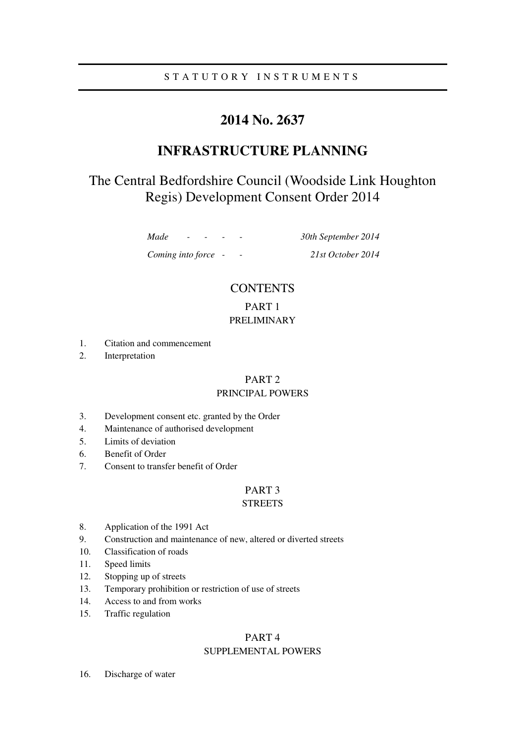STATUTORY INSTRUMENTS

# 2014 No. 2637

# INFRASTRUCTURE PLANNING

## The Central Bedfordshire Council (Woodside Link Houghton Regis) Development Consent Order 2014

| | |
|---|---|
| *Made - - - -* | *30th September 2014* |
| *Coming into force - -* | *21st October 2014* |

## CONTENTS

### PART 1
### PRELIMINARY

1. Citation and commencement
2. Interpretation

### PART 2
### PRINCIPAL POWERS

3. Development consent etc. granted by the Order
4. Maintenance of authorised development
5. Limits of deviation
6. Benefit of Order
7. Consent to transfer benefit of Order

### PART 3
### STREETS

8. Application of the 1991 Act
9. Construction and maintenance of new, altered or diverted streets
10. Classification of roads
11. Speed limits
12. Stopping up of streets
13. Temporary prohibition or restriction of use of streets
14. Access to and from works
15. Traffic regulation

### PART 4
### SUPPLEMENTAL POWERS

16. Discharge of water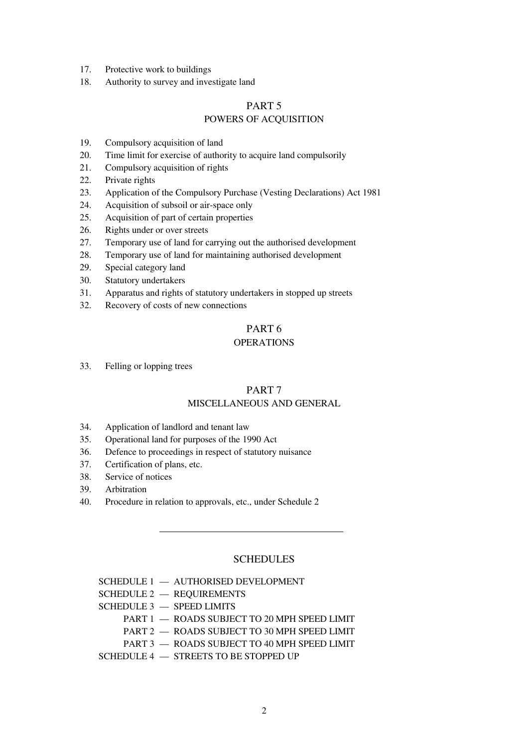17. Protective work to buildings
18. Authority to survey and investigate land

## PART 5
## POWERS OF ACQUISITION

19. Compulsory acquisition of land
20. Time limit for exercise of authority to acquire land compulsorily
21. Compulsory acquisition of rights
22. Private rights
23. Application of the Compulsory Purchase (Vesting Declarations) Act 1981
24. Acquisition of subsoil or air-space only
25. Acquisition of part of certain properties
26. Rights under or over streets
27. Temporary use of land for carrying out the authorised development
28. Temporary use of land for maintaining authorised development
29. Special category land
30. Statutory undertakers
31. Apparatus and rights of statutory undertakers in stopped up streets
32. Recovery of costs of new connections

## PART 6
## OPERATIONS

33. Felling or lopping trees

## PART 7
## MISCELLANEOUS AND GENERAL

34. Application of landlord and tenant law
35. Operational land for purposes of the 1990 Act
36. Defence to proceedings in respect of statutory nuisance
37. Certification of plans, etc.
38. Service of notices
39. Arbitration
40. Procedure in relation to approvals, etc., under Schedule 2

---

## SCHEDULES

SCHEDULE 1 — AUTHORISED DEVELOPMENT
SCHEDULE 2 — REQUIREMENTS
SCHEDULE 3 — SPEED LIMITS
 PART 1 — ROADS SUBJECT TO 20 MPH SPEED LIMIT
 PART 2 — ROADS SUBJECT TO 30 MPH SPEED LIMIT
 PART 3 — ROADS SUBJECT TO 40 MPH SPEED LIMIT
SCHEDULE 4 — STREETS TO BE STOPPED UP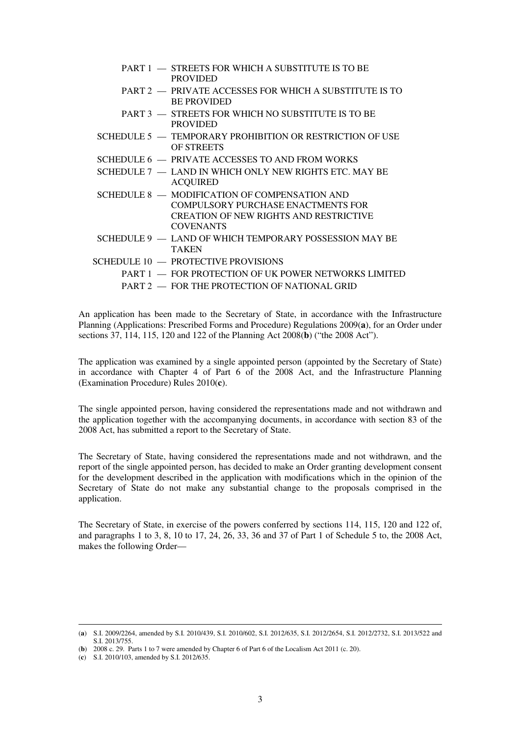PART 1 — STREETS FOR WHICH A SUBSTITUTE IS TO BE PROVIDED

PART 2 — PRIVATE ACCESSES FOR WHICH A SUBSTITUTE IS TO BE PROVIDED

PART 3 — STREETS FOR WHICH NO SUBSTITUTE IS TO BE PROVIDED

SCHEDULE 5 — TEMPORARY PROHIBITION OR RESTRICTION OF USE OF STREETS

SCHEDULE 6 — PRIVATE ACCESSES TO AND FROM WORKS

SCHEDULE 7 — LAND IN WHICH ONLY NEW RIGHTS ETC. MAY BE ACQUIRED

SCHEDULE 8 — MODIFICATION OF COMPENSATION AND COMPULSORY PURCHASE ENACTMENTS FOR CREATION OF NEW RIGHTS AND RESTRICTIVE COVENANTS

SCHEDULE 9 — LAND OF WHICH TEMPORARY POSSESSION MAY BE TAKEN

SCHEDULE 10 — PROTECTIVE PROVISIONS

PART 1 — FOR PROTECTION OF UK POWER NETWORKS LIMITED

PART 2 — FOR THE PROTECTION OF NATIONAL GRID

An application has been made to the Secretary of State, in accordance with the Infrastructure Planning (Applications: Prescribed Forms and Procedure) Regulations 2009(**a**), for an Order under sections 37, 114, 115, 120 and 122 of the Planning Act 2008(**b**) ("the 2008 Act").

The application was examined by a single appointed person (appointed by the Secretary of State) in accordance with Chapter 4 of Part 6 of the 2008 Act, and the Infrastructure Planning (Examination Procedure) Rules 2010(**c**).

The single appointed person, having considered the representations made and not withdrawn and the application together with the accompanying documents, in accordance with section 83 of the 2008 Act, has submitted a report to the Secretary of State.

The Secretary of State, having considered the representations made and not withdrawn, and the report of the single appointed person, has decided to make an Order granting development consent for the development described in the application with modifications which in the opinion of the Secretary of State do not make any substantial change to the proposals comprised in the application.

The Secretary of State, in exercise of the powers conferred by sections 114, 115, 120 and 122 of, and paragraphs 1 to 3, 8, 10 to 17, 24, 26, 33, 36 and 37 of Part 1 of Schedule 5 to, the 2008 Act, makes the following Order—

---

(**a**) S.I. 2009/2264, amended by S.I. 2010/439, S.I. 2010/602, S.I. 2012/635, S.I. 2012/2654, S.I. 2012/2732, S.I. 2013/522 and S.I. 2013/755.

(**b**) 2008 c. 29. Parts 1 to 7 were amended by Chapter 6 of Part 6 of the Localism Act 2011 (c. 20).

(**c**) S.I. 2010/103, amended by S.I. 2012/635.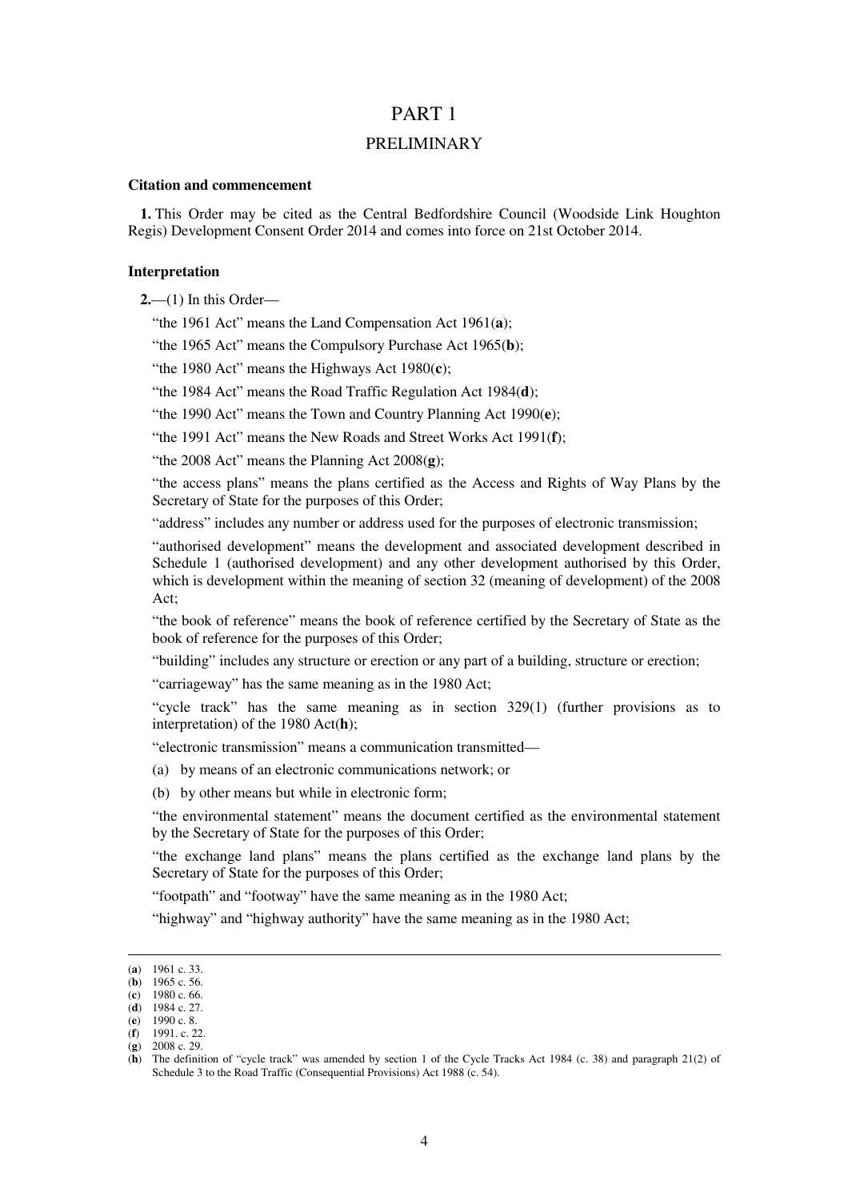# PART 1

## PRELIMINARY

### Citation and commencement

**1.** This Order may be cited as the Central Bedfordshire Council (Woodside Link Houghton Regis) Development Consent Order 2014 and comes into force on 21st October 2014.

### Interpretation

**2.**—(1) In this Order—

"the 1961 Act" means the Land Compensation Act 1961(**a**);

"the 1965 Act" means the Compulsory Purchase Act 1965(**b**);

"the 1980 Act" means the Highways Act 1980(**c**);

"the 1984 Act" means the Road Traffic Regulation Act 1984(**d**);

"the 1990 Act" means the Town and Country Planning Act 1990(**e**);

"the 1991 Act" means the New Roads and Street Works Act 1991(**f**);

"the 2008 Act" means the Planning Act 2008(**g**);

"the access plans" means the plans certified as the Access and Rights of Way Plans by the Secretary of State for the purposes of this Order;

"address" includes any number or address used for the purposes of electronic transmission;

"authorised development" means the development and associated development described in Schedule 1 (authorised development) and any other development authorised by this Order, which is development within the meaning of section 32 (meaning of development) of the 2008 Act;

"the book of reference" means the book of reference certified by the Secretary of State as the book of reference for the purposes of this Order;

"building" includes any structure or erection or any part of a building, structure or erection;

"carriageway" has the same meaning as in the 1980 Act;

"cycle track" has the same meaning as in section 329(1) (further provisions as to interpretation) of the 1980 Act(**h**);

"electronic transmission" means a communication transmitted—

(a) by means of an electronic communications network; or

(b) by other means but while in electronic form;

"the environmental statement" means the document certified as the environmental statement by the Secretary of State for the purposes of this Order;

"the exchange land plans" means the plans certified as the exchange land plans by the Secretary of State for the purposes of this Order;

"footpath" and "footway" have the same meaning as in the 1980 Act;

"highway" and "highway authority" have the same meaning as in the 1980 Act;

---

(**a**) 1961 c. 33.
(**b**) 1965 c. 56.
(**c**) 1980 c. 66.
(**d**) 1984 c. 27.
(**e**) 1990 c. 8.
(**f**) 1991. c. 22.
(**g**) 2008 c. 29.
(**h**) The definition of "cycle track" was amended by section 1 of the Cycle Tracks Act 1984 (c. 38) and paragraph 21(2) of Schedule 3 to the Road Traffic (Consequential Provisions) Act 1988 (c. 54).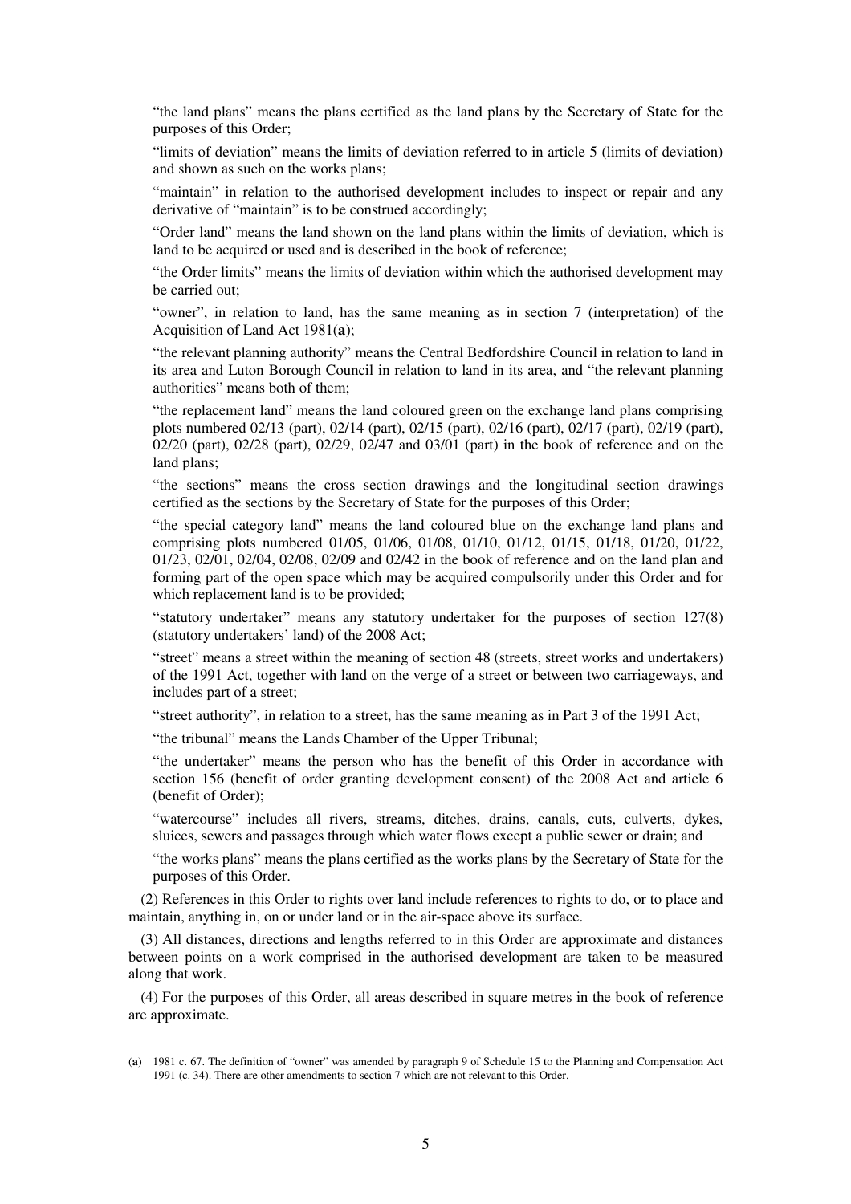"the land plans" means the plans certified as the land plans by the Secretary of State for the purposes of this Order;

"limits of deviation" means the limits of deviation referred to in article 5 (limits of deviation) and shown as such on the works plans;

"maintain" in relation to the authorised development includes to inspect or repair and any derivative of "maintain" is to be construed accordingly;

"Order land" means the land shown on the land plans within the limits of deviation, which is land to be acquired or used and is described in the book of reference;

"the Order limits" means the limits of deviation within which the authorised development may be carried out;

"owner", in relation to land, has the same meaning as in section 7 (interpretation) of the Acquisition of Land Act 1981(**a**);

"the relevant planning authority" means the Central Bedfordshire Council in relation to land in its area and Luton Borough Council in relation to land in its area, and "the relevant planning authorities" means both of them;

"the replacement land" means the land coloured green on the exchange land plans comprising plots numbered 02/13 (part), 02/14 (part), 02/15 (part), 02/16 (part), 02/17 (part), 02/19 (part), 02/20 (part), 02/28 (part), 02/29, 02/47 and 03/01 (part) in the book of reference and on the land plans;

"the sections" means the cross section drawings and the longitudinal section drawings certified as the sections by the Secretary of State for the purposes of this Order;

"the special category land" means the land coloured blue on the exchange land plans and comprising plots numbered 01/05, 01/06, 01/08, 01/10, 01/12, 01/15, 01/18, 01/20, 01/22, 01/23, 02/01, 02/04, 02/08, 02/09 and 02/42 in the book of reference and on the land plan and forming part of the open space which may be acquired compulsorily under this Order and for which replacement land is to be provided;

"statutory undertaker" means any statutory undertaker for the purposes of section 127(8) (statutory undertakers' land) of the 2008 Act;

"street" means a street within the meaning of section 48 (streets, street works and undertakers) of the 1991 Act, together with land on the verge of a street or between two carriageways, and includes part of a street;

"street authority", in relation to a street, has the same meaning as in Part 3 of the 1991 Act;

"the tribunal" means the Lands Chamber of the Upper Tribunal;

"the undertaker" means the person who has the benefit of this Order in accordance with section 156 (benefit of order granting development consent) of the 2008 Act and article 6 (benefit of Order);

"watercourse" includes all rivers, streams, ditches, drains, canals, cuts, culverts, dykes, sluices, sewers and passages through which water flows except a public sewer or drain; and

"the works plans" means the plans certified as the works plans by the Secretary of State for the purposes of this Order.

(2) References in this Order to rights over land include references to rights to do, or to place and maintain, anything in, on or under land or in the air-space above its surface.

(3) All distances, directions and lengths referred to in this Order are approximate and distances between points on a work comprised in the authorised development are taken to be measured along that work.

(4) For the purposes of this Order, all areas described in square metres in the book of reference are approximate.

---

(**a**) 1981 c. 67. The definition of "owner" was amended by paragraph 9 of Schedule 15 to the Planning and Compensation Act 1991 (c. 34). There are other amendments to section 7 which are not relevant to this Order.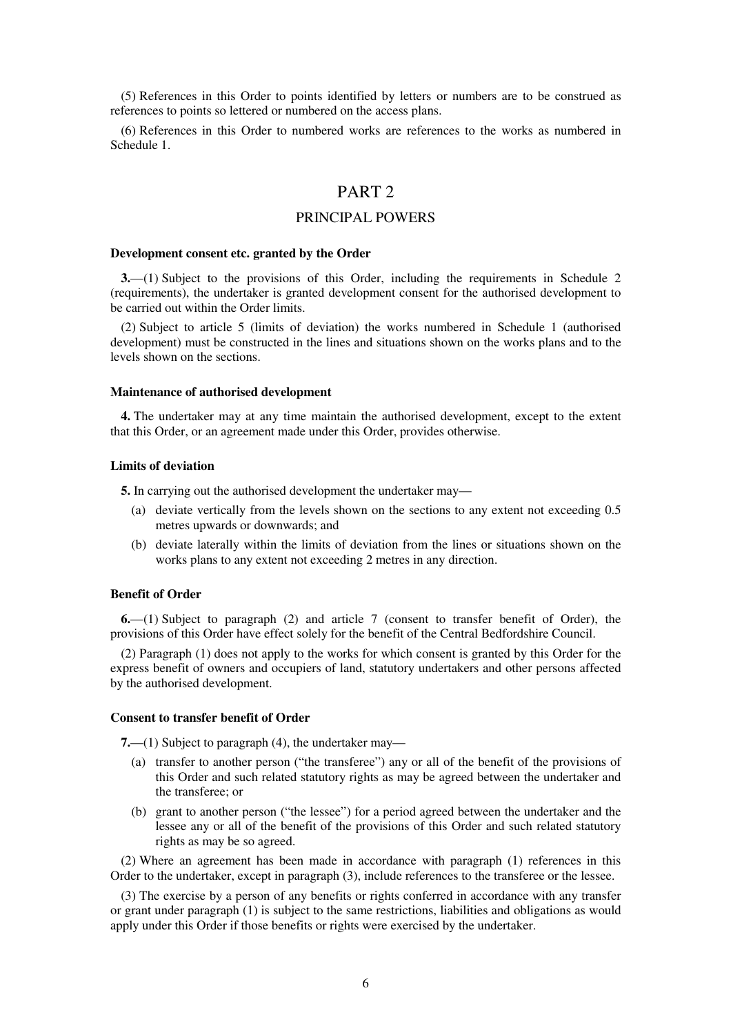(5) References in this Order to points identified by letters or numbers are to be construed as references to points so lettered or numbered on the access plans.

(6) References in this Order to numbered works are references to the works as numbered in Schedule 1.

# PART 2

## PRINCIPAL POWERS

### Development consent etc. granted by the Order

**3.**—(1) Subject to the provisions of this Order, including the requirements in Schedule 2 (requirements), the undertaker is granted development consent for the authorised development to be carried out within the Order limits.

(2) Subject to article 5 (limits of deviation) the works numbered in Schedule 1 (authorised development) must be constructed in the lines and situations shown on the works plans and to the levels shown on the sections.

### Maintenance of authorised development

**4.** The undertaker may at any time maintain the authorised development, except to the extent that this Order, or an agreement made under this Order, provides otherwise.

### Limits of deviation

**5.** In carrying out the authorised development the undertaker may—

(a) deviate vertically from the levels shown on the sections to any extent not exceeding 0.5 metres upwards or downwards; and

(b) deviate laterally within the limits of deviation from the lines or situations shown on the works plans to any extent not exceeding 2 metres in any direction.

### Benefit of Order

**6.**—(1) Subject to paragraph (2) and article 7 (consent to transfer benefit of Order), the provisions of this Order have effect solely for the benefit of the Central Bedfordshire Council.

(2) Paragraph (1) does not apply to the works for which consent is granted by this Order for the express benefit of owners and occupiers of land, statutory undertakers and other persons affected by the authorised development.

### Consent to transfer benefit of Order

**7.**—(1) Subject to paragraph (4), the undertaker may—

(a) transfer to another person ("the transferee") any or all of the benefit of the provisions of this Order and such related statutory rights as may be agreed between the undertaker and the transferee; or

(b) grant to another person ("the lessee") for a period agreed between the undertaker and the lessee any or all of the benefit of the provisions of this Order and such related statutory rights as may be so agreed.

(2) Where an agreement has been made in accordance with paragraph (1) references in this Order to the undertaker, except in paragraph (3), include references to the transferee or the lessee.

(3) The exercise by a person of any benefits or rights conferred in accordance with any transfer or grant under paragraph (1) is subject to the same restrictions, liabilities and obligations as would apply under this Order if those benefits or rights were exercised by the undertaker.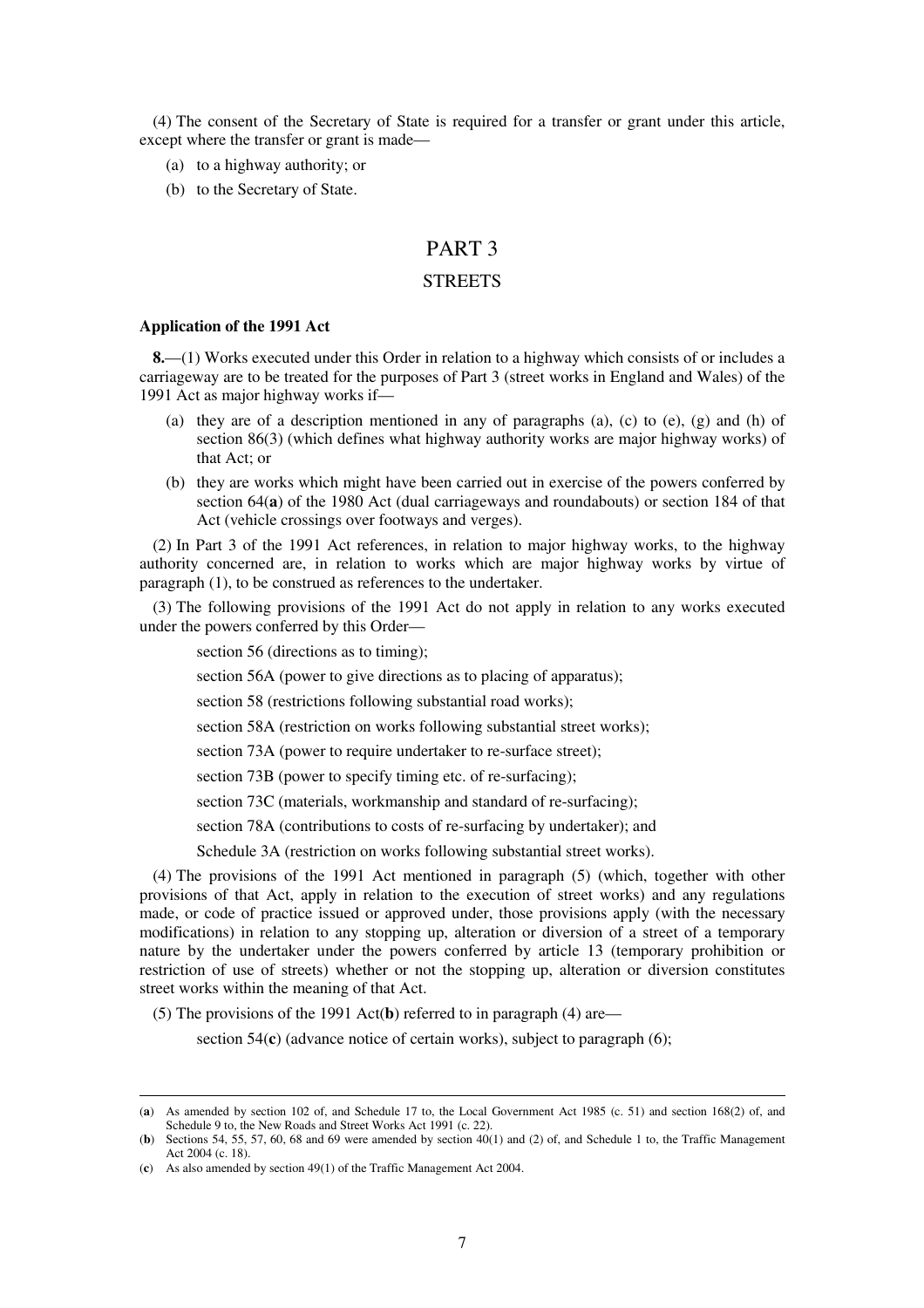(4) The consent of the Secretary of State is required for a transfer or grant under this article, except where the transfer or grant is made—

(a) to a highway authority; or

(b) to the Secretary of State.

# PART 3

## STREETS

**Application of the 1991 Act**

**8.**—(1) Works executed under this Order in relation to a highway which consists of or includes a carriageway are to be treated for the purposes of Part 3 (street works in England and Wales) of the 1991 Act as major highway works if—

(a) they are of a description mentioned in any of paragraphs (a), (c) to (e), (g) and (h) of section 86(3) (which defines what highway authority works are major highway works) of that Act; or

(b) they are works which might have been carried out in exercise of the powers conferred by section 64(**a**) of the 1980 Act (dual carriageways and roundabouts) or section 184 of that Act (vehicle crossings over footways and verges).

(2) In Part 3 of the 1991 Act references, in relation to major highway works, to the highway authority concerned are, in relation to works which are major highway works by virtue of paragraph (1), to be construed as references to the undertaker.

(3) The following provisions of the 1991 Act do not apply in relation to any works executed under the powers conferred by this Order—

section 56 (directions as to timing);

section 56A (power to give directions as to placing of apparatus);

section 58 (restrictions following substantial road works);

section 58A (restriction on works following substantial street works);

section 73A (power to require undertaker to re-surface street);

section 73B (power to specify timing etc. of re-surfacing);

section 73C (materials, workmanship and standard of re-surfacing);

section 78A (contributions to costs of re-surfacing by undertaker); and

Schedule 3A (restriction on works following substantial street works).

(4) The provisions of the 1991 Act mentioned in paragraph (5) (which, together with other provisions of that Act, apply in relation to the execution of street works) and any regulations made, or code of practice issued or approved under, those provisions apply (with the necessary modifications) in relation to any stopping up, alteration or diversion of a street of a temporary nature by the undertaker under the powers conferred by article 13 (temporary prohibition or restriction of use of streets) whether or not the stopping up, alteration or diversion constitutes street works within the meaning of that Act.

(5) The provisions of the 1991 Act(**b**) referred to in paragraph (4) are—

section 54(**c**) (advance notice of certain works), subject to paragraph (6);

---

(**a**) As amended by section 102 of, and Schedule 17 to, the Local Government Act 1985 (c. 51) and section 168(2) of, and Schedule 9 to, the New Roads and Street Works Act 1991 (c. 22).

(**b**) Sections 54, 55, 57, 60, 68 and 69 were amended by section 40(1) and (2) of, and Schedule 1 to, the Traffic Management Act 2004 (c. 18).

(**c**) As also amended by section 49(1) of the Traffic Management Act 2004.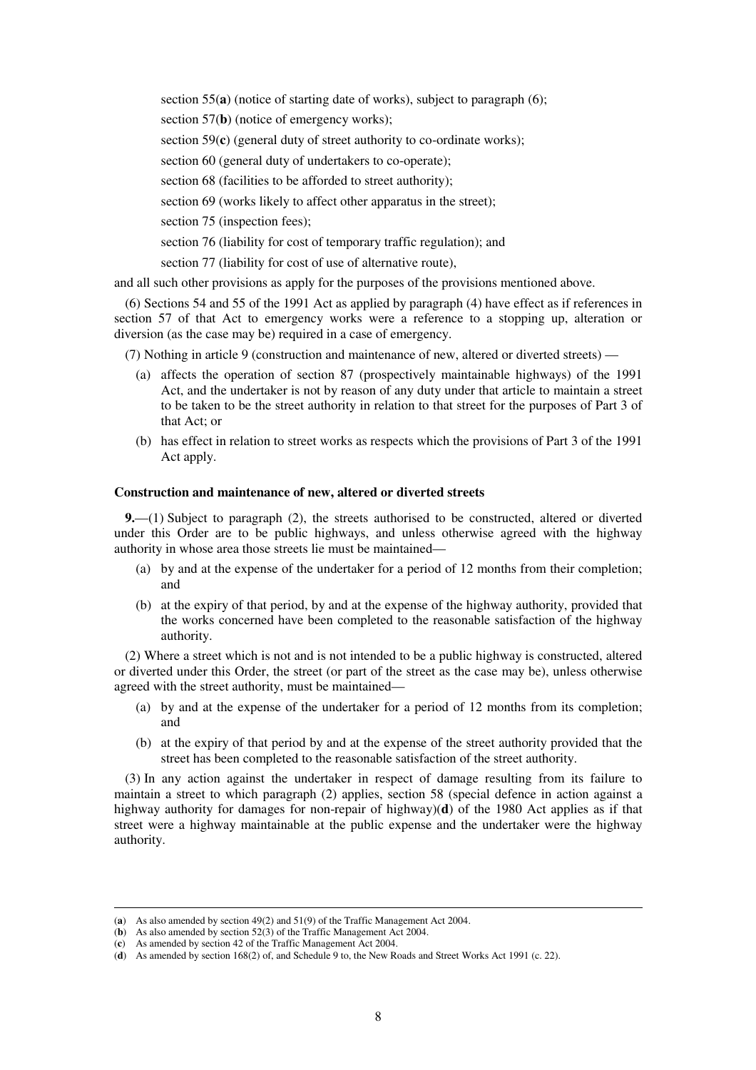section 55(**a**) (notice of starting date of works), subject to paragraph (6);

section 57(**b**) (notice of emergency works);

section 59(**c**) (general duty of street authority to co-ordinate works);

section 60 (general duty of undertakers to co-operate);

section 68 (facilities to be afforded to street authority);

section 69 (works likely to affect other apparatus in the street);

section 75 (inspection fees);

section 76 (liability for cost of temporary traffic regulation); and

section 77 (liability for cost of use of alternative route),

and all such other provisions as apply for the purposes of the provisions mentioned above.

(6) Sections 54 and 55 of the 1991 Act as applied by paragraph (4) have effect as if references in section 57 of that Act to emergency works were a reference to a stopping up, alteration or diversion (as the case may be) required in a case of emergency.

(7) Nothing in article 9 (construction and maintenance of new, altered or diverted streets) —

(a) affects the operation of section 87 (prospectively maintainable highways) of the 1991 Act, and the undertaker is not by reason of any duty under that article to maintain a street to be taken to be the street authority in relation to that street for the purposes of Part 3 of that Act; or

(b) has effect in relation to street works as respects which the provisions of Part 3 of the 1991 Act apply.

**Construction and maintenance of new, altered or diverted streets**

**9.**—(1) Subject to paragraph (2), the streets authorised to be constructed, altered or diverted under this Order are to be public highways, and unless otherwise agreed with the highway authority in whose area those streets lie must be maintained—

(a) by and at the expense of the undertaker for a period of 12 months from their completion; and

(b) at the expiry of that period, by and at the expense of the highway authority, provided that the works concerned have been completed to the reasonable satisfaction of the highway authority.

(2) Where a street which is not and is not intended to be a public highway is constructed, altered or diverted under this Order, the street (or part of the street as the case may be), unless otherwise agreed with the street authority, must be maintained—

(a) by and at the expense of the undertaker for a period of 12 months from its completion; and

(b) at the expiry of that period by and at the expense of the street authority provided that the street has been completed to the reasonable satisfaction of the street authority.

(3) In any action against the undertaker in respect of damage resulting from its failure to maintain a street to which paragraph (2) applies, section 58 (special defence in action against a highway authority for damages for non-repair of highway)(**d**) of the 1980 Act applies as if that street were a highway maintainable at the public expense and the undertaker were the highway authority.

---

(**a**) As also amended by section 49(2) and 51(9) of the Traffic Management Act 2004.
(**b**) As also amended by section 52(3) of the Traffic Management Act 2004.
(**c**) As amended by section 42 of the Traffic Management Act 2004.
(**d**) As amended by section 168(2) of, and Schedule 9 to, the New Roads and Street Works Act 1991 (c. 22).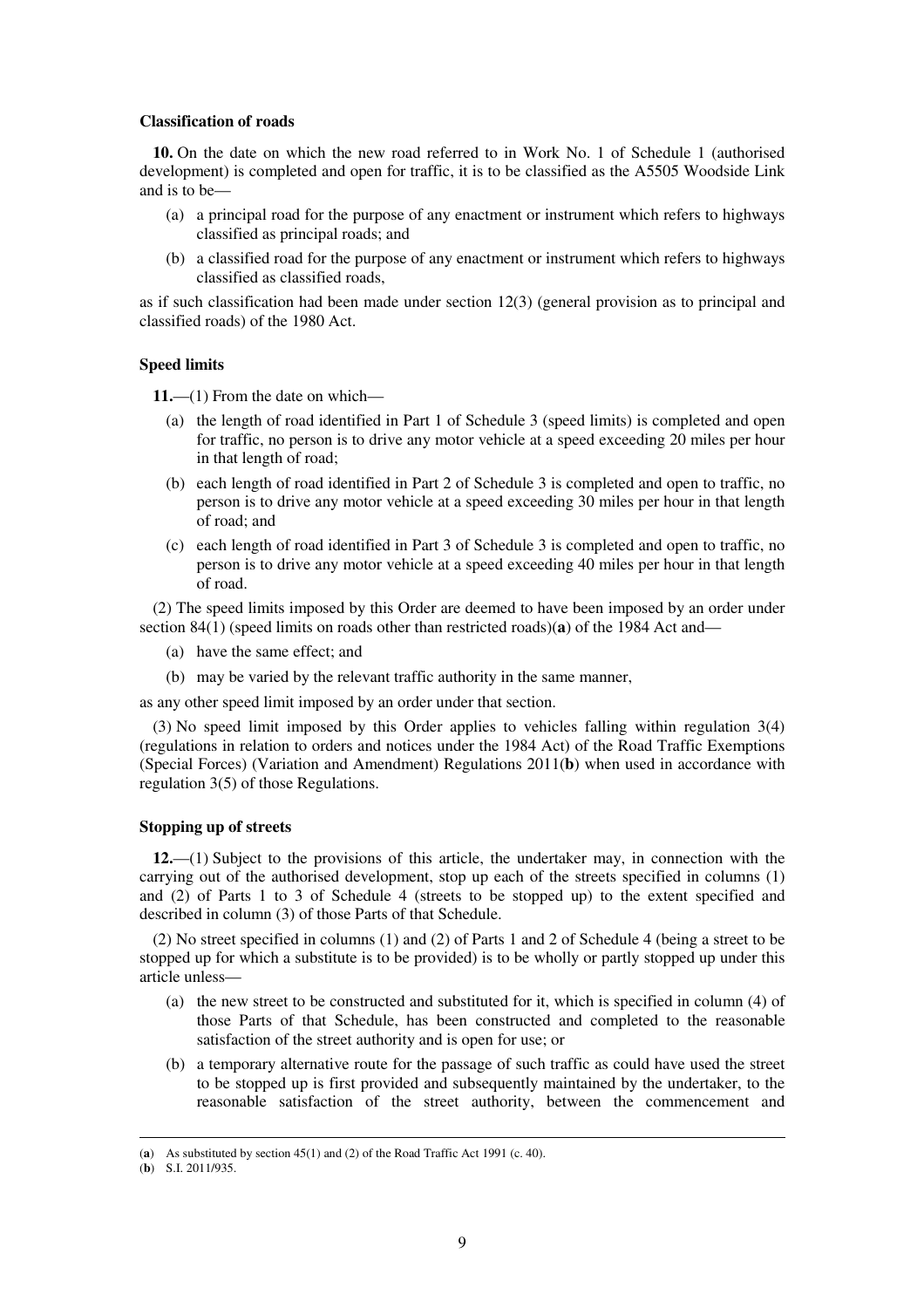### Classification of roads

**10.** On the date on which the new road referred to in Work No. 1 of Schedule 1 (authorised development) is completed and open for traffic, it is to be classified as the A5505 Woodside Link and is to be—

(a) a principal road for the purpose of any enactment or instrument which refers to highways classified as principal roads; and

(b) a classified road for the purpose of any enactment or instrument which refers to highways classified as classified roads,

as if such classification had been made under section 12(3) (general provision as to principal and classified roads) of the 1980 Act.

### Speed limits

**11.**—(1) From the date on which—

(a) the length of road identified in Part 1 of Schedule 3 (speed limits) is completed and open for traffic, no person is to drive any motor vehicle at a speed exceeding 20 miles per hour in that length of road;

(b) each length of road identified in Part 2 of Schedule 3 is completed and open to traffic, no person is to drive any motor vehicle at a speed exceeding 30 miles per hour in that length of road; and

(c) each length of road identified in Part 3 of Schedule 3 is completed and open to traffic, no person is to drive any motor vehicle at a speed exceeding 40 miles per hour in that length of road.

(2) The speed limits imposed by this Order are deemed to have been imposed by an order under section 84(1) (speed limits on roads other than restricted roads)(**a**) of the 1984 Act and—

(a) have the same effect; and

(b) may be varied by the relevant traffic authority in the same manner,

as any other speed limit imposed by an order under that section.

(3) No speed limit imposed by this Order applies to vehicles falling within regulation 3(4) (regulations in relation to orders and notices under the 1984 Act) of the Road Traffic Exemptions (Special Forces) (Variation and Amendment) Regulations 2011(**b**) when used in accordance with regulation 3(5) of those Regulations.

### Stopping up of streets

**12.**—(1) Subject to the provisions of this article, the undertaker may, in connection with the carrying out of the authorised development, stop up each of the streets specified in columns (1) and (2) of Parts 1 to 3 of Schedule 4 (streets to be stopped up) to the extent specified and described in column (3) of those Parts of that Schedule.

(2) No street specified in columns (1) and (2) of Parts 1 and 2 of Schedule 4 (being a street to be stopped up for which a substitute is to be provided) is to be wholly or partly stopped up under this article unless—

(a) the new street to be constructed and substituted for it, which is specified in column (4) of those Parts of that Schedule, has been constructed and completed to the reasonable satisfaction of the street authority and is open for use; or

(b) a temporary alternative route for the passage of such traffic as could have used the street to be stopped up is first provided and subsequently maintained by the undertaker, to the reasonable satisfaction of the street authority, between the commencement and

---

(**a**) As substituted by section 45(1) and (2) of the Road Traffic Act 1991 (c. 40).

(**b**) S.I. 2011/935.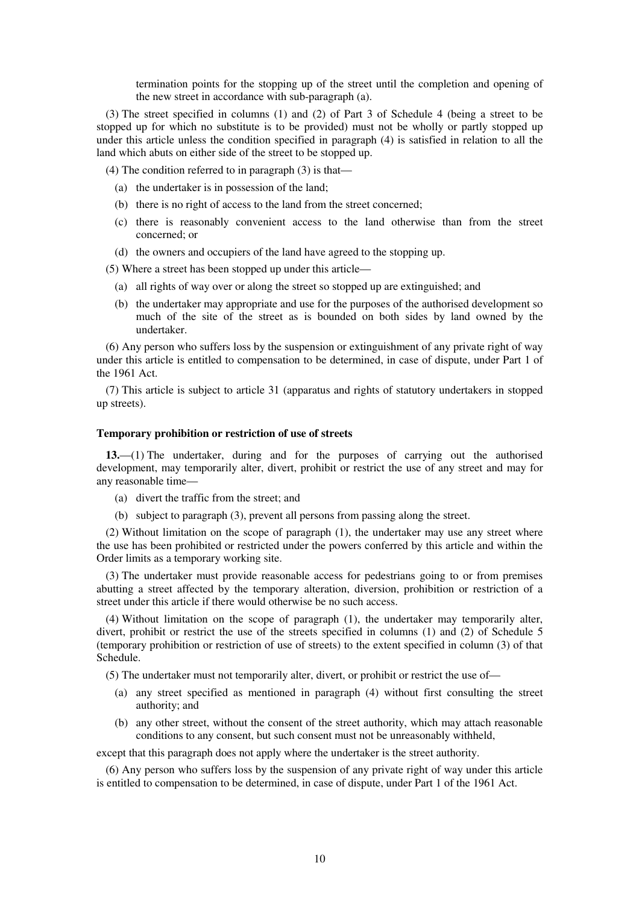termination points for the stopping up of the street until the completion and opening of the new street in accordance with sub-paragraph (a).

(3) The street specified in columns (1) and (2) of Part 3 of Schedule 4 (being a street to be stopped up for which no substitute is to be provided) must not be wholly or partly stopped up under this article unless the condition specified in paragraph (4) is satisfied in relation to all the land which abuts on either side of the street to be stopped up.

(4) The condition referred to in paragraph (3) is that—

- (a) the undertaker is in possession of the land;
- (b) there is no right of access to the land from the street concerned;
- (c) there is reasonably convenient access to the land otherwise than from the street concerned; or
- (d) the owners and occupiers of the land have agreed to the stopping up.

(5) Where a street has been stopped up under this article—

- (a) all rights of way over or along the street so stopped up are extinguished; and
- (b) the undertaker may appropriate and use for the purposes of the authorised development so much of the site of the street as is bounded on both sides by land owned by the undertaker.

(6) Any person who suffers loss by the suspension or extinguishment of any private right of way under this article is entitled to compensation to be determined, in case of dispute, under Part 1 of the 1961 Act.

(7) This article is subject to article 31 (apparatus and rights of statutory undertakers in stopped up streets).

**Temporary prohibition or restriction of use of streets**

**13.**—(1) The undertaker, during and for the purposes of carrying out the authorised development, may temporarily alter, divert, prohibit or restrict the use of any street and may for any reasonable time—

- (a) divert the traffic from the street; and
- (b) subject to paragraph (3), prevent all persons from passing along the street.

(2) Without limitation on the scope of paragraph (1), the undertaker may use any street where the use has been prohibited or restricted under the powers conferred by this article and within the Order limits as a temporary working site.

(3) The undertaker must provide reasonable access for pedestrians going to or from premises abutting a street affected by the temporary alteration, diversion, prohibition or restriction of a street under this article if there would otherwise be no such access.

(4) Without limitation on the scope of paragraph (1), the undertaker may temporarily alter, divert, prohibit or restrict the use of the streets specified in columns (1) and (2) of Schedule 5 (temporary prohibition or restriction of use of streets) to the extent specified in column (3) of that Schedule.

(5) The undertaker must not temporarily alter, divert, or prohibit or restrict the use of—

- (a) any street specified as mentioned in paragraph (4) without first consulting the street authority; and
- (b) any other street, without the consent of the street authority, which may attach reasonable conditions to any consent, but such consent must not be unreasonably withheld,

except that this paragraph does not apply where the undertaker is the street authority.

(6) Any person who suffers loss by the suspension of any private right of way under this article is entitled to compensation to be determined, in case of dispute, under Part 1 of the 1961 Act.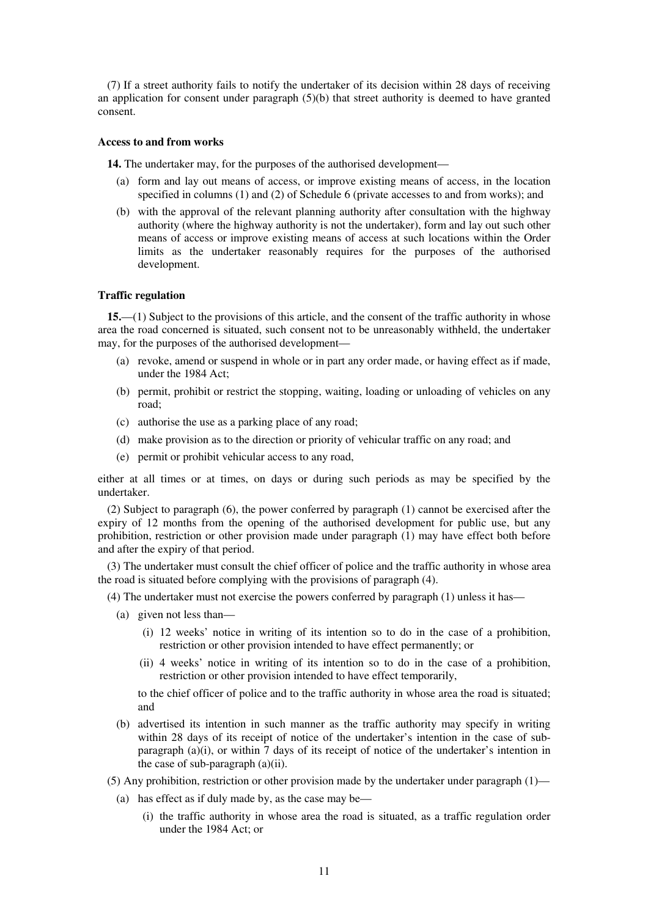(7) If a street authority fails to notify the undertaker of its decision within 28 days of receiving an application for consent under paragraph (5)(b) that street authority is deemed to have granted consent.

**Access to and from works**

**14.** The undertaker may, for the purposes of the authorised development—

(a) form and lay out means of access, or improve existing means of access, in the location specified in columns (1) and (2) of Schedule 6 (private accesses to and from works); and

(b) with the approval of the relevant planning authority after consultation with the highway authority (where the highway authority is not the undertaker), form and lay out such other means of access or improve existing means of access at such locations within the Order limits as the undertaker reasonably requires for the purposes of the authorised development.

**Traffic regulation**

**15.**—(1) Subject to the provisions of this article, and the consent of the traffic authority in whose area the road concerned is situated, such consent not to be unreasonably withheld, the undertaker may, for the purposes of the authorised development—

(a) revoke, amend or suspend in whole or in part any order made, or having effect as if made, under the 1984 Act;

(b) permit, prohibit or restrict the stopping, waiting, loading or unloading of vehicles on any road;

(c) authorise the use as a parking place of any road;

(d) make provision as to the direction or priority of vehicular traffic on any road; and

(e) permit or prohibit vehicular access to any road,

either at all times or at times, on days or during such periods as may be specified by the undertaker.

(2) Subject to paragraph (6), the power conferred by paragraph (1) cannot be exercised after the expiry of 12 months from the opening of the authorised development for public use, but any prohibition, restriction or other provision made under paragraph (1) may have effect both before and after the expiry of that period.

(3) The undertaker must consult the chief officer of police and the traffic authority in whose area the road is situated before complying with the provisions of paragraph (4).

(4) The undertaker must not exercise the powers conferred by paragraph (1) unless it has—

(a) given not less than—

(i) 12 weeks' notice in writing of its intention so to do in the case of a prohibition, restriction or other provision intended to have effect permanently; or

(ii) 4 weeks' notice in writing of its intention so to do in the case of a prohibition, restriction or other provision intended to have effect temporarily,

to the chief officer of police and to the traffic authority in whose area the road is situated; and

(b) advertised its intention in such manner as the traffic authority may specify in writing within 28 days of its receipt of notice of the undertaker's intention in the case of sub-paragraph (a)(i), or within 7 days of its receipt of notice of the undertaker's intention in the case of sub-paragraph (a)(ii).

(5) Any prohibition, restriction or other provision made by the undertaker under paragraph (1)—

(a) has effect as if duly made by, as the case may be—

(i) the traffic authority in whose area the road is situated, as a traffic regulation order under the 1984 Act; or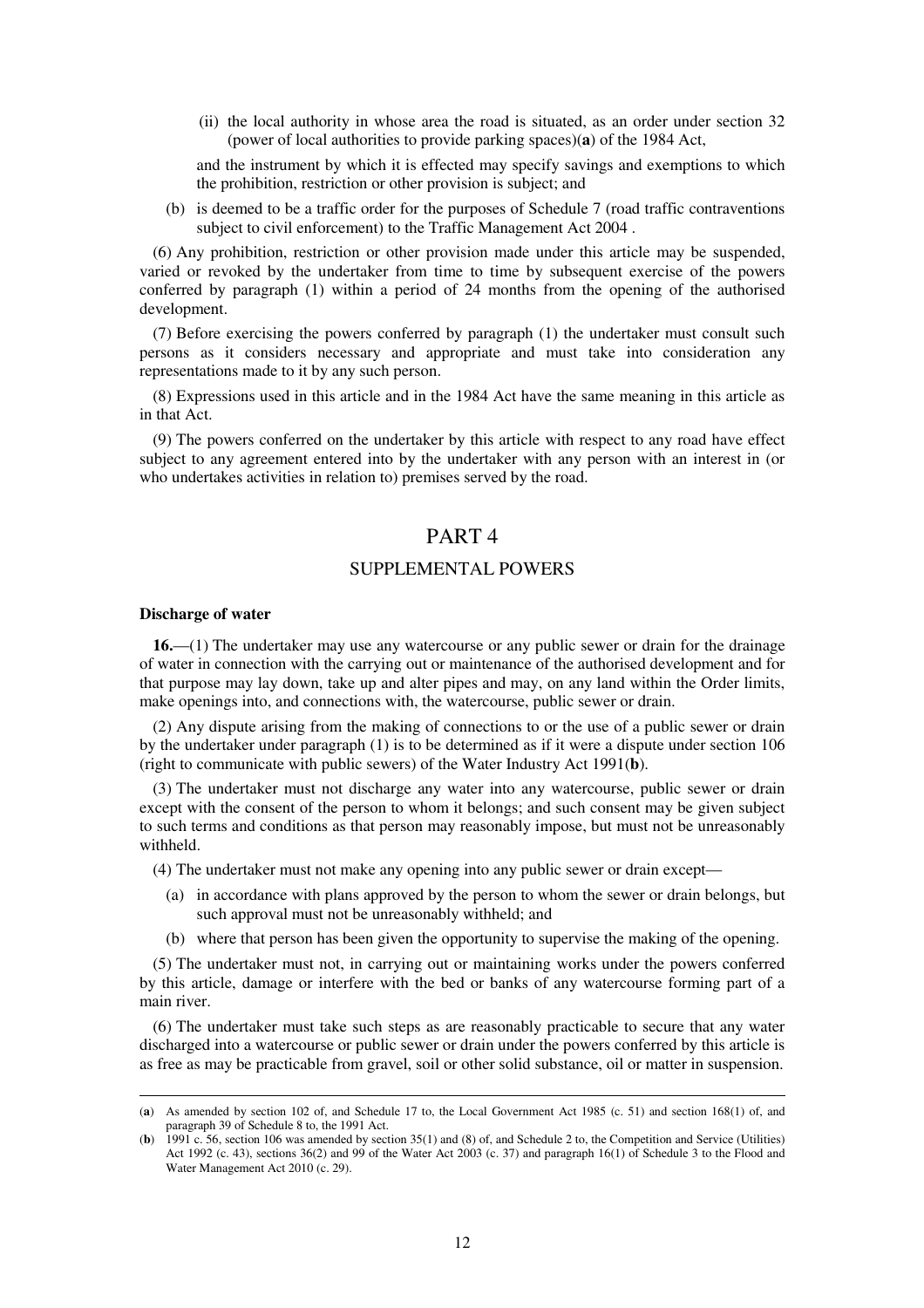(ii) the local authority in whose area the road is situated, as an order under section 32 (power of local authorities to provide parking spaces)(**a**) of the 1984 Act,

and the instrument by which it is effected may specify savings and exemptions to which the prohibition, restriction or other provision is subject; and

(b) is deemed to be a traffic order for the purposes of Schedule 7 (road traffic contraventions subject to civil enforcement) to the Traffic Management Act 2004 .

(6) Any prohibition, restriction or other provision made under this article may be suspended, varied or revoked by the undertaker from time to time by subsequent exercise of the powers conferred by paragraph (1) within a period of 24 months from the opening of the authorised development.

(7) Before exercising the powers conferred by paragraph (1) the undertaker must consult such persons as it considers necessary and appropriate and must take into consideration any representations made to it by any such person.

(8) Expressions used in this article and in the 1984 Act have the same meaning in this article as in that Act.

(9) The powers conferred on the undertaker by this article with respect to any road have effect subject to any agreement entered into by the undertaker with any person with an interest in (or who undertakes activities in relation to) premises served by the road.

# PART 4

## SUPPLEMENTAL POWERS

**Discharge of water**

**16.**—(1) The undertaker may use any watercourse or any public sewer or drain for the drainage of water in connection with the carrying out or maintenance of the authorised development and for that purpose may lay down, take up and alter pipes and may, on any land within the Order limits, make openings into, and connections with, the watercourse, public sewer or drain.

(2) Any dispute arising from the making of connections to or the use of a public sewer or drain by the undertaker under paragraph (1) is to be determined as if it were a dispute under section 106 (right to communicate with public sewers) of the Water Industry Act 1991(**b**).

(3) The undertaker must not discharge any water into any watercourse, public sewer or drain except with the consent of the person to whom it belongs; and such consent may be given subject to such terms and conditions as that person may reasonably impose, but must not be unreasonably withheld.

(4) The undertaker must not make any opening into any public sewer or drain except—

(a) in accordance with plans approved by the person to whom the sewer or drain belongs, but such approval must not be unreasonably withheld; and

(b) where that person has been given the opportunity to supervise the making of the opening.

(5) The undertaker must not, in carrying out or maintaining works under the powers conferred by this article, damage or interfere with the bed or banks of any watercourse forming part of a main river.

(6) The undertaker must take such steps as are reasonably practicable to secure that any water discharged into a watercourse or public sewer or drain under the powers conferred by this article is as free as may be practicable from gravel, soil or other solid substance, oil or matter in suspension.

---

(**a**) As amended by section 102 of, and Schedule 17 to, the Local Government Act 1985 (c. 51) and section 168(1) of, and paragraph 39 of Schedule 8 to, the 1991 Act.

(**b**) 1991 c. 56, section 106 was amended by section 35(1) and (8) of, and Schedule 2 to, the Competition and Service (Utilities) Act 1992 (c. 43), sections 36(2) and 99 of the Water Act 2003 (c. 37) and paragraph 16(1) of Schedule 3 to the Flood and Water Management Act 2010 (c. 29).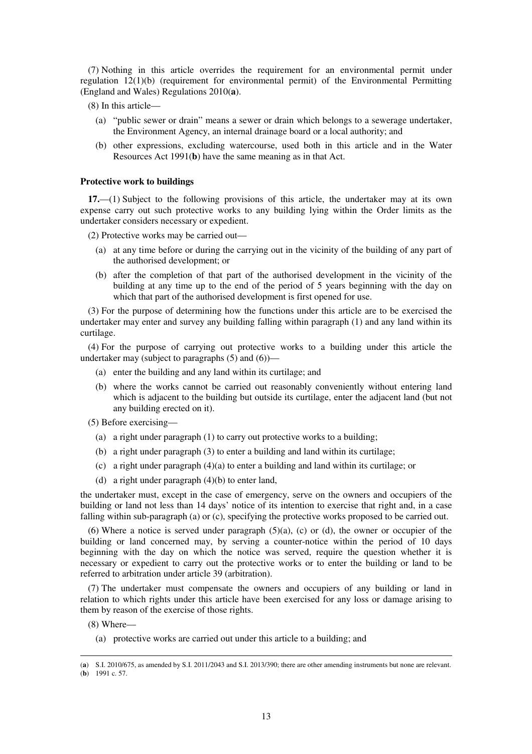(7) Nothing in this article overrides the requirement for an environmental permit under regulation 12(1)(b) (requirement for environmental permit) of the Environmental Permitting (England and Wales) Regulations 2010(**a**).

(8) In this article—

(a) "public sewer or drain" means a sewer or drain which belongs to a sewerage undertaker, the Environment Agency, an internal drainage board or a local authority; and

(b) other expressions, excluding watercourse, used both in this article and in the Water Resources Act 1991(**b**) have the same meaning as in that Act.

**Protective work to buildings**

**17.**—(1) Subject to the following provisions of this article, the undertaker may at its own expense carry out such protective works to any building lying within the Order limits as the undertaker considers necessary or expedient.

(2) Protective works may be carried out—

(a) at any time before or during the carrying out in the vicinity of the building of any part of the authorised development; or

(b) after the completion of that part of the authorised development in the vicinity of the building at any time up to the end of the period of 5 years beginning with the day on which that part of the authorised development is first opened for use.

(3) For the purpose of determining how the functions under this article are to be exercised the undertaker may enter and survey any building falling within paragraph (1) and any land within its curtilage.

(4) For the purpose of carrying out protective works to a building under this article the undertaker may (subject to paragraphs (5) and (6))—

(a) enter the building and any land within its curtilage; and

(b) where the works cannot be carried out reasonably conveniently without entering land which is adjacent to the building but outside its curtilage, enter the adjacent land (but not any building erected on it).

(5) Before exercising—

(a) a right under paragraph (1) to carry out protective works to a building;

(b) a right under paragraph (3) to enter a building and land within its curtilage;

(c) a right under paragraph (4)(a) to enter a building and land within its curtilage; or

(d) a right under paragraph (4)(b) to enter land,

the undertaker must, except in the case of emergency, serve on the owners and occupiers of the building or land not less than 14 days' notice of its intention to exercise that right and, in a case falling within sub-paragraph (a) or (c), specifying the protective works proposed to be carried out.

(6) Where a notice is served under paragraph (5)(a), (c) or (d), the owner or occupier of the building or land concerned may, by serving a counter-notice within the period of 10 days beginning with the day on which the notice was served, require the question whether it is necessary or expedient to carry out the protective works or to enter the building or land to be referred to arbitration under article 39 (arbitration).

(7) The undertaker must compensate the owners and occupiers of any building or land in relation to which rights under this article have been exercised for any loss or damage arising to them by reason of the exercise of those rights.

(8) Where—

(a) protective works are carried out under this article to a building; and

---

(**a**) S.I. 2010/675, as amended by S.I. 2011/2043 and S.I. 2013/390; there are other amending instruments but none are relevant.
(**b**) 1991 c. 57.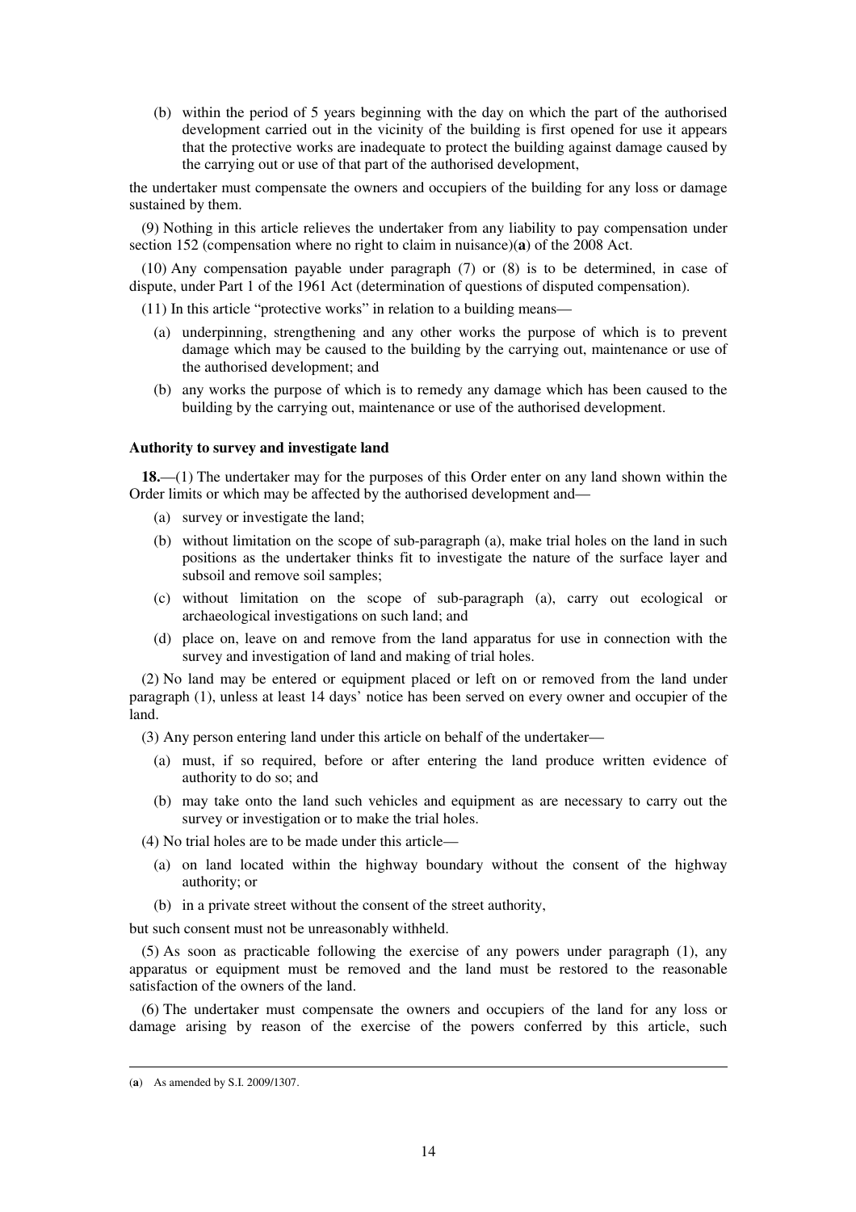(b) within the period of 5 years beginning with the day on which the part of the authorised development carried out in the vicinity of the building is first opened for use it appears that the protective works are inadequate to protect the building against damage caused by the carrying out or use of that part of the authorised development,

the undertaker must compensate the owners and occupiers of the building for any loss or damage sustained by them.

(9) Nothing in this article relieves the undertaker from any liability to pay compensation under section 152 (compensation where no right to claim in nuisance)(**a**) of the 2008 Act.

(10) Any compensation payable under paragraph (7) or (8) is to be determined, in case of dispute, under Part 1 of the 1961 Act (determination of questions of disputed compensation).

(11) In this article "protective works" in relation to a building means—

(a) underpinning, strengthening and any other works the purpose of which is to prevent damage which may be caused to the building by the carrying out, maintenance or use of the authorised development; and

(b) any works the purpose of which is to remedy any damage which has been caused to the building by the carrying out, maintenance or use of the authorised development.

### Authority to survey and investigate land

**18.**—(1) The undertaker may for the purposes of this Order enter on any land shown within the Order limits or which may be affected by the authorised development and—

(a) survey or investigate the land;

(b) without limitation on the scope of sub-paragraph (a), make trial holes on the land in such positions as the undertaker thinks fit to investigate the nature of the surface layer and subsoil and remove soil samples;

(c) without limitation on the scope of sub-paragraph (a), carry out ecological or archaeological investigations on such land; and

(d) place on, leave on and remove from the land apparatus for use in connection with the survey and investigation of land and making of trial holes.

(2) No land may be entered or equipment placed or left on or removed from the land under paragraph (1), unless at least 14 days' notice has been served on every owner and occupier of the land.

(3) Any person entering land under this article on behalf of the undertaker—

(a) must, if so required, before or after entering the land produce written evidence of authority to do so; and

(b) may take onto the land such vehicles and equipment as are necessary to carry out the survey or investigation or to make the trial holes.

(4) No trial holes are to be made under this article—

(a) on land located within the highway boundary without the consent of the highway authority; or

(b) in a private street without the consent of the street authority,

but such consent must not be unreasonably withheld.

(5) As soon as practicable following the exercise of any powers under paragraph (1), any apparatus or equipment must be removed and the land must be restored to the reasonable satisfaction of the owners of the land.

(6) The undertaker must compensate the owners and occupiers of the land for any loss or damage arising by reason of the exercise of the powers conferred by this article, such

---

(**a**) As amended by S.I. 2009/1307.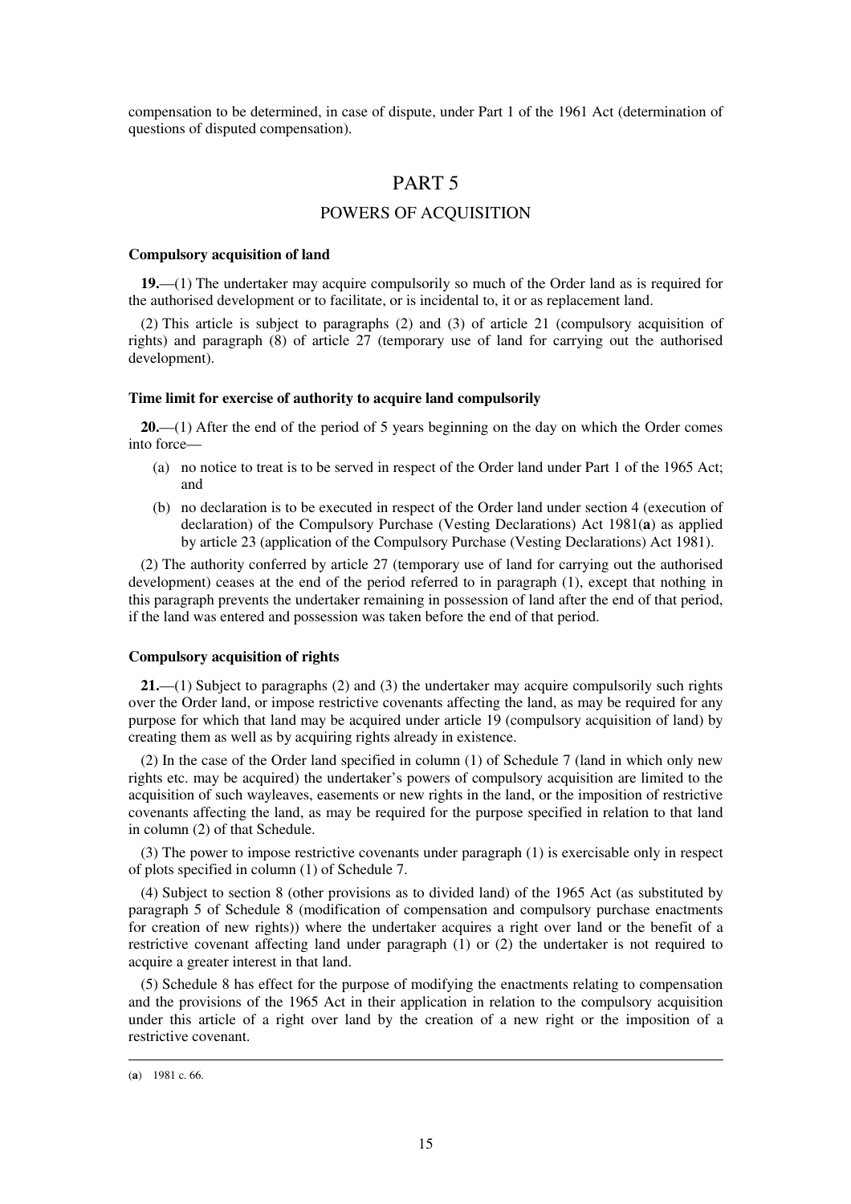compensation to be determined, in case of dispute, under Part 1 of the 1961 Act (determination of questions of disputed compensation).

# PART 5

## POWERS OF ACQUISITION

**Compulsory acquisition of land**

**19.**—(1) The undertaker may acquire compulsorily so much of the Order land as is required for the authorised development or to facilitate, or is incidental to, it or as replacement land.

(2) This article is subject to paragraphs (2) and (3) of article 21 (compulsory acquisition of rights) and paragraph (8) of article 27 (temporary use of land for carrying out the authorised development).

**Time limit for exercise of authority to acquire land compulsorily**

**20.**—(1) After the end of the period of 5 years beginning on the day on which the Order comes into force—

(a) no notice to treat is to be served in respect of the Order land under Part 1 of the 1965 Act; and

(b) no declaration is to be executed in respect of the Order land under section 4 (execution of declaration) of the Compulsory Purchase (Vesting Declarations) Act 1981(**a**) as applied by article 23 (application of the Compulsory Purchase (Vesting Declarations) Act 1981).

(2) The authority conferred by article 27 (temporary use of land for carrying out the authorised development) ceases at the end of the period referred to in paragraph (1), except that nothing in this paragraph prevents the undertaker remaining in possession of land after the end of that period, if the land was entered and possession was taken before the end of that period.

**Compulsory acquisition of rights**

**21.**—(1) Subject to paragraphs (2) and (3) the undertaker may acquire compulsorily such rights over the Order land, or impose restrictive covenants affecting the land, as may be required for any purpose for which that land may be acquired under article 19 (compulsory acquisition of land) by creating them as well as by acquiring rights already in existence.

(2) In the case of the Order land specified in column (1) of Schedule 7 (land in which only new rights etc. may be acquired) the undertaker's powers of compulsory acquisition are limited to the acquisition of such wayleaves, easements or new rights in the land, or the imposition of restrictive covenants affecting the land, as may be required for the purpose specified in relation to that land in column (2) of that Schedule.

(3) The power to impose restrictive covenants under paragraph (1) is exercisable only in respect of plots specified in column (1) of Schedule 7.

(4) Subject to section 8 (other provisions as to divided land) of the 1965 Act (as substituted by paragraph 5 of Schedule 8 (modification of compensation and compulsory purchase enactments for creation of new rights)) where the undertaker acquires a right over land or the benefit of a restrictive covenant affecting land under paragraph (1) or (2) the undertaker is not required to acquire a greater interest in that land.

(5) Schedule 8 has effect for the purpose of modifying the enactments relating to compensation and the provisions of the 1965 Act in their application in relation to the compulsory acquisition under this article of a right over land by the creation of a new right or the imposition of a restrictive covenant.

---

(**a**) 1981 c. 66.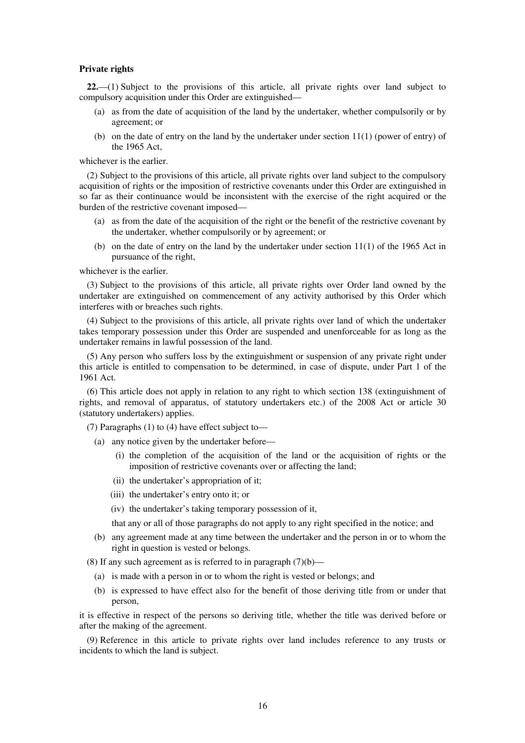**Private rights**

**22.**—(1) Subject to the provisions of this article, all private rights over land subject to compulsory acquisition under this Order are extinguished—

- (a) as from the date of acquisition of the land by the undertaker, whether compulsorily or by agreement; or
- (b) on the date of entry on the land by the undertaker under section 11(1) (power of entry) of the 1965 Act,

whichever is the earlier.

(2) Subject to the provisions of this article, all private rights over land subject to the compulsory acquisition of rights or the imposition of restrictive covenants under this Order are extinguished in so far as their continuance would be inconsistent with the exercise of the right acquired or the burden of the restrictive covenant imposed—

- (a) as from the date of the acquisition of the right or the benefit of the restrictive covenant by the undertaker, whether compulsorily or by agreement; or
- (b) on the date of entry on the land by the undertaker under section 11(1) of the 1965 Act in pursuance of the right,

whichever is the earlier.

(3) Subject to the provisions of this article, all private rights over Order land owned by the undertaker are extinguished on commencement of any activity authorised by this Order which interferes with or breaches such rights.

(4) Subject to the provisions of this article, all private rights over land of which the undertaker takes temporary possession under this Order are suspended and unenforceable for as long as the undertaker remains in lawful possession of the land.

(5) Any person who suffers loss by the extinguishment or suspension of any private right under this article is entitled to compensation to be determined, in case of dispute, under Part 1 of the 1961 Act.

(6) This article does not apply in relation to any right to which section 138 (extinguishment of rights, and removal of apparatus, of statutory undertakers etc.) of the 2008 Act or article 30 (statutory undertakers) applies.

(7) Paragraphs (1) to (4) have effect subject to—

- (a) any notice given by the undertaker before—
  - (i) the completion of the acquisition of the land or the acquisition of rights or the imposition of restrictive covenants over or affecting the land;
  - (ii) the undertaker's appropriation of it;
  - (iii) the undertaker's entry onto it; or
  - (iv) the undertaker's taking temporary possession of it,

  that any or all of those paragraphs do not apply to any right specified in the notice; and
- (b) any agreement made at any time between the undertaker and the person in or to whom the right in question is vested or belongs.

(8) If any such agreement as is referred to in paragraph (7)(b)—

- (a) is made with a person in or to whom the right is vested or belongs; and
- (b) is expressed to have effect also for the benefit of those deriving title from or under that person,

it is effective in respect of the persons so deriving title, whether the title was derived before or after the making of the agreement.

(9) Reference in this article to private rights over land includes reference to any trusts or incidents to which the land is subject.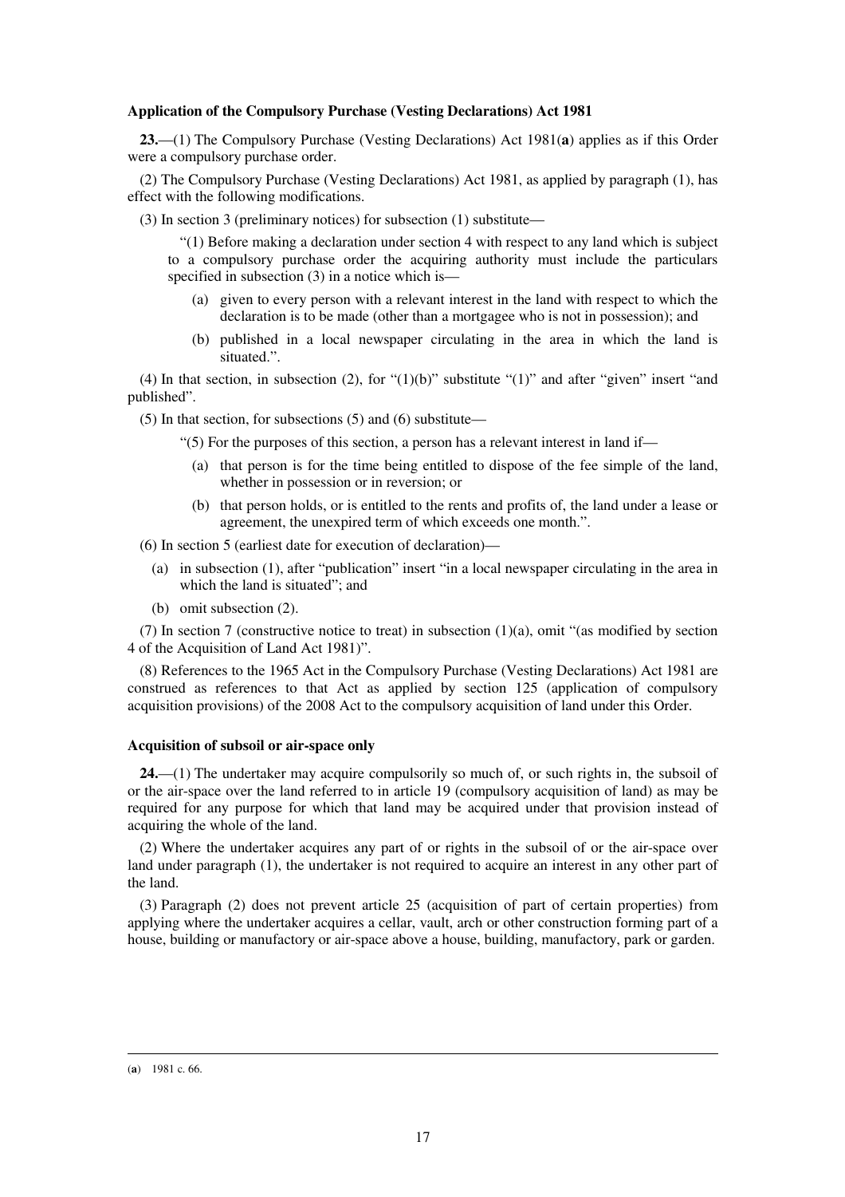**Application of the Compulsory Purchase (Vesting Declarations) Act 1981**

**23.**—(1) The Compulsory Purchase (Vesting Declarations) Act 1981(**a**) applies as if this Order were a compulsory purchase order.

(2) The Compulsory Purchase (Vesting Declarations) Act 1981, as applied by paragraph (1), has effect with the following modifications.

(3) In section 3 (preliminary notices) for subsection (1) substitute—

> "(1) Before making a declaration under section 4 with respect to any land which is subject to a compulsory purchase order the acquiring authority must include the particulars specified in subsection (3) in a notice which is—
>
> (a) given to every person with a relevant interest in the land with respect to which the declaration is to be made (other than a mortgagee who is not in possession); and
>
> (b) published in a local newspaper circulating in the area in which the land is situated.".

(4) In that section, in subsection (2), for "(1)(b)" substitute "(1)" and after "given" insert "and published".

(5) In that section, for subsections (5) and (6) substitute—

> "(5) For the purposes of this section, a person has a relevant interest in land if—
>
> (a) that person is for the time being entitled to dispose of the fee simple of the land, whether in possession or in reversion; or
>
> (b) that person holds, or is entitled to the rents and profits of, the land under a lease or agreement, the unexpired term of which exceeds one month.".

(6) In section 5 (earliest date for execution of declaration)—

(a) in subsection (1), after "publication" insert "in a local newspaper circulating in the area in which the land is situated"; and

(b) omit subsection (2).

(7) In section 7 (constructive notice to treat) in subsection (1)(a), omit "(as modified by section 4 of the Acquisition of Land Act 1981)".

(8) References to the 1965 Act in the Compulsory Purchase (Vesting Declarations) Act 1981 are construed as references to that Act as applied by section 125 (application of compulsory acquisition provisions) of the 2008 Act to the compulsory acquisition of land under this Order.

**Acquisition of subsoil or air-space only**

**24.**—(1) The undertaker may acquire compulsorily so much of, or such rights in, the subsoil of or the air-space over the land referred to in article 19 (compulsory acquisition of land) as may be required for any purpose for which that land may be acquired under that provision instead of acquiring the whole of the land.

(2) Where the undertaker acquires any part of or rights in the subsoil of or the air-space over land under paragraph (1), the undertaker is not required to acquire an interest in any other part of the land.

(3) Paragraph (2) does not prevent article 25 (acquisition of part of certain properties) from applying where the undertaker acquires a cellar, vault, arch or other construction forming part of a house, building or manufactory or air-space above a house, building, manufactory, park or garden.

---

(**a**) 1981 c. 66.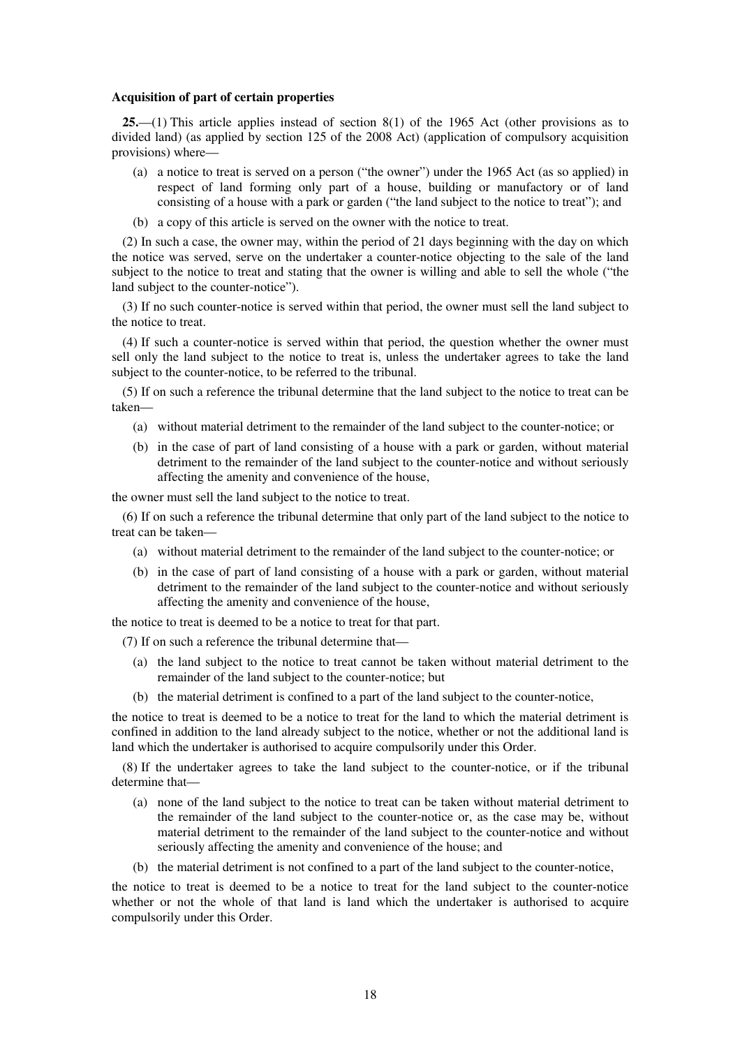**Acquisition of part of certain properties**

**25.**—(1) This article applies instead of section 8(1) of the 1965 Act (other provisions as to divided land) (as applied by section 125 of the 2008 Act) (application of compulsory acquisition provisions) where—

(a) a notice to treat is served on a person ("the owner") under the 1965 Act (as so applied) in respect of land forming only part of a house, building or manufactory or of land consisting of a house with a park or garden ("the land subject to the notice to treat"); and

(b) a copy of this article is served on the owner with the notice to treat.

(2) In such a case, the owner may, within the period of 21 days beginning with the day on which the notice was served, serve on the undertaker a counter-notice objecting to the sale of the land subject to the notice to treat and stating that the owner is willing and able to sell the whole ("the land subject to the counter-notice").

(3) If no such counter-notice is served within that period, the owner must sell the land subject to the notice to treat.

(4) If such a counter-notice is served within that period, the question whether the owner must sell only the land subject to the notice to treat is, unless the undertaker agrees to take the land subject to the counter-notice, to be referred to the tribunal.

(5) If on such a reference the tribunal determine that the land subject to the notice to treat can be taken—

(a) without material detriment to the remainder of the land subject to the counter-notice; or

(b) in the case of part of land consisting of a house with a park or garden, without material detriment to the remainder of the land subject to the counter-notice and without seriously affecting the amenity and convenience of the house,

the owner must sell the land subject to the notice to treat.

(6) If on such a reference the tribunal determine that only part of the land subject to the notice to treat can be taken—

(a) without material detriment to the remainder of the land subject to the counter-notice; or

(b) in the case of part of land consisting of a house with a park or garden, without material detriment to the remainder of the land subject to the counter-notice and without seriously affecting the amenity and convenience of the house,

the notice to treat is deemed to be a notice to treat for that part.

(7) If on such a reference the tribunal determine that—

(a) the land subject to the notice to treat cannot be taken without material detriment to the remainder of the land subject to the counter-notice; but

(b) the material detriment is confined to a part of the land subject to the counter-notice,

the notice to treat is deemed to be a notice to treat for the land to which the material detriment is confined in addition to the land already subject to the notice, whether or not the additional land is land which the undertaker is authorised to acquire compulsorily under this Order.

(8) If the undertaker agrees to take the land subject to the counter-notice, or if the tribunal determine that—

(a) none of the land subject to the notice to treat can be taken without material detriment to the remainder of the land subject to the counter-notice or, as the case may be, without material detriment to the remainder of the land subject to the counter-notice and without seriously affecting the amenity and convenience of the house; and

(b) the material detriment is not confined to a part of the land subject to the counter-notice,

the notice to treat is deemed to be a notice to treat for the land subject to the counter-notice whether or not the whole of that land is land which the undertaker is authorised to acquire compulsorily under this Order.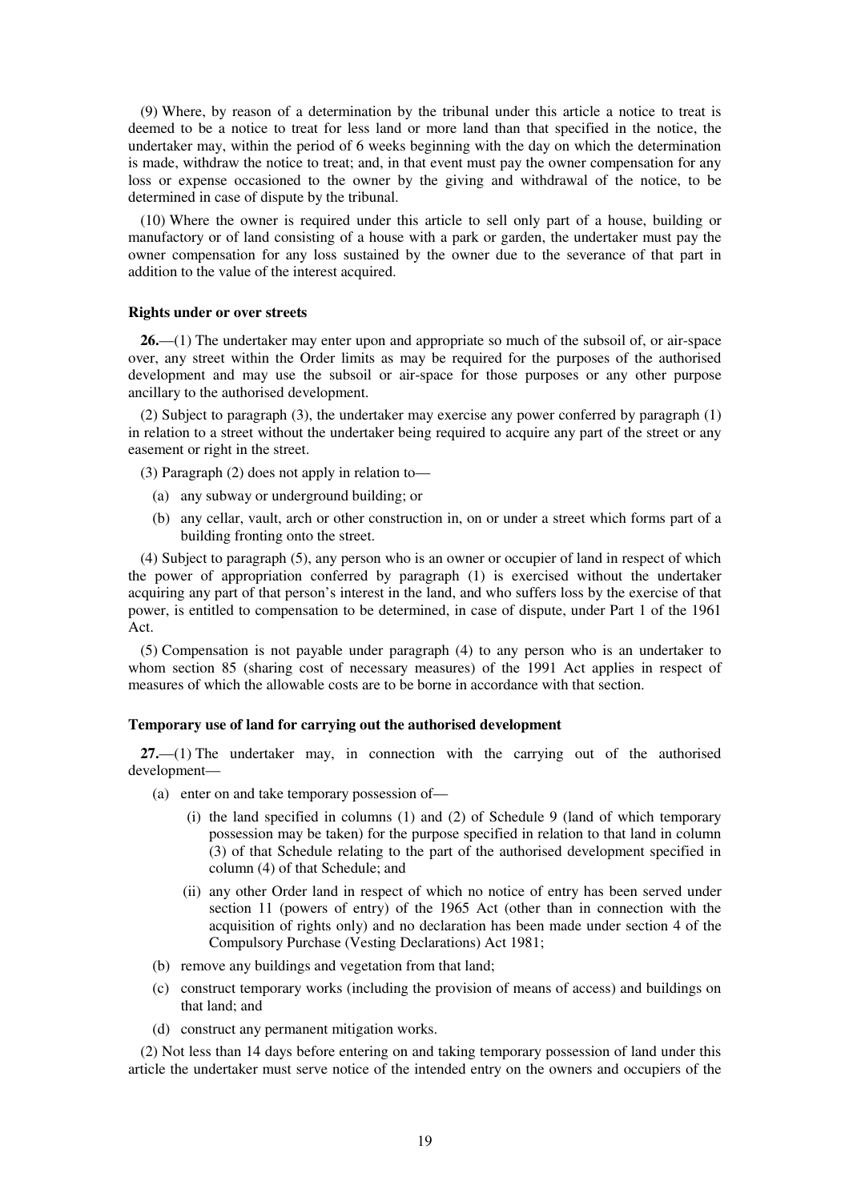(9) Where, by reason of a determination by the tribunal under this article a notice to treat is deemed to be a notice to treat for less land or more land than that specified in the notice, the undertaker may, within the period of 6 weeks beginning with the day on which the determination is made, withdraw the notice to treat; and, in that event must pay the owner compensation for any loss or expense occasioned to the owner by the giving and withdrawal of the notice, to be determined in case of dispute by the tribunal.

(10) Where the owner is required under this article to sell only part of a house, building or manufactory or of land consisting of a house with a park or garden, the undertaker must pay the owner compensation for any loss sustained by the owner due to the severance of that part in addition to the value of the interest acquired.

**Rights under or over streets**

**26.**—(1) The undertaker may enter upon and appropriate so much of the subsoil of, or air-space over, any street within the Order limits as may be required for the purposes of the authorised development and may use the subsoil or air-space for those purposes or any other purpose ancillary to the authorised development.

(2) Subject to paragraph (3), the undertaker may exercise any power conferred by paragraph (1) in relation to a street without the undertaker being required to acquire any part of the street or any easement or right in the street.

(3) Paragraph (2) does not apply in relation to—

(a) any subway or underground building; or

(b) any cellar, vault, arch or other construction in, on or under a street which forms part of a building fronting onto the street.

(4) Subject to paragraph (5), any person who is an owner or occupier of land in respect of which the power of appropriation conferred by paragraph (1) is exercised without the undertaker acquiring any part of that person's interest in the land, and who suffers loss by the exercise of that power, is entitled to compensation to be determined, in case of dispute, under Part 1 of the 1961 Act.

(5) Compensation is not payable under paragraph (4) to any person who is an undertaker to whom section 85 (sharing cost of necessary measures) of the 1991 Act applies in respect of measures of which the allowable costs are to be borne in accordance with that section.

**Temporary use of land for carrying out the authorised development**

**27.**—(1) The undertaker may, in connection with the carrying out of the authorised development—

(a) enter on and take temporary possession of—

(i) the land specified in columns (1) and (2) of Schedule 9 (land of which temporary possession may be taken) for the purpose specified in relation to that land in column (3) of that Schedule relating to the part of the authorised development specified in column (4) of that Schedule; and

(ii) any other Order land in respect of which no notice of entry has been served under section 11 (powers of entry) of the 1965 Act (other than in connection with the acquisition of rights only) and no declaration has been made under section 4 of the Compulsory Purchase (Vesting Declarations) Act 1981;

(b) remove any buildings and vegetation from that land;

(c) construct temporary works (including the provision of means of access) and buildings on that land; and

(d) construct any permanent mitigation works.

(2) Not less than 14 days before entering on and taking temporary possession of land under this article the undertaker must serve notice of the intended entry on the owners and occupiers of the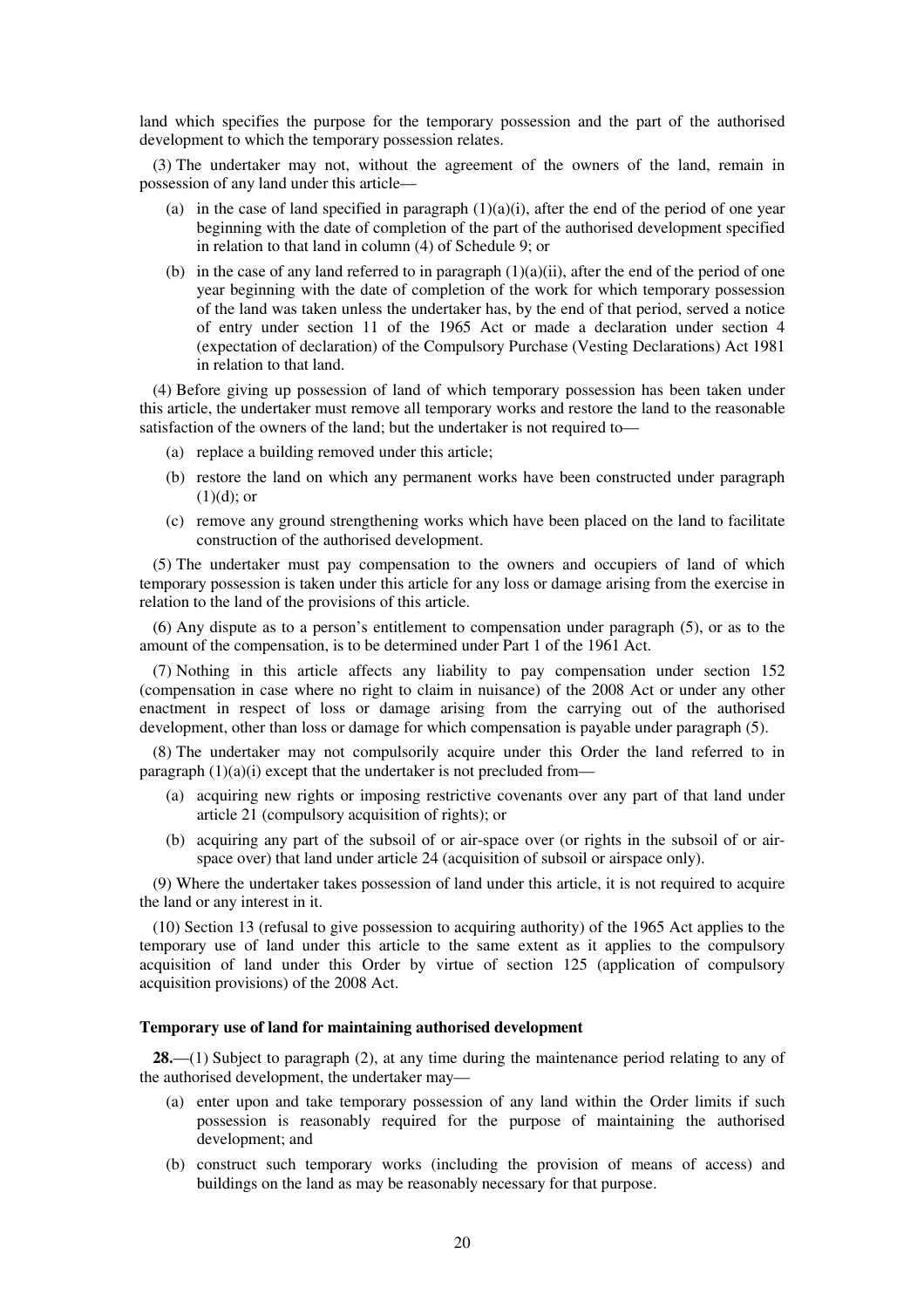land which specifies the purpose for the temporary possession and the part of the authorised development to which the temporary possession relates.

(3) The undertaker may not, without the agreement of the owners of the land, remain in possession of any land under this article—

- (a) in the case of land specified in paragraph (1)(a)(i), after the end of the period of one year beginning with the date of completion of the part of the authorised development specified in relation to that land in column (4) of Schedule 9; or
- (b) in the case of any land referred to in paragraph (1)(a)(ii), after the end of the period of one year beginning with the date of completion of the work for which temporary possession of the land was taken unless the undertaker has, by the end of that period, served a notice of entry under section 11 of the 1965 Act or made a declaration under section 4 (expectation of declaration) of the Compulsory Purchase (Vesting Declarations) Act 1981 in relation to that land.

(4) Before giving up possession of land of which temporary possession has been taken under this article, the undertaker must remove all temporary works and restore the land to the reasonable satisfaction of the owners of the land; but the undertaker is not required to—

- (a) replace a building removed under this article;
- (b) restore the land on which any permanent works have been constructed under paragraph (1)(d); or
- (c) remove any ground strengthening works which have been placed on the land to facilitate construction of the authorised development.

(5) The undertaker must pay compensation to the owners and occupiers of land of which temporary possession is taken under this article for any loss or damage arising from the exercise in relation to the land of the provisions of this article.

(6) Any dispute as to a person's entitlement to compensation under paragraph (5), or as to the amount of the compensation, is to be determined under Part 1 of the 1961 Act.

(7) Nothing in this article affects any liability to pay compensation under section 152 (compensation in case where no right to claim in nuisance) of the 2008 Act or under any other enactment in respect of loss or damage arising from the carrying out of the authorised development, other than loss or damage for which compensation is payable under paragraph (5).

(8) The undertaker may not compulsorily acquire under this Order the land referred to in paragraph (1)(a)(i) except that the undertaker is not precluded from—

- (a) acquiring new rights or imposing restrictive covenants over any part of that land under article 21 (compulsory acquisition of rights); or
- (b) acquiring any part of the subsoil of or air-space over (or rights in the subsoil of or air-space over) that land under article 24 (acquisition of subsoil or airspace only).

(9) Where the undertaker takes possession of land under this article, it is not required to acquire the land or any interest in it.

(10) Section 13 (refusal to give possession to acquiring authority) of the 1965 Act applies to the temporary use of land under this article to the same extent as it applies to the compulsory acquisition of land under this Order by virtue of section 125 (application of compulsory acquisition provisions) of the 2008 Act.

**Temporary use of land for maintaining authorised development**

**28.**—(1) Subject to paragraph (2), at any time during the maintenance period relating to any of the authorised development, the undertaker may—

- (a) enter upon and take temporary possession of any land within the Order limits if such possession is reasonably required for the purpose of maintaining the authorised development; and
- (b) construct such temporary works (including the provision of means of access) and buildings on the land as may be reasonably necessary for that purpose.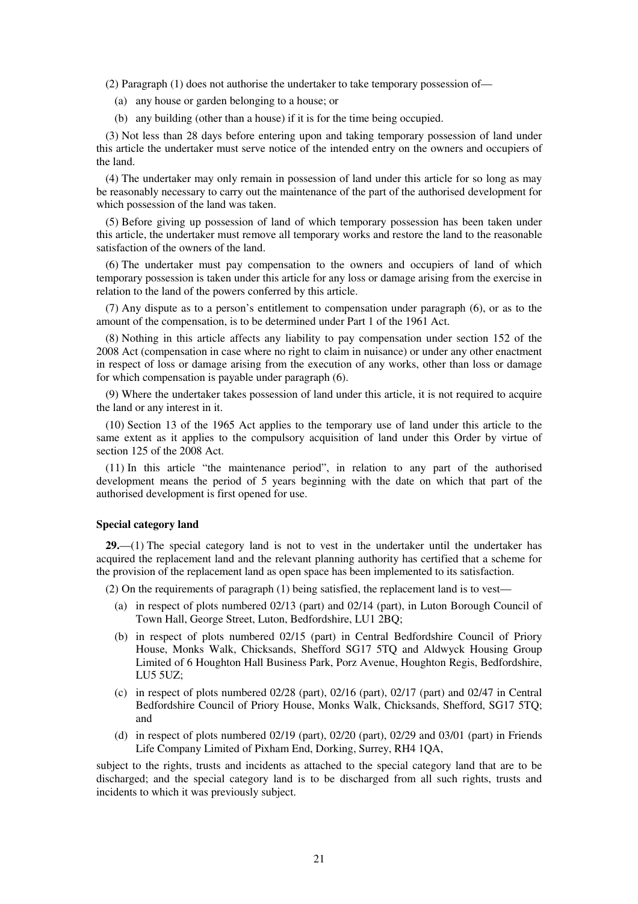(2) Paragraph (1) does not authorise the undertaker to take temporary possession of—

(a) any house or garden belonging to a house; or

(b) any building (other than a house) if it is for the time being occupied.

(3) Not less than 28 days before entering upon and taking temporary possession of land under this article the undertaker must serve notice of the intended entry on the owners and occupiers of the land.

(4) The undertaker may only remain in possession of land under this article for so long as may be reasonably necessary to carry out the maintenance of the part of the authorised development for which possession of the land was taken.

(5) Before giving up possession of land of which temporary possession has been taken under this article, the undertaker must remove all temporary works and restore the land to the reasonable satisfaction of the owners of the land.

(6) The undertaker must pay compensation to the owners and occupiers of land of which temporary possession is taken under this article for any loss or damage arising from the exercise in relation to the land of the powers conferred by this article.

(7) Any dispute as to a person's entitlement to compensation under paragraph (6), or as to the amount of the compensation, is to be determined under Part 1 of the 1961 Act.

(8) Nothing in this article affects any liability to pay compensation under section 152 of the 2008 Act (compensation in case where no right to claim in nuisance) or under any other enactment in respect of loss or damage arising from the execution of any works, other than loss or damage for which compensation is payable under paragraph (6).

(9) Where the undertaker takes possession of land under this article, it is not required to acquire the land or any interest in it.

(10) Section 13 of the 1965 Act applies to the temporary use of land under this article to the same extent as it applies to the compulsory acquisition of land under this Order by virtue of section 125 of the 2008 Act.

(11) In this article "the maintenance period", in relation to any part of the authorised development means the period of 5 years beginning with the date on which that part of the authorised development is first opened for use.

**Special category land**

**29.**—(1) The special category land is not to vest in the undertaker until the undertaker has acquired the replacement land and the relevant planning authority has certified that a scheme for the provision of the replacement land as open space has been implemented to its satisfaction.

(2) On the requirements of paragraph (1) being satisfied, the replacement land is to vest—

(a) in respect of plots numbered 02/13 (part) and 02/14 (part), in Luton Borough Council of Town Hall, George Street, Luton, Bedfordshire, LU1 2BQ;

(b) in respect of plots numbered 02/15 (part) in Central Bedfordshire Council of Priory House, Monks Walk, Chicksands, Shefford SG17 5TQ and Aldwyck Housing Group Limited of 6 Houghton Hall Business Park, Porz Avenue, Houghton Regis, Bedfordshire, LU5 5UZ;

(c) in respect of plots numbered 02/28 (part), 02/16 (part), 02/17 (part) and 02/47 in Central Bedfordshire Council of Priory House, Monks Walk, Chicksands, Shefford, SG17 5TQ; and

(d) in respect of plots numbered 02/19 (part), 02/20 (part), 02/29 and 03/01 (part) in Friends Life Company Limited of Pixham End, Dorking, Surrey, RH4 1QA,

subject to the rights, trusts and incidents as attached to the special category land that are to be discharged; and the special category land is to be discharged from all such rights, trusts and incidents to which it was previously subject.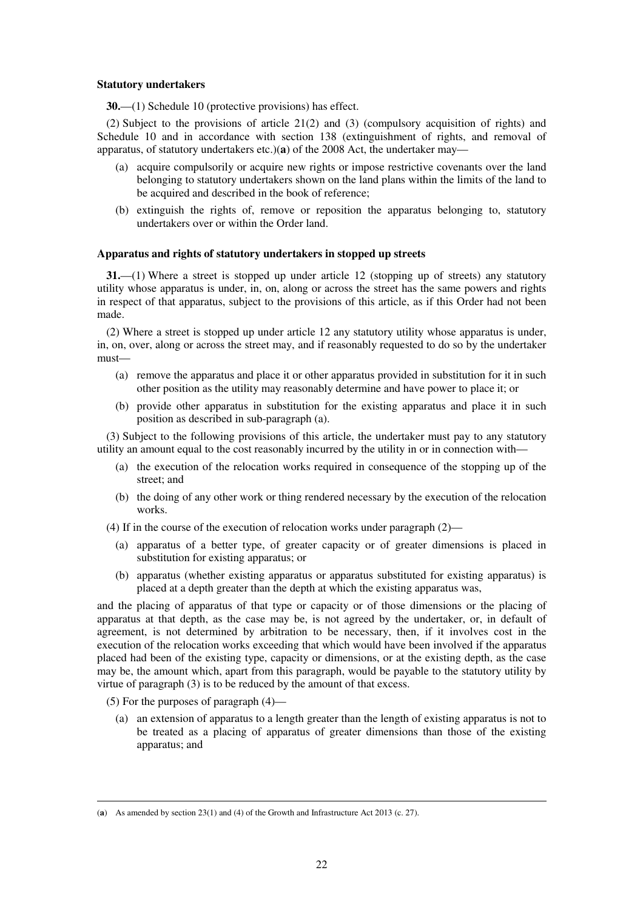**Statutory undertakers**

**30.**—(1) Schedule 10 (protective provisions) has effect.

(2) Subject to the provisions of article 21(2) and (3) (compulsory acquisition of rights) and Schedule 10 and in accordance with section 138 (extinguishment of rights, and removal of apparatus, of statutory undertakers etc.)(**a**) of the 2008 Act, the undertaker may—

- (a) acquire compulsorily or acquire new rights or impose restrictive covenants over the land belonging to statutory undertakers shown on the land plans within the limits of the land to be acquired and described in the book of reference;
- (b) extinguish the rights of, remove or reposition the apparatus belonging to, statutory undertakers over or within the Order land.

**Apparatus and rights of statutory undertakers in stopped up streets**

**31.**—(1) Where a street is stopped up under article 12 (stopping up of streets) any statutory utility whose apparatus is under, in, on, along or across the street has the same powers and rights in respect of that apparatus, subject to the provisions of this article, as if this Order had not been made.

(2) Where a street is stopped up under article 12 any statutory utility whose apparatus is under, in, on, over, along or across the street may, and if reasonably requested to do so by the undertaker must—

- (a) remove the apparatus and place it or other apparatus provided in substitution for it in such other position as the utility may reasonably determine and have power to place it; or
- (b) provide other apparatus in substitution for the existing apparatus and place it in such position as described in sub-paragraph (a).

(3) Subject to the following provisions of this article, the undertaker must pay to any statutory utility an amount equal to the cost reasonably incurred by the utility in or in connection with—

- (a) the execution of the relocation works required in consequence of the stopping up of the street; and
- (b) the doing of any other work or thing rendered necessary by the execution of the relocation works.

(4) If in the course of the execution of relocation works under paragraph (2)—

- (a) apparatus of a better type, of greater capacity or of greater dimensions is placed in substitution for existing apparatus; or
- (b) apparatus (whether existing apparatus or apparatus substituted for existing apparatus) is placed at a depth greater than the depth at which the existing apparatus was,

and the placing of apparatus of that type or capacity or of those dimensions or the placing of apparatus at that depth, as the case may be, is not agreed by the undertaker, or, in default of agreement, is not determined by arbitration to be necessary, then, if it involves cost in the execution of the relocation works exceeding that which would have been involved if the apparatus placed had been of the existing type, capacity or dimensions, or at the existing depth, as the case may be, the amount which, apart from this paragraph, would be payable to the statutory utility by virtue of paragraph (3) is to be reduced by the amount of that excess.

(5) For the purposes of paragraph (4)—

- (a) an extension of apparatus to a length greater than the length of existing apparatus is not to be treated as a placing of apparatus of greater dimensions than those of the existing apparatus; and

---

(**a**) As amended by section 23(1) and (4) of the Growth and Infrastructure Act 2013 (c. 27).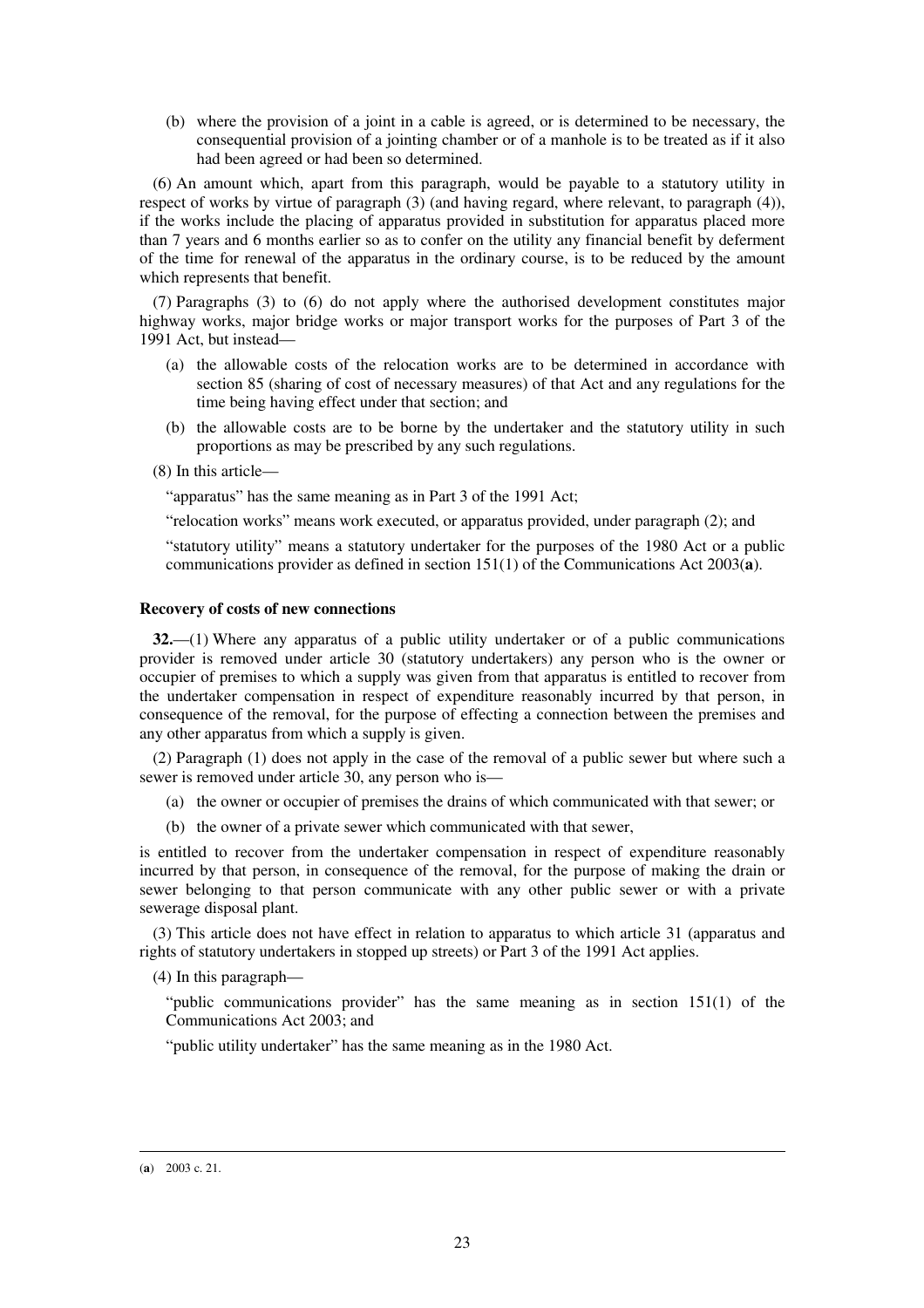(b) where the provision of a joint in a cable is agreed, or is determined to be necessary, the consequential provision of a jointing chamber or of a manhole is to be treated as if it also had been agreed or had been so determined.

(6) An amount which, apart from this paragraph, would be payable to a statutory utility in respect of works by virtue of paragraph (3) (and having regard, where relevant, to paragraph (4)), if the works include the placing of apparatus provided in substitution for apparatus placed more than 7 years and 6 months earlier so as to confer on the utility any financial benefit by deferment of the time for renewal of the apparatus in the ordinary course, is to be reduced by the amount which represents that benefit.

(7) Paragraphs (3) to (6) do not apply where the authorised development constitutes major highway works, major bridge works or major transport works for the purposes of Part 3 of the 1991 Act, but instead—

(a) the allowable costs of the relocation works are to be determined in accordance with section 85 (sharing of cost of necessary measures) of that Act and any regulations for the time being having effect under that section; and

(b) the allowable costs are to be borne by the undertaker and the statutory utility in such proportions as may be prescribed by any such regulations.

(8) In this article—

"apparatus" has the same meaning as in Part 3 of the 1991 Act;

"relocation works" means work executed, or apparatus provided, under paragraph (2); and

"statutory utility" means a statutory undertaker for the purposes of the 1980 Act or a public communications provider as defined in section 151(1) of the Communications Act 2003(**a**).

**Recovery of costs of new connections**

**32.**—(1) Where any apparatus of a public utility undertaker or of a public communications provider is removed under article 30 (statutory undertakers) any person who is the owner or occupier of premises to which a supply was given from that apparatus is entitled to recover from the undertaker compensation in respect of expenditure reasonably incurred by that person, in consequence of the removal, for the purpose of effecting a connection between the premises and any other apparatus from which a supply is given.

(2) Paragraph (1) does not apply in the case of the removal of a public sewer but where such a sewer is removed under article 30, any person who is—

(a) the owner or occupier of premises the drains of which communicated with that sewer; or

(b) the owner of a private sewer which communicated with that sewer,

is entitled to recover from the undertaker compensation in respect of expenditure reasonably incurred by that person, in consequence of the removal, for the purpose of making the drain or sewer belonging to that person communicate with any other public sewer or with a private sewerage disposal plant.

(3) This article does not have effect in relation to apparatus to which article 31 (apparatus and rights of statutory undertakers in stopped up streets) or Part 3 of the 1991 Act applies.

(4) In this paragraph—

"public communications provider" has the same meaning as in section 151(1) of the Communications Act 2003; and

"public utility undertaker" has the same meaning as in the 1980 Act.

---

(**a**) 2003 c. 21.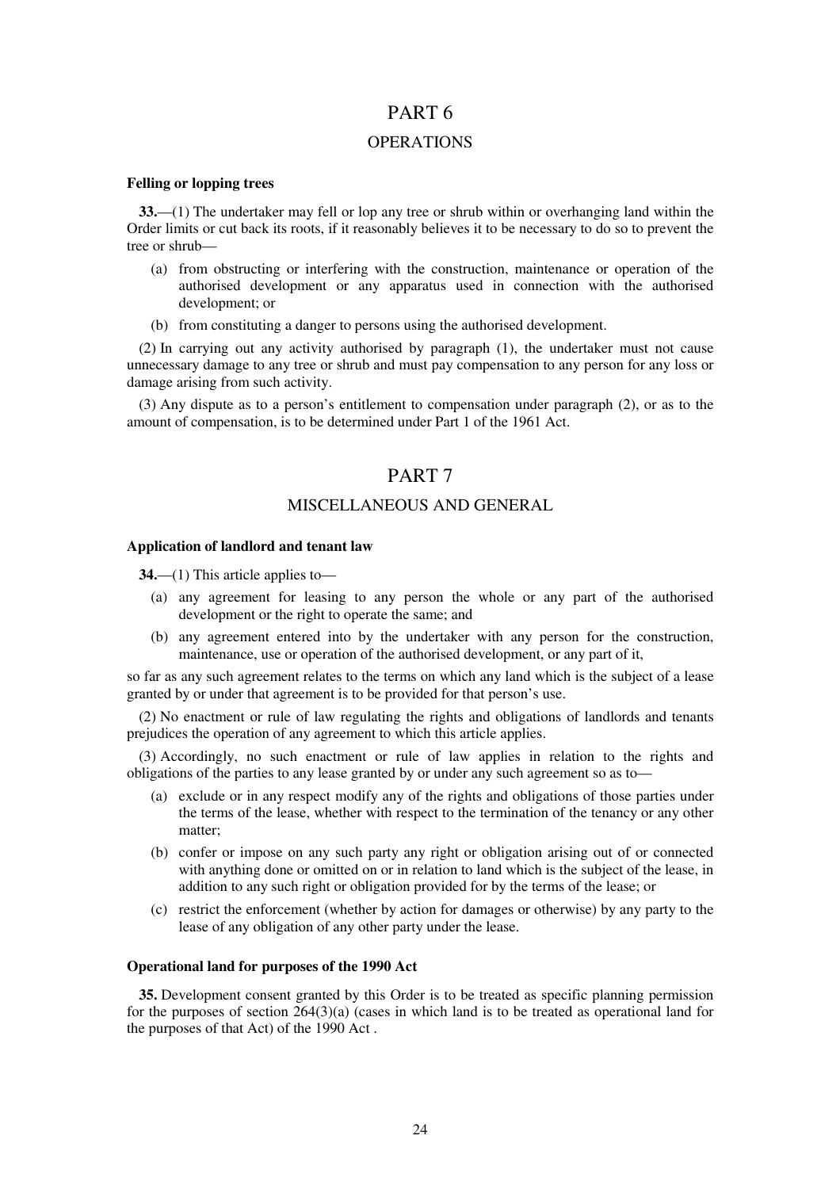# PART 6

## OPERATIONS

**Felling or lopping trees**

**33.**—(1) The undertaker may fell or lop any tree or shrub within or overhanging land within the Order limits or cut back its roots, if it reasonably believes it to be necessary to do so to prevent the tree or shrub—

- (a) from obstructing or interfering with the construction, maintenance or operation of the authorised development or any apparatus used in connection with the authorised development; or
- (b) from constituting a danger to persons using the authorised development.

(2) In carrying out any activity authorised by paragraph (1), the undertaker must not cause unnecessary damage to any tree or shrub and must pay compensation to any person for any loss or damage arising from such activity.

(3) Any dispute as to a person's entitlement to compensation under paragraph (2), or as to the amount of compensation, is to be determined under Part 1 of the 1961 Act.

# PART 7

## MISCELLANEOUS AND GENERAL

**Application of landlord and tenant law**

**34.**—(1) This article applies to—

- (a) any agreement for leasing to any person the whole or any part of the authorised development or the right to operate the same; and
- (b) any agreement entered into by the undertaker with any person for the construction, maintenance, use or operation of the authorised development, or any part of it,

so far as any such agreement relates to the terms on which any land which is the subject of a lease granted by or under that agreement is to be provided for that person's use.

(2) No enactment or rule of law regulating the rights and obligations of landlords and tenants prejudices the operation of any agreement to which this article applies.

(3) Accordingly, no such enactment or rule of law applies in relation to the rights and obligations of the parties to any lease granted by or under any such agreement so as to—

- (a) exclude or in any respect modify any of the rights and obligations of those parties under the terms of the lease, whether with respect to the termination of the tenancy or any other matter;
- (b) confer or impose on any such party any right or obligation arising out of or connected with anything done or omitted on or in relation to land which is the subject of the lease, in addition to any such right or obligation provided for by the terms of the lease; or
- (c) restrict the enforcement (whether by action for damages or otherwise) by any party to the lease of any obligation of any other party under the lease.

**Operational land for purposes of the 1990 Act**

**35.** Development consent granted by this Order is to be treated as specific planning permission for the purposes of section 264(3)(a) (cases in which land is to be treated as operational land for the purposes of that Act) of the 1990 Act .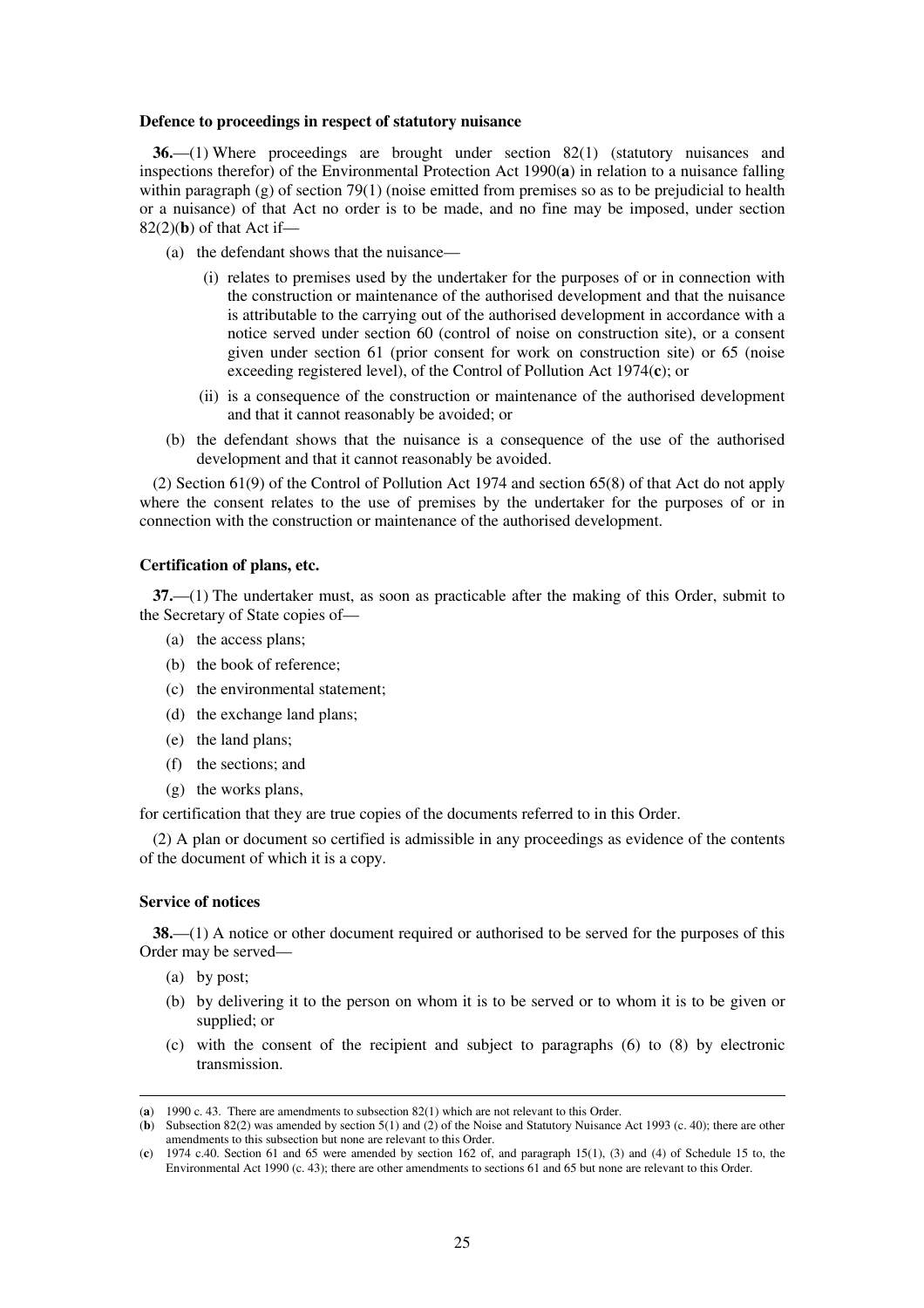### Defence to proceedings in respect of statutory nuisance

**36.**—(1) Where proceedings are brought under section 82(1) (statutory nuisances and inspections therefor) of the Environmental Protection Act 1990(**a**) in relation to a nuisance falling within paragraph (g) of section 79(1) (noise emitted from premises so as to be prejudicial to health or a nuisance) of that Act no order is to be made, and no fine may be imposed, under section 82(2)(**b**) of that Act if—

- (a) the defendant shows that the nuisance—
  - (i) relates to premises used by the undertaker for the purposes of or in connection with the construction or maintenance of the authorised development and that the nuisance is attributable to the carrying out of the authorised development in accordance with a notice served under section 60 (control of noise on construction site), or a consent given under section 61 (prior consent for work on construction site) or 65 (noise exceeding registered level), of the Control of Pollution Act 1974(**c**); or
  - (ii) is a consequence of the construction or maintenance of the authorised development and that it cannot reasonably be avoided; or
- (b) the defendant shows that the nuisance is a consequence of the use of the authorised development and that it cannot reasonably be avoided.

(2) Section 61(9) of the Control of Pollution Act 1974 and section 65(8) of that Act do not apply where the consent relates to the use of premises by the undertaker for the purposes of or in connection with the construction or maintenance of the authorised development.

### Certification of plans, etc.

**37.**—(1) The undertaker must, as soon as practicable after the making of this Order, submit to the Secretary of State copies of—

- (a) the access plans;
- (b) the book of reference;
- (c) the environmental statement;
- (d) the exchange land plans;
- (e) the land plans;
- (f) the sections; and
- (g) the works plans,

for certification that they are true copies of the documents referred to in this Order.

(2) A plan or document so certified is admissible in any proceedings as evidence of the contents of the document of which it is a copy.

### Service of notices

**38.**—(1) A notice or other document required or authorised to be served for the purposes of this Order may be served—

- (a) by post;
- (b) by delivering it to the person on whom it is to be served or to whom it is to be given or supplied; or
- (c) with the consent of the recipient and subject to paragraphs (6) to (8) by electronic transmission.

---

(**a**) 1990 c. 43. There are amendments to subsection 82(1) which are not relevant to this Order.

(**b**) Subsection 82(2) was amended by section 5(1) and (2) of the Noise and Statutory Nuisance Act 1993 (c. 40); there are other amendments to this subsection but none are relevant to this Order.

(**c**) 1974 c.40. Section 61 and 65 were amended by section 162 of, and paragraph 15(1), (3) and (4) of Schedule 15 to, the Environmental Act 1990 (c. 43); there are other amendments to sections 61 and 65 but none are relevant to this Order.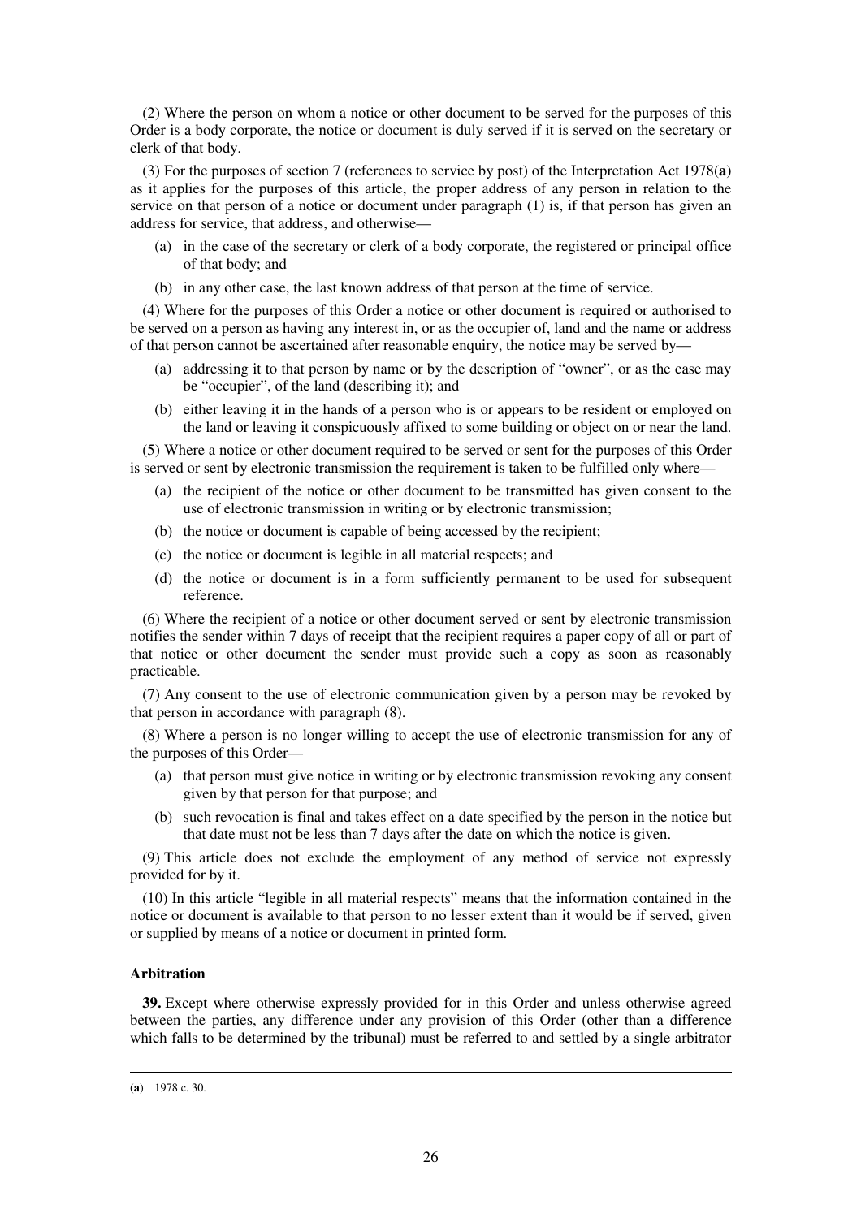(2) Where the person on whom a notice or other document to be served for the purposes of this Order is a body corporate, the notice or document is duly served if it is served on the secretary or clerk of that body.

(3) For the purposes of section 7 (references to service by post) of the Interpretation Act 1978(**a**) as it applies for the purposes of this article, the proper address of any person in relation to the service on that person of a notice or document under paragraph (1) is, if that person has given an address for service, that address, and otherwise—

- (a) in the case of the secretary or clerk of a body corporate, the registered or principal office of that body; and
- (b) in any other case, the last known address of that person at the time of service.

(4) Where for the purposes of this Order a notice or other document is required or authorised to be served on a person as having any interest in, or as the occupier of, land and the name or address of that person cannot be ascertained after reasonable enquiry, the notice may be served by—

- (a) addressing it to that person by name or by the description of "owner", or as the case may be "occupier", of the land (describing it); and
- (b) either leaving it in the hands of a person who is or appears to be resident or employed on the land or leaving it conspicuously affixed to some building or object on or near the land.

(5) Where a notice or other document required to be served or sent for the purposes of this Order is served or sent by electronic transmission the requirement is taken to be fulfilled only where—

- (a) the recipient of the notice or other document to be transmitted has given consent to the use of electronic transmission in writing or by electronic transmission;
- (b) the notice or document is capable of being accessed by the recipient;
- (c) the notice or document is legible in all material respects; and
- (d) the notice or document is in a form sufficiently permanent to be used for subsequent reference.

(6) Where the recipient of a notice or other document served or sent by electronic transmission notifies the sender within 7 days of receipt that the recipient requires a paper copy of all or part of that notice or other document the sender must provide such a copy as soon as reasonably practicable.

(7) Any consent to the use of electronic communication given by a person may be revoked by that person in accordance with paragraph (8).

(8) Where a person is no longer willing to accept the use of electronic transmission for any of the purposes of this Order—

- (a) that person must give notice in writing or by electronic transmission revoking any consent given by that person for that purpose; and
- (b) such revocation is final and takes effect on a date specified by the person in the notice but that date must not be less than 7 days after the date on which the notice is given.

(9) This article does not exclude the employment of any method of service not expressly provided for by it.

(10) In this article "legible in all material respects" means that the information contained in the notice or document is available to that person to no lesser extent than it would be if served, given or supplied by means of a notice or document in printed form.

**Arbitration**

**39.** Except where otherwise expressly provided for in this Order and unless otherwise agreed between the parties, any difference under any provision of this Order (other than a difference which falls to be determined by the tribunal) must be referred to and settled by a single arbitrator

(**a**) 1978 c. 30.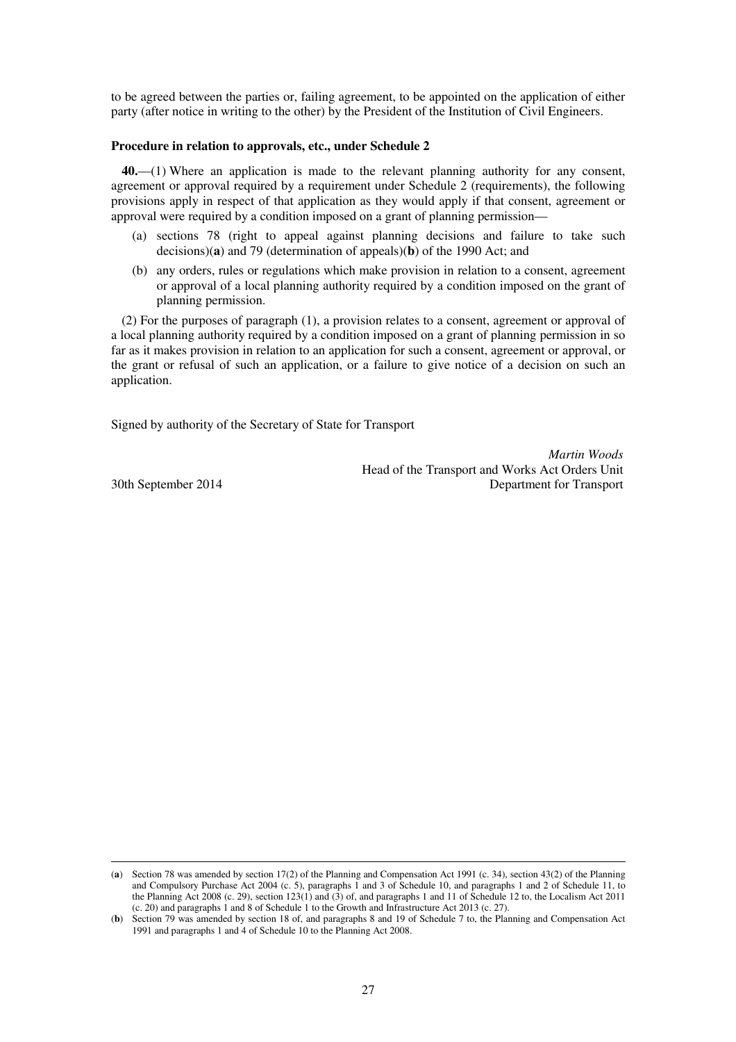to be agreed between the parties or, failing agreement, to be appointed on the application of either party (after notice in writing to the other) by the President of the Institution of Civil Engineers.

**Procedure in relation to approvals, etc., under Schedule 2**

**40.**—(1) Where an application is made to the relevant planning authority for any consent, agreement or approval required by a requirement under Schedule 2 (requirements), the following provisions apply in respect of that application as they would apply if that consent, agreement or approval were required by a condition imposed on a grant of planning permission—

(a) sections 78 (right to appeal against planning decisions and failure to take such decisions)(**a**) and 79 (determination of appeals)(**b**) of the 1990 Act; and

(b) any orders, rules or regulations which make provision in relation to a consent, agreement or approval of a local planning authority required by a condition imposed on the grant of planning permission.

(2) For the purposes of paragraph (1), a provision relates to a consent, agreement or approval of a local planning authority required by a condition imposed on a grant of planning permission in so far as it makes provision in relation to an application for such a consent, agreement or approval, or the grant or refusal of such an application, or a failure to give notice of a decision on such an application.

Signed by authority of the Secretary of State for Transport

*Martin Woods*
Head of the Transport and Works Act Orders Unit
Department for Transport

30th September 2014

---

(**a**) Section 78 was amended by section 17(2) of the Planning and Compensation Act 1991 (c. 34), section 43(2) of the Planning and Compulsory Purchase Act 2004 (c. 5), paragraphs 1 and 3 of Schedule 10, and paragraphs 1 and 2 of Schedule 11, to the Planning Act 2008 (c. 29), section 123(1) and (3) of, and paragraphs 1 and 11 of Schedule 12 to, the Localism Act 2011 (c. 20) and paragraphs 1 and 8 of Schedule 1 to the Growth and Infrastructure Act 2013 (c. 27).

(**b**) Section 79 was amended by section 18 of, and paragraphs 8 and 19 of Schedule 7 to, the Planning and Compensation Act 1991 and paragraphs 1 and 4 of Schedule 10 to the Planning Act 2008.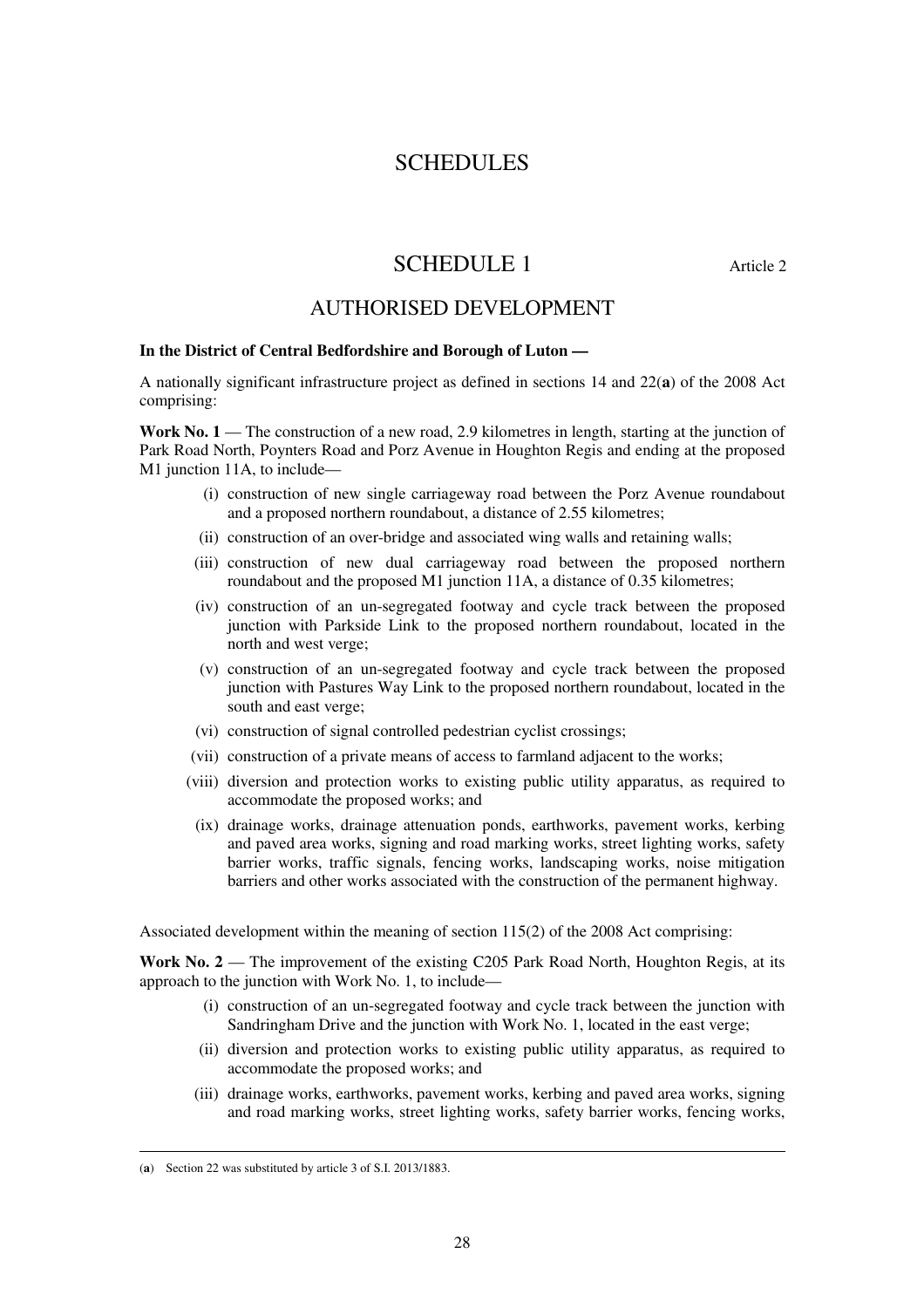# SCHEDULES

## SCHEDULE 1 Article 2

## AUTHORISED DEVELOPMENT

**In the District of Central Bedfordshire and Borough of Luton —**

A nationally significant infrastructure project as defined in sections 14 and 22(**a**) of the 2008 Act comprising:

**Work No. 1** — The construction of a new road, 2.9 kilometres in length, starting at the junction of Park Road North, Poynters Road and Porz Avenue in Houghton Regis and ending at the proposed M1 junction 11A, to include—

(i) construction of new single carriageway road between the Porz Avenue roundabout and a proposed northern roundabout, a distance of 2.55 kilometres;

(ii) construction of an over-bridge and associated wing walls and retaining walls;

(iii) construction of new dual carriageway road between the proposed northern roundabout and the proposed M1 junction 11A, a distance of 0.35 kilometres;

(iv) construction of an un-segregated footway and cycle track between the proposed junction with Parkside Link to the proposed northern roundabout, located in the north and west verge;

(v) construction of an un-segregated footway and cycle track between the proposed junction with Pastures Way Link to the proposed northern roundabout, located in the south and east verge;

(vi) construction of signal controlled pedestrian cyclist crossings;

(vii) construction of a private means of access to farmland adjacent to the works;

(viii) diversion and protection works to existing public utility apparatus, as required to accommodate the proposed works; and

(ix) drainage works, drainage attenuation ponds, earthworks, pavement works, kerbing and paved area works, signing and road marking works, street lighting works, safety barrier works, traffic signals, fencing works, landscaping works, noise mitigation barriers and other works associated with the construction of the permanent highway.

Associated development within the meaning of section 115(2) of the 2008 Act comprising:

**Work No. 2** — The improvement of the existing C205 Park Road North, Houghton Regis, at its approach to the junction with Work No. 1, to include—

(i) construction of an un-segregated footway and cycle track between the junction with Sandringham Drive and the junction with Work No. 1, located in the east verge;

(ii) diversion and protection works to existing public utility apparatus, as required to accommodate the proposed works; and

(iii) drainage works, earthworks, pavement works, kerbing and paved area works, signing and road marking works, street lighting works, safety barrier works, fencing works,

---

(**a**) Section 22 was substituted by article 3 of S.I. 2013/1883.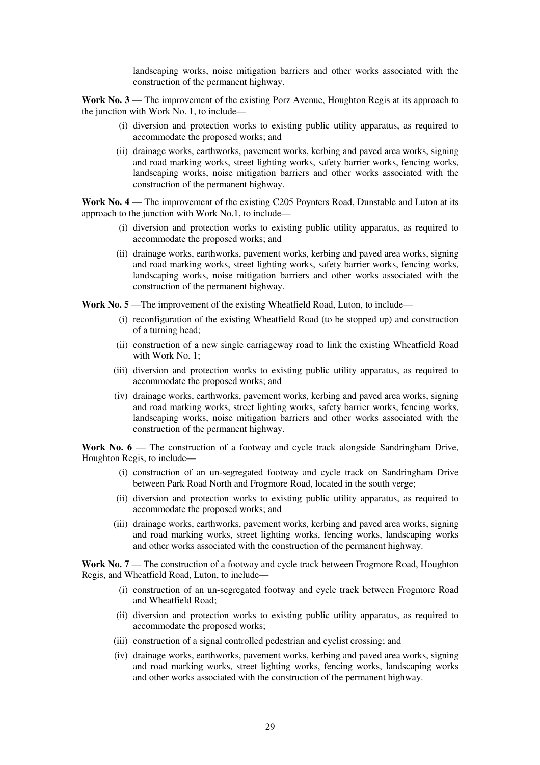landscaping works, noise mitigation barriers and other works associated with the construction of the permanent highway.

**Work No. 3** — The improvement of the existing Porz Avenue, Houghton Regis at its approach to the junction with Work No. 1, to include—

(i) diversion and protection works to existing public utility apparatus, as required to accommodate the proposed works; and

(ii) drainage works, earthworks, pavement works, kerbing and paved area works, signing and road marking works, street lighting works, safety barrier works, fencing works, landscaping works, noise mitigation barriers and other works associated with the construction of the permanent highway.

**Work No. 4** — The improvement of the existing C205 Poynters Road, Dunstable and Luton at its approach to the junction with Work No.1, to include—

(i) diversion and protection works to existing public utility apparatus, as required to accommodate the proposed works; and

(ii) drainage works, earthworks, pavement works, kerbing and paved area works, signing and road marking works, street lighting works, safety barrier works, fencing works, landscaping works, noise mitigation barriers and other works associated with the construction of the permanent highway.

**Work No. 5** —The improvement of the existing Wheatfield Road, Luton, to include—

(i) reconfiguration of the existing Wheatfield Road (to be stopped up) and construction of a turning head;

(ii) construction of a new single carriageway road to link the existing Wheatfield Road with Work No. 1;

(iii) diversion and protection works to existing public utility apparatus, as required to accommodate the proposed works; and

(iv) drainage works, earthworks, pavement works, kerbing and paved area works, signing and road marking works, street lighting works, safety barrier works, fencing works, landscaping works, noise mitigation barriers and other works associated with the construction of the permanent highway.

**Work No. 6** — The construction of a footway and cycle track alongside Sandringham Drive, Houghton Regis, to include—

(i) construction of an un-segregated footway and cycle track on Sandringham Drive between Park Road North and Frogmore Road, located in the south verge;

(ii) diversion and protection works to existing public utility apparatus, as required to accommodate the proposed works; and

(iii) drainage works, earthworks, pavement works, kerbing and paved area works, signing and road marking works, street lighting works, fencing works, landscaping works and other works associated with the construction of the permanent highway.

**Work No. 7** — The construction of a footway and cycle track between Frogmore Road, Houghton Regis, and Wheatfield Road, Luton, to include—

(i) construction of an un-segregated footway and cycle track between Frogmore Road and Wheatfield Road;

(ii) diversion and protection works to existing public utility apparatus, as required to accommodate the proposed works;

(iii) construction of a signal controlled pedestrian and cyclist crossing; and

(iv) drainage works, earthworks, pavement works, kerbing and paved area works, signing and road marking works, street lighting works, fencing works, landscaping works and other works associated with the construction of the permanent highway.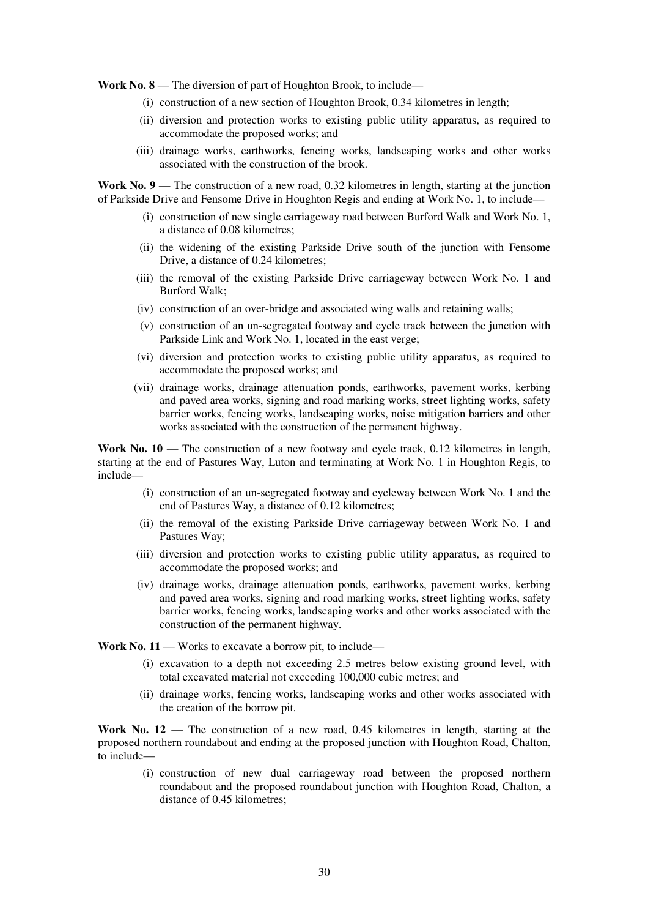**Work No. 8** — The diversion of part of Houghton Brook, to include—

(i) construction of a new section of Houghton Brook, 0.34 kilometres in length;

(ii) diversion and protection works to existing public utility apparatus, as required to accommodate the proposed works; and

(iii) drainage works, earthworks, fencing works, landscaping works and other works associated with the construction of the brook.

**Work No. 9** — The construction of a new road, 0.32 kilometres in length, starting at the junction of Parkside Drive and Fensome Drive in Houghton Regis and ending at Work No. 1, to include—

(i) construction of new single carriageway road between Burford Walk and Work No. 1, a distance of 0.08 kilometres;

(ii) the widening of the existing Parkside Drive south of the junction with Fensome Drive, a distance of 0.24 kilometres;

(iii) the removal of the existing Parkside Drive carriageway between Work No. 1 and Burford Walk;

(iv) construction of an over-bridge and associated wing walls and retaining walls;

(v) construction of an un-segregated footway and cycle track between the junction with Parkside Link and Work No. 1, located in the east verge;

(vi) diversion and protection works to existing public utility apparatus, as required to accommodate the proposed works; and

(vii) drainage works, drainage attenuation ponds, earthworks, pavement works, kerbing and paved area works, signing and road marking works, street lighting works, safety barrier works, fencing works, landscaping works, noise mitigation barriers and other works associated with the construction of the permanent highway.

**Work No. 10** — The construction of a new footway and cycle track, 0.12 kilometres in length, starting at the end of Pastures Way, Luton and terminating at Work No. 1 in Houghton Regis, to include—

(i) construction of an un-segregated footway and cycleway between Work No. 1 and the end of Pastures Way, a distance of 0.12 kilometres;

(ii) the removal of the existing Parkside Drive carriageway between Work No. 1 and Pastures Way;

(iii) diversion and protection works to existing public utility apparatus, as required to accommodate the proposed works; and

(iv) drainage works, drainage attenuation ponds, earthworks, pavement works, kerbing and paved area works, signing and road marking works, street lighting works, safety barrier works, fencing works, landscaping works and other works associated with the construction of the permanent highway.

**Work No. 11** — Works to excavate a borrow pit, to include—

(i) excavation to a depth not exceeding 2.5 metres below existing ground level, with total excavated material not exceeding 100,000 cubic metres; and

(ii) drainage works, fencing works, landscaping works and other works associated with the creation of the borrow pit.

**Work No. 12** — The construction of a new road, 0.45 kilometres in length, starting at the proposed northern roundabout and ending at the proposed junction with Houghton Road, Chalton, to include—

(i) construction of new dual carriageway road between the proposed northern roundabout and the proposed roundabout junction with Houghton Road, Chalton, a distance of 0.45 kilometres;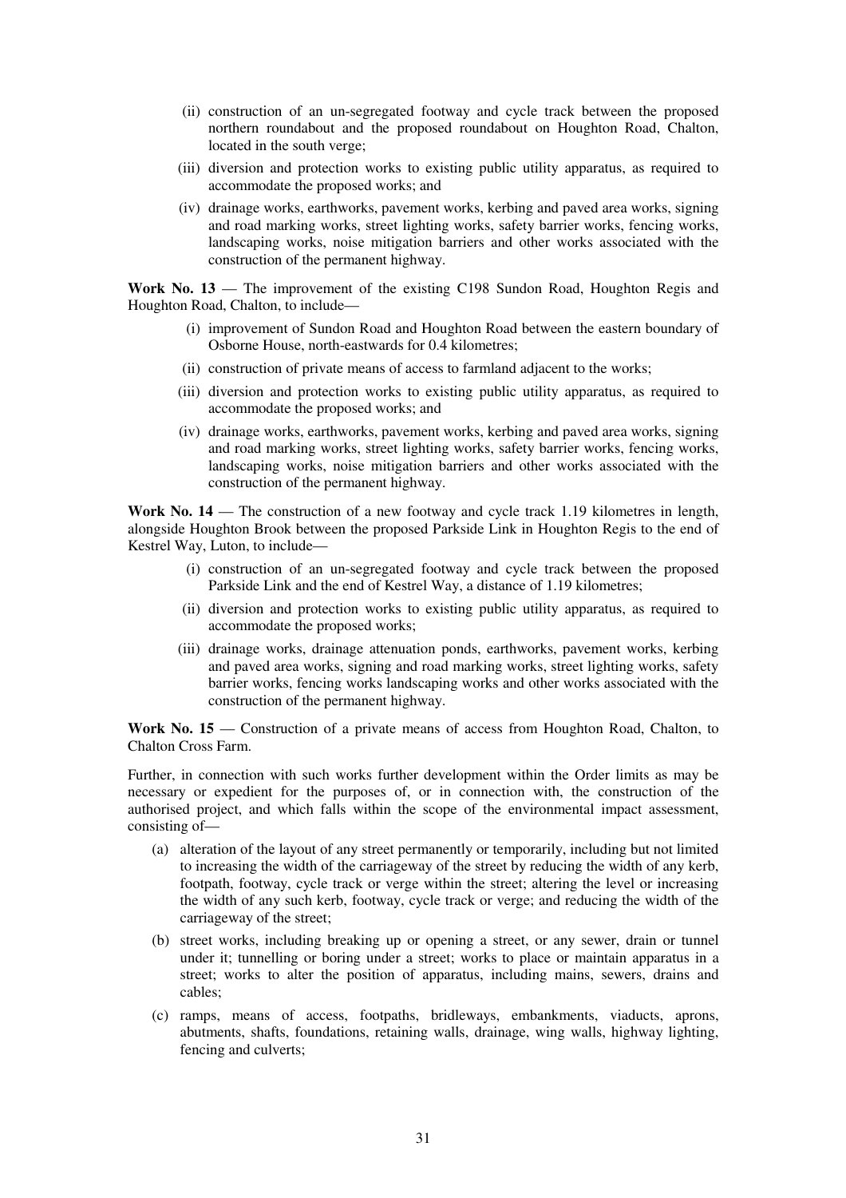(ii) construction of an un-segregated footway and cycle track between the proposed northern roundabout and the proposed roundabout on Houghton Road, Chalton, located in the south verge;

(iii) diversion and protection works to existing public utility apparatus, as required to accommodate the proposed works; and

(iv) drainage works, earthworks, pavement works, kerbing and paved area works, signing and road marking works, street lighting works, safety barrier works, fencing works, landscaping works, noise mitigation barriers and other works associated with the construction of the permanent highway.

**Work No. 13** — The improvement of the existing C198 Sundon Road, Houghton Regis and Houghton Road, Chalton, to include—

(i) improvement of Sundon Road and Houghton Road between the eastern boundary of Osborne House, north-eastwards for 0.4 kilometres;

(ii) construction of private means of access to farmland adjacent to the works;

(iii) diversion and protection works to existing public utility apparatus, as required to accommodate the proposed works; and

(iv) drainage works, earthworks, pavement works, kerbing and paved area works, signing and road marking works, street lighting works, safety barrier works, fencing works, landscaping works, noise mitigation barriers and other works associated with the construction of the permanent highway.

**Work No. 14** — The construction of a new footway and cycle track 1.19 kilometres in length, alongside Houghton Brook between the proposed Parkside Link in Houghton Regis to the end of Kestrel Way, Luton, to include—

(i) construction of an un-segregated footway and cycle track between the proposed Parkside Link and the end of Kestrel Way, a distance of 1.19 kilometres;

(ii) diversion and protection works to existing public utility apparatus, as required to accommodate the proposed works;

(iii) drainage works, drainage attenuation ponds, earthworks, pavement works, kerbing and paved area works, signing and road marking works, street lighting works, safety barrier works, fencing works landscaping works and other works associated with the construction of the permanent highway.

**Work No. 15** — Construction of a private means of access from Houghton Road, Chalton, to Chalton Cross Farm.

Further, in connection with such works further development within the Order limits as may be necessary or expedient for the purposes of, or in connection with, the construction of the authorised project, and which falls within the scope of the environmental impact assessment, consisting of—

(a) alteration of the layout of any street permanently or temporarily, including but not limited to increasing the width of the carriageway of the street by reducing the width of any kerb, footpath, footway, cycle track or verge within the street; altering the level or increasing the width of any such kerb, footway, cycle track or verge; and reducing the width of the carriageway of the street;

(b) street works, including breaking up or opening a street, or any sewer, drain or tunnel under it; tunnelling or boring under a street; works to place or maintain apparatus in a street; works to alter the position of apparatus, including mains, sewers, drains and cables;

(c) ramps, means of access, footpaths, bridleways, embankments, viaducts, aprons, abutments, shafts, foundations, retaining walls, drainage, wing walls, highway lighting, fencing and culverts;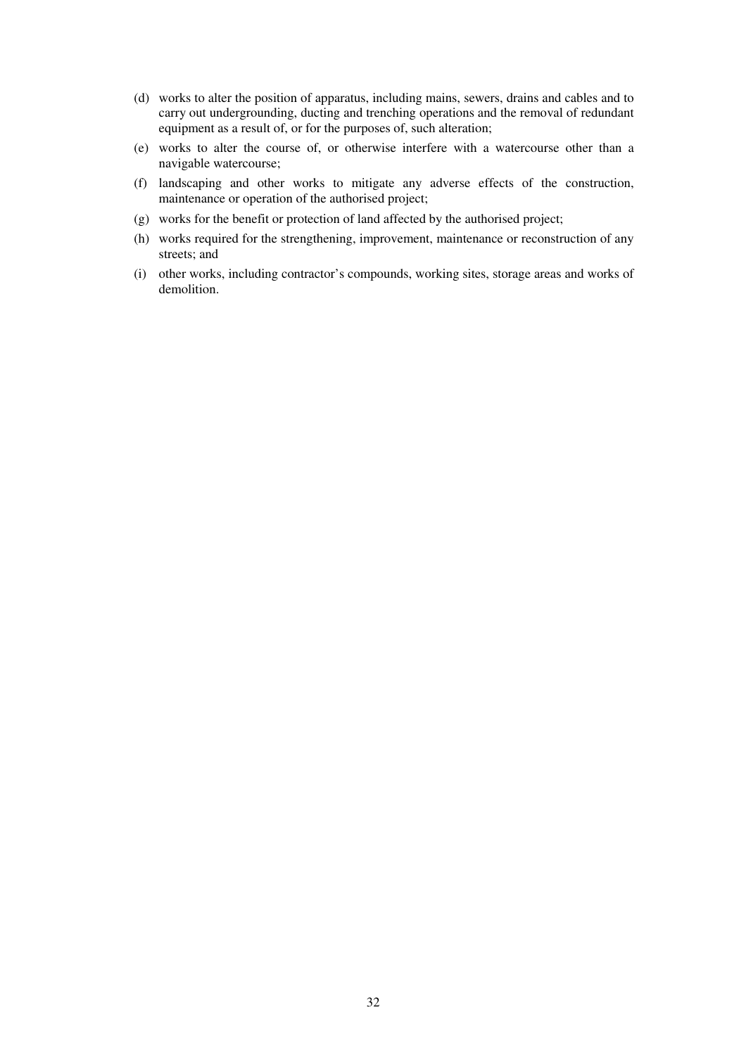(d) works to alter the position of apparatus, including mains, sewers, drains and cables and to carry out undergrounding, ducting and trenching operations and the removal of redundant equipment as a result of, or for the purposes of, such alteration;

(e) works to alter the course of, or otherwise interfere with a watercourse other than a navigable watercourse;

(f) landscaping and other works to mitigate any adverse effects of the construction, maintenance or operation of the authorised project;

(g) works for the benefit or protection of land affected by the authorised project;

(h) works required for the strengthening, improvement, maintenance or reconstruction of any streets; and

(i) other works, including contractor's compounds, working sites, storage areas and works of demolition.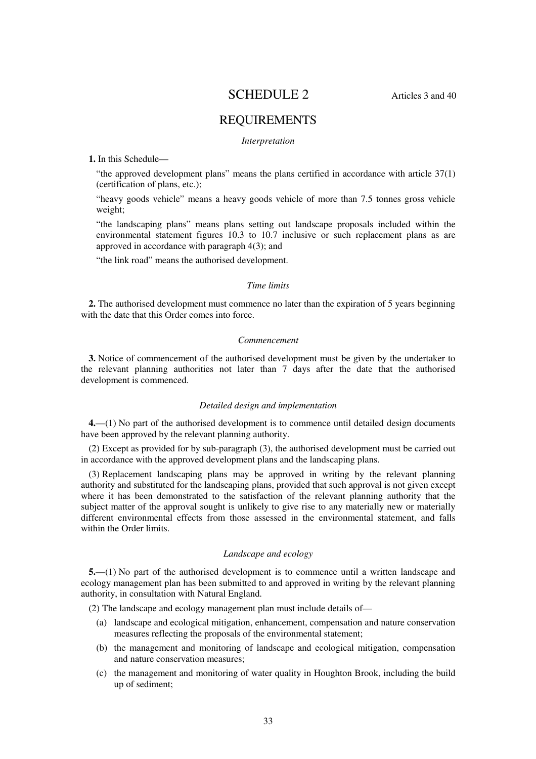# SCHEDULE 2

Articles 3 and 40

## REQUIREMENTS

*Interpretation*

**1.** In this Schedule—

"the approved development plans" means the plans certified in accordance with article 37(1) (certification of plans, etc.);

"heavy goods vehicle" means a heavy goods vehicle of more than 7.5 tonnes gross vehicle weight;

"the landscaping plans" means plans setting out landscape proposals included within the environmental statement figures 10.3 to 10.7 inclusive or such replacement plans as are approved in accordance with paragraph 4(3); and

"the link road" means the authorised development.

*Time limits*

**2.** The authorised development must commence no later than the expiration of 5 years beginning with the date that this Order comes into force.

*Commencement*

**3.** Notice of commencement of the authorised development must be given by the undertaker to the relevant planning authorities not later than 7 days after the date that the authorised development is commenced.

*Detailed design and implementation*

**4.**—(1) No part of the authorised development is to commence until detailed design documents have been approved by the relevant planning authority.

(2) Except as provided for by sub-paragraph (3), the authorised development must be carried out in accordance with the approved development plans and the landscaping plans.

(3) Replacement landscaping plans may be approved in writing by the relevant planning authority and substituted for the landscaping plans, provided that such approval is not given except where it has been demonstrated to the satisfaction of the relevant planning authority that the subject matter of the approval sought is unlikely to give rise to any materially new or materially different environmental effects from those assessed in the environmental statement, and falls within the Order limits.

*Landscape and ecology*

**5.**—(1) No part of the authorised development is to commence until a written landscape and ecology management plan has been submitted to and approved in writing by the relevant planning authority, in consultation with Natural England.

(2) The landscape and ecology management plan must include details of—

(a) landscape and ecological mitigation, enhancement, compensation and nature conservation measures reflecting the proposals of the environmental statement;

(b) the management and monitoring of landscape and ecological mitigation, compensation and nature conservation measures;

(c) the management and monitoring of water quality in Houghton Brook, including the build up of sediment;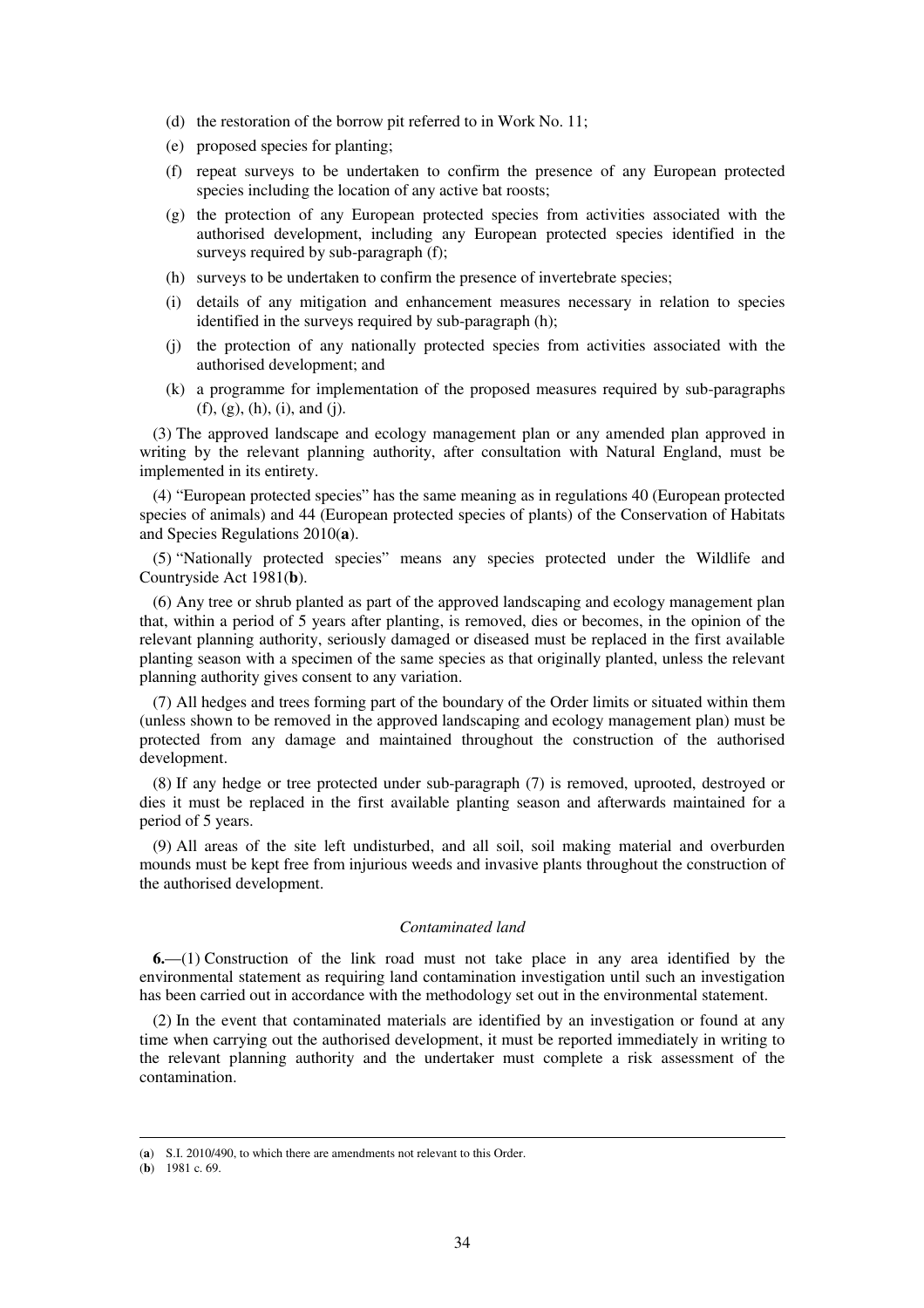(d) the restoration of the borrow pit referred to in Work No. 11;

(e) proposed species for planting;

(f) repeat surveys to be undertaken to confirm the presence of any European protected species including the location of any active bat roosts;

(g) the protection of any European protected species from activities associated with the authorised development, including any European protected species identified in the surveys required by sub-paragraph (f);

(h) surveys to be undertaken to confirm the presence of invertebrate species;

(i) details of any mitigation and enhancement measures necessary in relation to species identified in the surveys required by sub-paragraph (h);

(j) the protection of any nationally protected species from activities associated with the authorised development; and

(k) a programme for implementation of the proposed measures required by sub-paragraphs (f), (g), (h), (i), and (j).

(3) The approved landscape and ecology management plan or any amended plan approved in writing by the relevant planning authority, after consultation with Natural England, must be implemented in its entirety.

(4) "European protected species" has the same meaning as in regulations 40 (European protected species of animals) and 44 (European protected species of plants) of the Conservation of Habitats and Species Regulations 2010(**a**).

(5) "Nationally protected species" means any species protected under the Wildlife and Countryside Act 1981(**b**).

(6) Any tree or shrub planted as part of the approved landscaping and ecology management plan that, within a period of 5 years after planting, is removed, dies or becomes, in the opinion of the relevant planning authority, seriously damaged or diseased must be replaced in the first available planting season with a specimen of the same species as that originally planted, unless the relevant planning authority gives consent to any variation.

(7) All hedges and trees forming part of the boundary of the Order limits or situated within them (unless shown to be removed in the approved landscaping and ecology management plan) must be protected from any damage and maintained throughout the construction of the authorised development.

(8) If any hedge or tree protected under sub-paragraph (7) is removed, uprooted, destroyed or dies it must be replaced in the first available planting season and afterwards maintained for a period of 5 years.

(9) All areas of the site left undisturbed, and all soil, soil making material and overburden mounds must be kept free from injurious weeds and invasive plants throughout the construction of the authorised development.

*Contaminated land*

**6.**—(1) Construction of the link road must not take place in any area identified by the environmental statement as requiring land contamination investigation until such an investigation has been carried out in accordance with the methodology set out in the environmental statement.

(2) In the event that contaminated materials are identified by an investigation or found at any time when carrying out the authorised development, it must be reported immediately in writing to the relevant planning authority and the undertaker must complete a risk assessment of the contamination.

---

(**a**) S.I. 2010/490, to which there are amendments not relevant to this Order.

(**b**) 1981 c. 69.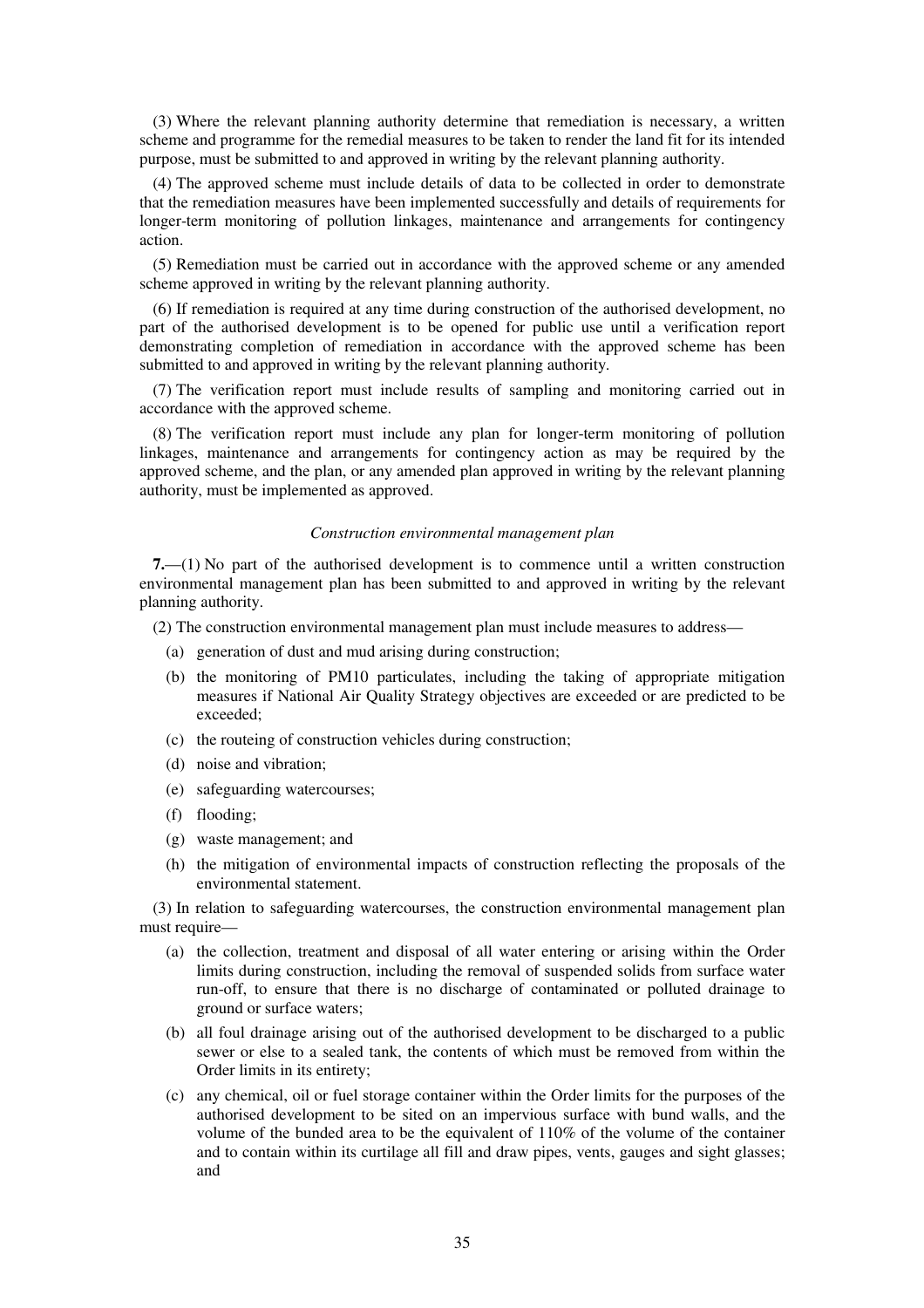(3) Where the relevant planning authority determine that remediation is necessary, a written scheme and programme for the remedial measures to be taken to render the land fit for its intended purpose, must be submitted to and approved in writing by the relevant planning authority.

(4) The approved scheme must include details of data to be collected in order to demonstrate that the remediation measures have been implemented successfully and details of requirements for longer-term monitoring of pollution linkages, maintenance and arrangements for contingency action.

(5) Remediation must be carried out in accordance with the approved scheme or any amended scheme approved in writing by the relevant planning authority.

(6) If remediation is required at any time during construction of the authorised development, no part of the authorised development is to be opened for public use until a verification report demonstrating completion of remediation in accordance with the approved scheme has been submitted to and approved in writing by the relevant planning authority.

(7) The verification report must include results of sampling and monitoring carried out in accordance with the approved scheme.

(8) The verification report must include any plan for longer-term monitoring of pollution linkages, maintenance and arrangements for contingency action as may be required by the approved scheme, and the plan, or any amended plan approved in writing by the relevant planning authority, must be implemented as approved.

*Construction environmental management plan*

**7.**—(1) No part of the authorised development is to commence until a written construction environmental management plan has been submitted to and approved in writing by the relevant planning authority.

(2) The construction environmental management plan must include measures to address—

(a) generation of dust and mud arising during construction;

(b) the monitoring of PM10 particulates, including the taking of appropriate mitigation measures if National Air Quality Strategy objectives are exceeded or are predicted to be exceeded;

(c) the routeing of construction vehicles during construction;

(d) noise and vibration;

(e) safeguarding watercourses;

(f) flooding;

(g) waste management; and

(h) the mitigation of environmental impacts of construction reflecting the proposals of the environmental statement.

(3) In relation to safeguarding watercourses, the construction environmental management plan must require—

(a) the collection, treatment and disposal of all water entering or arising within the Order limits during construction, including the removal of suspended solids from surface water run-off, to ensure that there is no discharge of contaminated or polluted drainage to ground or surface waters;

(b) all foul drainage arising out of the authorised development to be discharged to a public sewer or else to a sealed tank, the contents of which must be removed from within the Order limits in its entirety;

(c) any chemical, oil or fuel storage container within the Order limits for the purposes of the authorised development to be sited on an impervious surface with bund walls, and the volume of the bunded area to be the equivalent of 110% of the volume of the container and to contain within its curtilage all fill and draw pipes, vents, gauges and sight glasses; and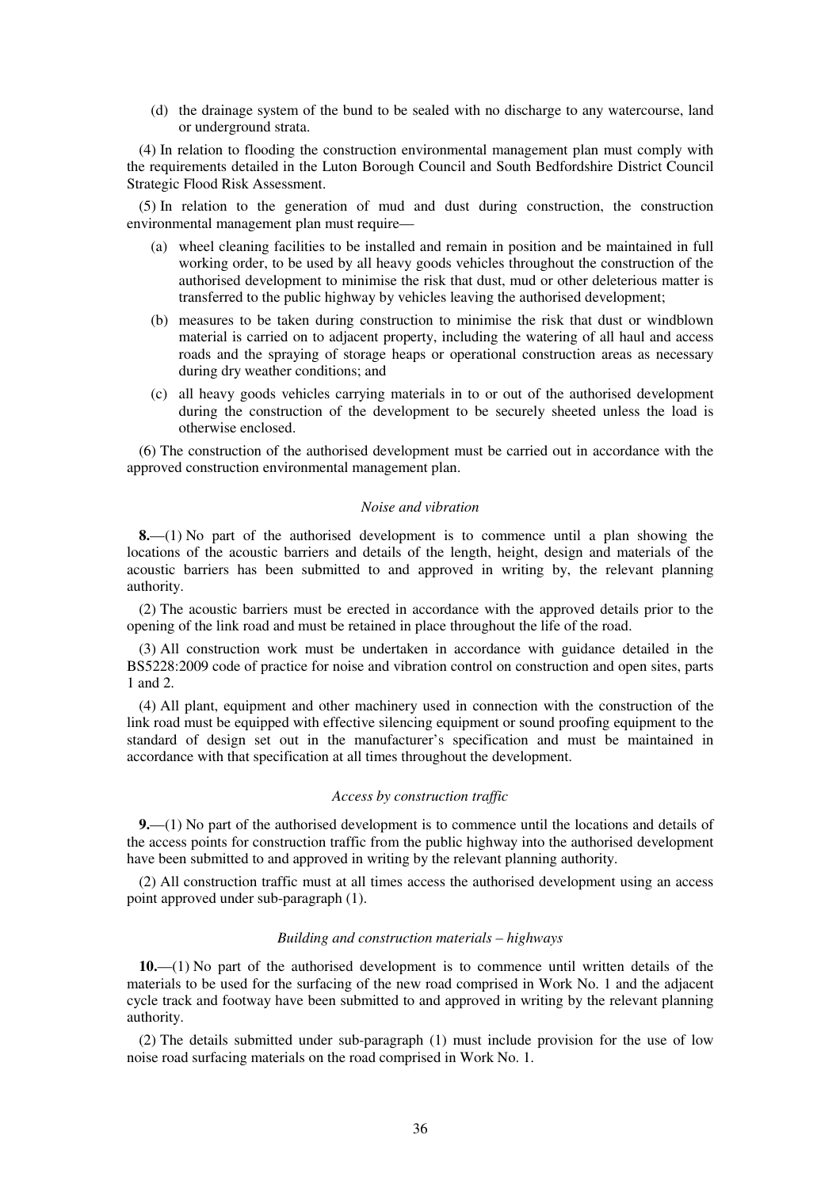(d) the drainage system of the bund to be sealed with no discharge to any watercourse, land or underground strata.

(4) In relation to flooding the construction environmental management plan must comply with the requirements detailed in the Luton Borough Council and South Bedfordshire District Council Strategic Flood Risk Assessment.

(5) In relation to the generation of mud and dust during construction, the construction environmental management plan must require—

(a) wheel cleaning facilities to be installed and remain in position and be maintained in full working order, to be used by all heavy goods vehicles throughout the construction of the authorised development to minimise the risk that dust, mud or other deleterious matter is transferred to the public highway by vehicles leaving the authorised development;

(b) measures to be taken during construction to minimise the risk that dust or windblown material is carried on to adjacent property, including the watering of all haul and access roads and the spraying of storage heaps or operational construction areas as necessary during dry weather conditions; and

(c) all heavy goods vehicles carrying materials in to or out of the authorised development during the construction of the development to be securely sheeted unless the load is otherwise enclosed.

(6) The construction of the authorised development must be carried out in accordance with the approved construction environmental management plan.

*Noise and vibration*

**8.**—(1) No part of the authorised development is to commence until a plan showing the locations of the acoustic barriers and details of the length, height, design and materials of the acoustic barriers has been submitted to and approved in writing by, the relevant planning authority.

(2) The acoustic barriers must be erected in accordance with the approved details prior to the opening of the link road and must be retained in place throughout the life of the road.

(3) All construction work must be undertaken in accordance with guidance detailed in the BS5228:2009 code of practice for noise and vibration control on construction and open sites, parts 1 and 2.

(4) All plant, equipment and other machinery used in connection with the construction of the link road must be equipped with effective silencing equipment or sound proofing equipment to the standard of design set out in the manufacturer's specification and must be maintained in accordance with that specification at all times throughout the development.

*Access by construction traffic*

**9.**—(1) No part of the authorised development is to commence until the locations and details of the access points for construction traffic from the public highway into the authorised development have been submitted to and approved in writing by the relevant planning authority.

(2) All construction traffic must at all times access the authorised development using an access point approved under sub-paragraph (1).

*Building and construction materials – highways*

**10.**—(1) No part of the authorised development is to commence until written details of the materials to be used for the surfacing of the new road comprised in Work No. 1 and the adjacent cycle track and footway have been submitted to and approved in writing by the relevant planning authority.

(2) The details submitted under sub-paragraph (1) must include provision for the use of low noise road surfacing materials on the road comprised in Work No. 1.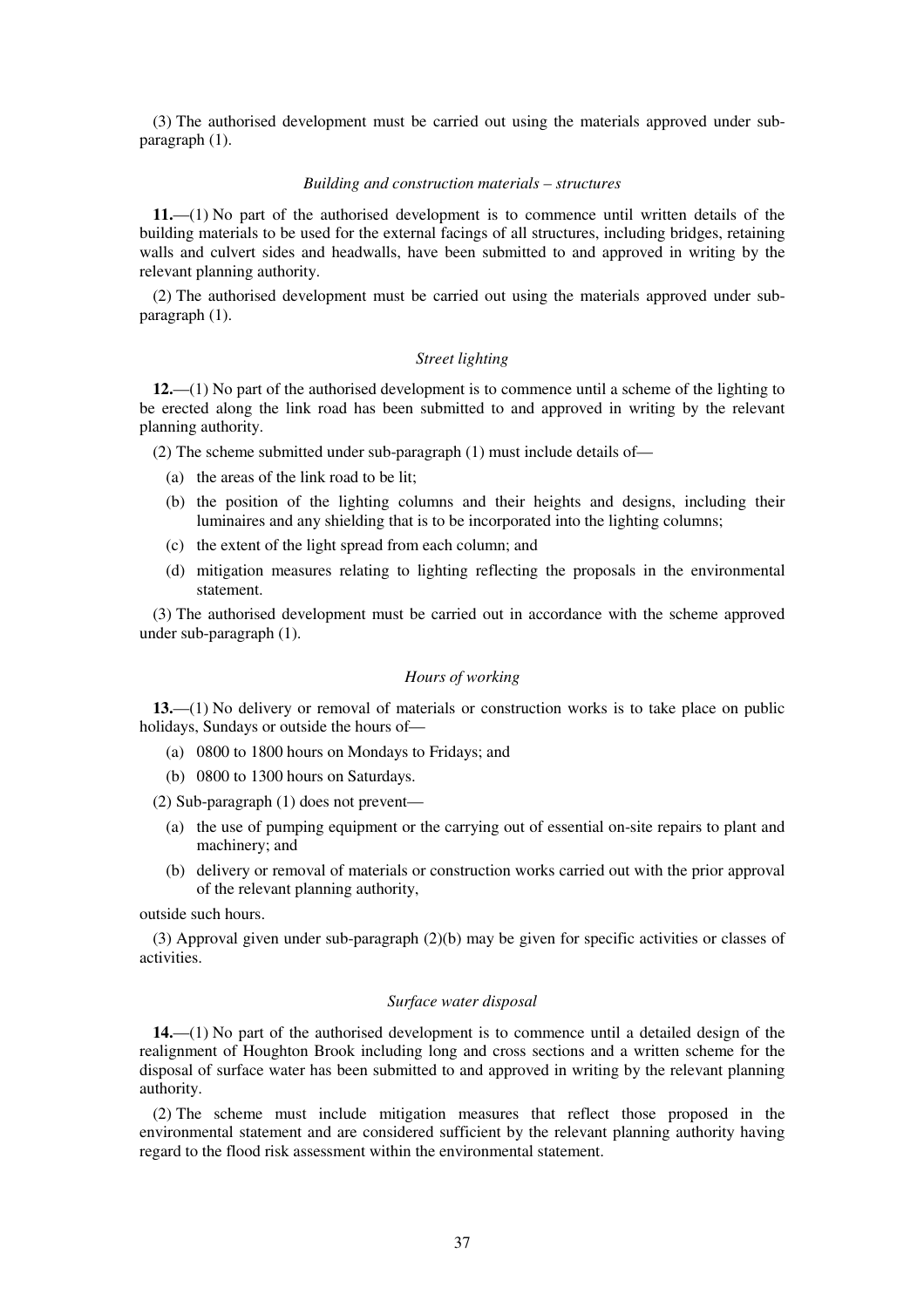(3) The authorised development must be carried out using the materials approved under sub-paragraph (1).

*Building and construction materials – structures*

**11.**—(1) No part of the authorised development is to commence until written details of the building materials to be used for the external facings of all structures, including bridges, retaining walls and culvert sides and headwalls, have been submitted to and approved in writing by the relevant planning authority.

(2) The authorised development must be carried out using the materials approved under sub-paragraph (1).

*Street lighting*

**12.**—(1) No part of the authorised development is to commence until a scheme of the lighting to be erected along the link road has been submitted to and approved in writing by the relevant planning authority.

(2) The scheme submitted under sub-paragraph (1) must include details of—

(a) the areas of the link road to be lit;

(b) the position of the lighting columns and their heights and designs, including their luminaires and any shielding that is to be incorporated into the lighting columns;

(c) the extent of the light spread from each column; and

(d) mitigation measures relating to lighting reflecting the proposals in the environmental statement.

(3) The authorised development must be carried out in accordance with the scheme approved under sub-paragraph (1).

*Hours of working*

**13.**—(1) No delivery or removal of materials or construction works is to take place on public holidays, Sundays or outside the hours of—

(a) 0800 to 1800 hours on Mondays to Fridays; and

(b) 0800 to 1300 hours on Saturdays.

(2) Sub-paragraph (1) does not prevent—

(a) the use of pumping equipment or the carrying out of essential on-site repairs to plant and machinery; and

(b) delivery or removal of materials or construction works carried out with the prior approval of the relevant planning authority,

outside such hours.

(3) Approval given under sub-paragraph (2)(b) may be given for specific activities or classes of activities.

*Surface water disposal*

**14.**—(1) No part of the authorised development is to commence until a detailed design of the realignment of Houghton Brook including long and cross sections and a written scheme for the disposal of surface water has been submitted to and approved in writing by the relevant planning authority.

(2) The scheme must include mitigation measures that reflect those proposed in the environmental statement and are considered sufficient by the relevant planning authority having regard to the flood risk assessment within the environmental statement.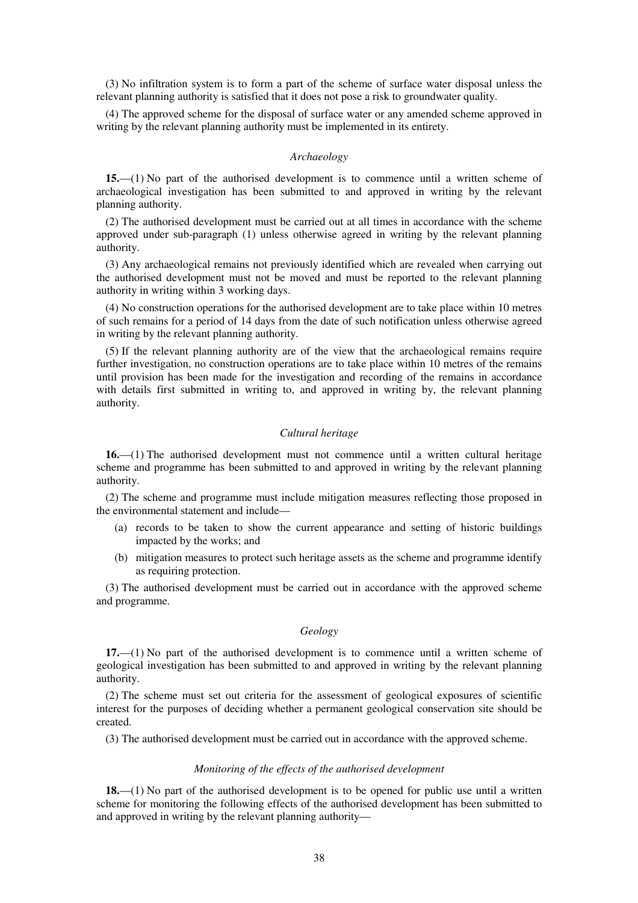(3) No infiltration system is to form a part of the scheme of surface water disposal unless the relevant planning authority is satisfied that it does not pose a risk to groundwater quality.

(4) The approved scheme for the disposal of surface water or any amended scheme approved in writing by the relevant planning authority must be implemented in its entirety.

*Archaeology*

**15.**—(1) No part of the authorised development is to commence until a written scheme of archaeological investigation has been submitted to and approved in writing by the relevant planning authority.

(2) The authorised development must be carried out at all times in accordance with the scheme approved under sub-paragraph (1) unless otherwise agreed in writing by the relevant planning authority.

(3) Any archaeological remains not previously identified which are revealed when carrying out the authorised development must not be moved and must be reported to the relevant planning authority in writing within 3 working days.

(4) No construction operations for the authorised development are to take place within 10 metres of such remains for a period of 14 days from the date of such notification unless otherwise agreed in writing by the relevant planning authority.

(5) If the relevant planning authority are of the view that the archaeological remains require further investigation, no construction operations are to take place within 10 metres of the remains until provision has been made for the investigation and recording of the remains in accordance with details first submitted in writing to, and approved in writing by, the relevant planning authority.

*Cultural heritage*

**16.**—(1) The authorised development must not commence until a written cultural heritage scheme and programme has been submitted to and approved in writing by the relevant planning authority.

(2) The scheme and programme must include mitigation measures reflecting those proposed in the environmental statement and include—

(a) records to be taken to show the current appearance and setting of historic buildings impacted by the works; and

(b) mitigation measures to protect such heritage assets as the scheme and programme identify as requiring protection.

(3) The authorised development must be carried out in accordance with the approved scheme and programme.

*Geology*

**17.**—(1) No part of the authorised development is to commence until a written scheme of geological investigation has been submitted to and approved in writing by the relevant planning authority.

(2) The scheme must set out criteria for the assessment of geological exposures of scientific interest for the purposes of deciding whether a permanent geological conservation site should be created.

(3) The authorised development must be carried out in accordance with the approved scheme.

*Monitoring of the effects of the authorised development*

**18.**—(1) No part of the authorised development is to be opened for public use until a written scheme for monitoring the following effects of the authorised development has been submitted to and approved in writing by the relevant planning authority—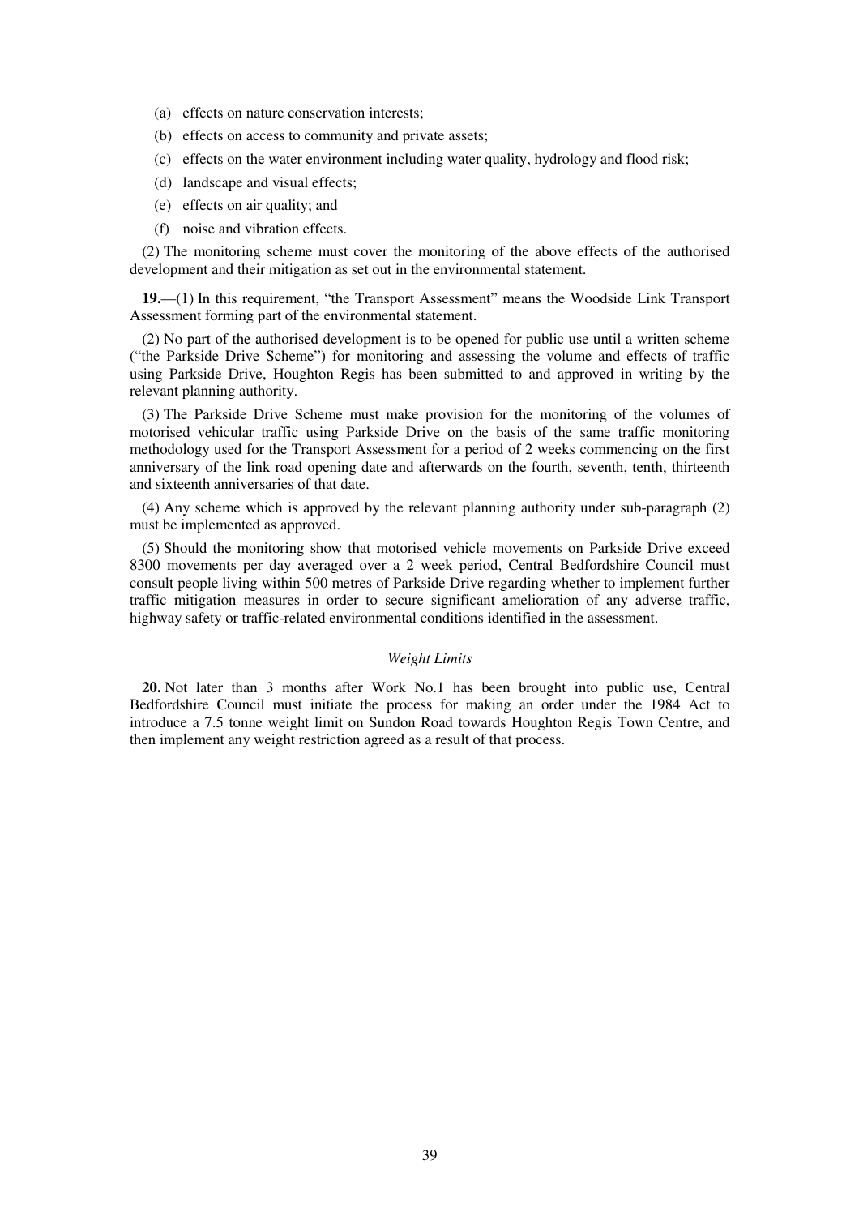(a) effects on nature conservation interests;

(b) effects on access to community and private assets;

(c) effects on the water environment including water quality, hydrology and flood risk;

(d) landscape and visual effects;

(e) effects on air quality; and

(f) noise and vibration effects.

(2) The monitoring scheme must cover the monitoring of the above effects of the authorised development and their mitigation as set out in the environmental statement.

**19.**—(1) In this requirement, "the Transport Assessment" means the Woodside Link Transport Assessment forming part of the environmental statement.

(2) No part of the authorised development is to be opened for public use until a written scheme ("the Parkside Drive Scheme") for monitoring and assessing the volume and effects of traffic using Parkside Drive, Houghton Regis has been submitted to and approved in writing by the relevant planning authority.

(3) The Parkside Drive Scheme must make provision for the monitoring of the volumes of motorised vehicular traffic using Parkside Drive on the basis of the same traffic monitoring methodology used for the Transport Assessment for a period of 2 weeks commencing on the first anniversary of the link road opening date and afterwards on the fourth, seventh, tenth, thirteenth and sixteenth anniversaries of that date.

(4) Any scheme which is approved by the relevant planning authority under sub-paragraph (2) must be implemented as approved.

(5) Should the monitoring show that motorised vehicle movements on Parkside Drive exceed 8300 movements per day averaged over a 2 week period, Central Bedfordshire Council must consult people living within 500 metres of Parkside Drive regarding whether to implement further traffic mitigation measures in order to secure significant amelioration of any adverse traffic, highway safety or traffic-related environmental conditions identified in the assessment.

*Weight Limits*

**20.** Not later than 3 months after Work No.1 has been brought into public use, Central Bedfordshire Council must initiate the process for making an order under the 1984 Act to introduce a 7.5 tonne weight limit on Sundon Road towards Houghton Regis Town Centre, and then implement any weight restriction agreed as a result of that process.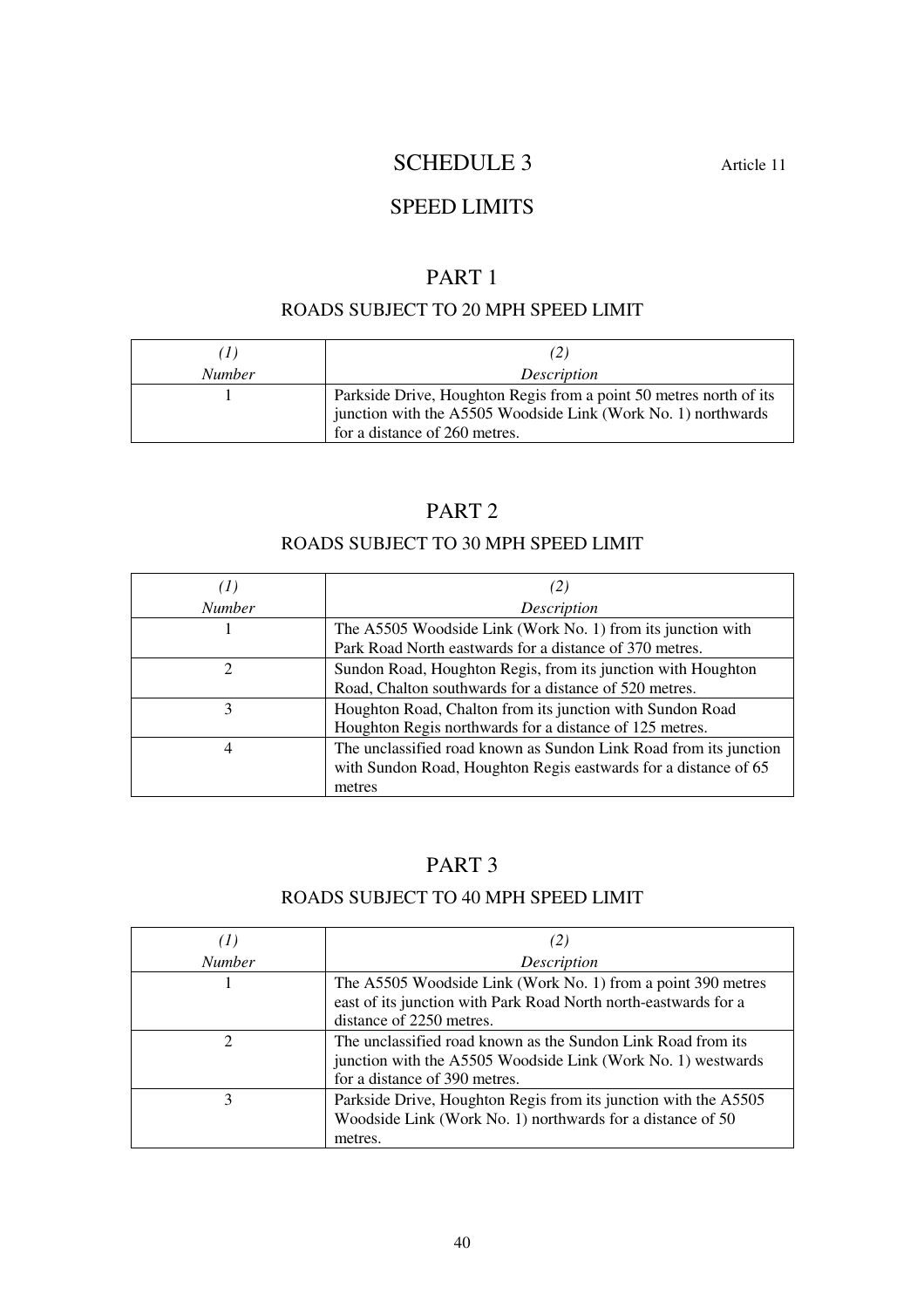# SCHEDULE 3

Article 11

## SPEED LIMITS

### PART 1

#### ROADS SUBJECT TO 20 MPH SPEED LIMIT

| *(1)* *Number* | *(2)* *Description* |
|---|---|
| 1 | Parkside Drive, Houghton Regis from a point 50 metres north of its junction with the A5505 Woodside Link (Work No. 1) northwards for a distance of 260 metres. |

### PART 2

#### ROADS SUBJECT TO 30 MPH SPEED LIMIT

| *(1)* *Number* | *(2)* *Description* |
|---|---|
| 1 | The A5505 Woodside Link (Work No. 1) from its junction with Park Road North eastwards for a distance of 370 metres. |
| 2 | Sundon Road, Houghton Regis, from its junction with Houghton Road, Chalton southwards for a distance of 520 metres. |
| 3 | Houghton Road, Chalton from its junction with Sundon Road Houghton Regis northwards for a distance of 125 metres. |
| 4 | The unclassified road known as Sundon Link Road from its junction with Sundon Road, Houghton Regis eastwards for a distance of 65 metres |

### PART 3

#### ROADS SUBJECT TO 40 MPH SPEED LIMIT

| *(1)* *Number* | *(2)* *Description* |
|---|---|
| 1 | The A5505 Woodside Link (Work No. 1) from a point 390 metres east of its junction with Park Road North north-eastwards for a distance of 2250 metres. |
| 2 | The unclassified road known as the Sundon Link Road from its junction with the A5505 Woodside Link (Work No. 1) westwards for a distance of 390 metres. |
| 3 | Parkside Drive, Houghton Regis from its junction with the A5505 Woodside Link (Work No. 1) northwards for a distance of 50 metres. |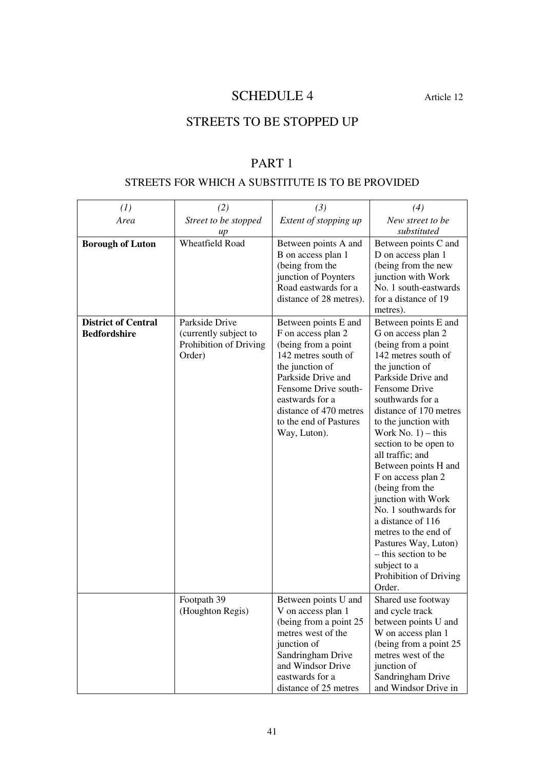# SCHEDULE 4

Article 12

## STREETS TO BE STOPPED UP

## PART 1

### STREETS FOR WHICH A SUBSTITUTE IS TO BE PROVIDED

| *(1)* *Area* | *(2)* *Street to be stopped up* | *(3)* *Extent of stopping up* | *(4)* *New street to be substituted* |
|---|---|---|---|
| **Borough of Luton** | Wheatfield Road | Between points A and B on access plan 1 (being from the junction of Poynters Road eastwards for a distance of 28 metres). | Between points C and D on access plan 1 (being from the new junction with Work No. 1 south-eastwards for a distance of 19 metres). |
| **District of Central Bedfordshire** | Parkside Drive (currently subject to Prohibition of Driving Order) | Between points E and F on access plan 2 (being from a point 142 metres south of the junction of Parkside Drive and Fensome Drive south-eastwards for a distance of 470 metres to the end of Pastures Way, Luton). | Between points E and G on access plan 2 (being from a point 142 metres south of the junction of Parkside Drive and Fensome Drive southwards for a distance of 170 metres to the junction with Work No. 1) – this section to be open to all traffic; and Between points H and F on access plan 2 (being from the junction with Work No. 1 southwards for a distance of 116 metres to the end of Pastures Way, Luton) – this section to be subject to a Prohibition of Driving Order. |
| | Footpath 39 (Houghton Regis) | Between points U and V on access plan 1 (being from a point 25 metres west of the junction of Sandringham Drive and Windsor Drive eastwards for a distance of 25 metres | Shared use footway and cycle track between points U and W on access plan 1 (being from a point 25 metres west of the junction of Sandringham Drive and Windsor Drive in |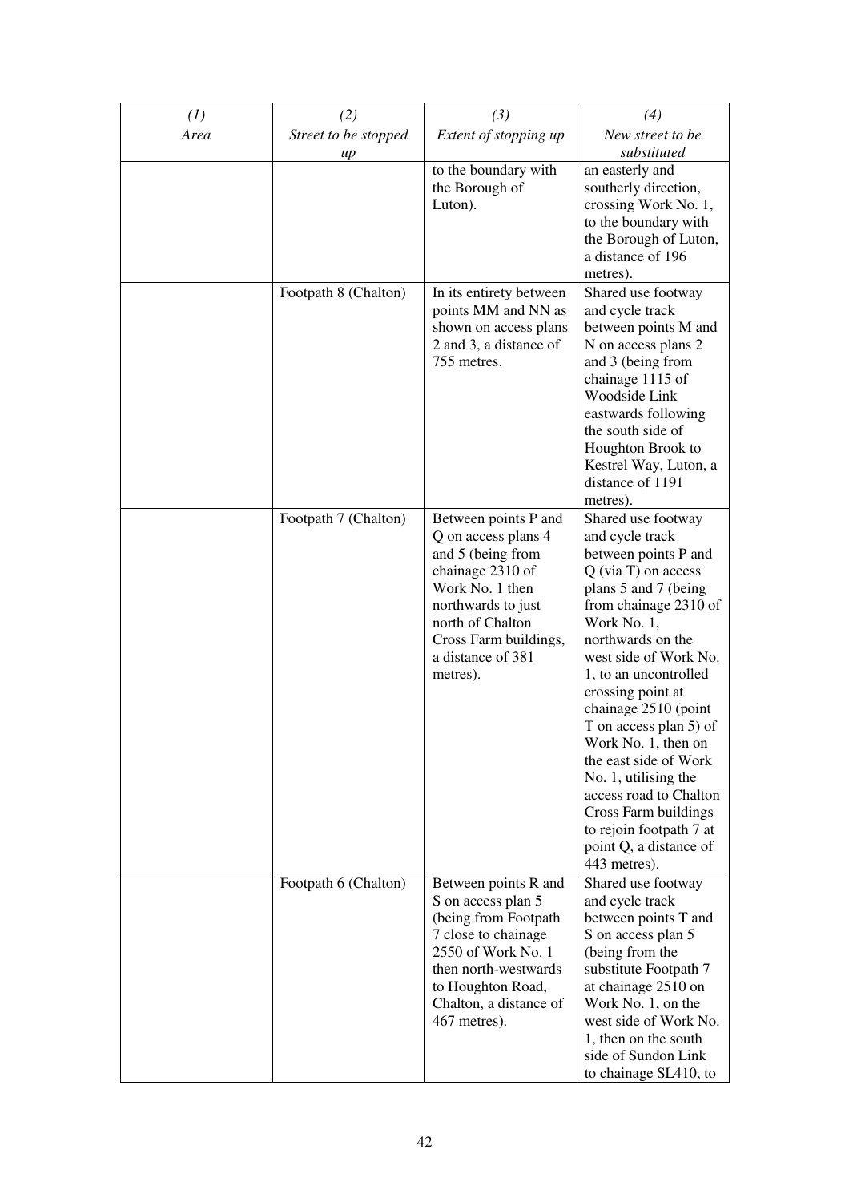| (1)<br>*Area* | (2)<br>*Street to be stopped up* | (3)<br>*Extent of stopping up* | (4)<br>*New street to be substituted* |
|---|---|---|---|
| | | to the boundary with the Borough of Luton). | an easterly and southerly direction, crossing Work No. 1, to the boundary with the Borough of Luton, a distance of 196 metres). |
| | Footpath 8 (Chalton) | In its entirety between points MM and NN as shown on access plans 2 and 3, a distance of 755 metres. | Shared use footway and cycle track between points M and N on access plans 2 and 3 (being from chainage 1115 of Woodside Link eastwards following the south side of Houghton Brook to Kestrel Way, Luton, a distance of 1191 metres). |
| | Footpath 7 (Chalton) | Between points P and Q on access plans 4 and 5 (being from chainage 2310 of Work No. 1 then northwards to just north of Chalton Cross Farm buildings, a distance of 381 metres). | Shared use footway and cycle track between points P and Q (via T) on access plans 5 and 7 (being from chainage 2310 of Work No. 1, northwards on the west side of Work No. 1, to an uncontrolled crossing point at chainage 2510 (point T on access plan 5) of Work No. 1, then on the east side of Work No. 1, utilising the access road to Chalton Cross Farm buildings to rejoin footpath 7 at point Q, a distance of 443 metres). |
| | Footpath 6 (Chalton) | Between points R and S on access plan 5 (being from Footpath 7 close to chainage 2550 of Work No. 1 then north-westwards to Houghton Road, Chalton, a distance of 467 metres). | Shared use footway and cycle track between points T and S on access plan 5 (being from the substitute Footpath 7 at chainage 2510 on Work No. 1, on the west side of Work No. 1, then on the south side of Sundon Link to chainage SL410, to |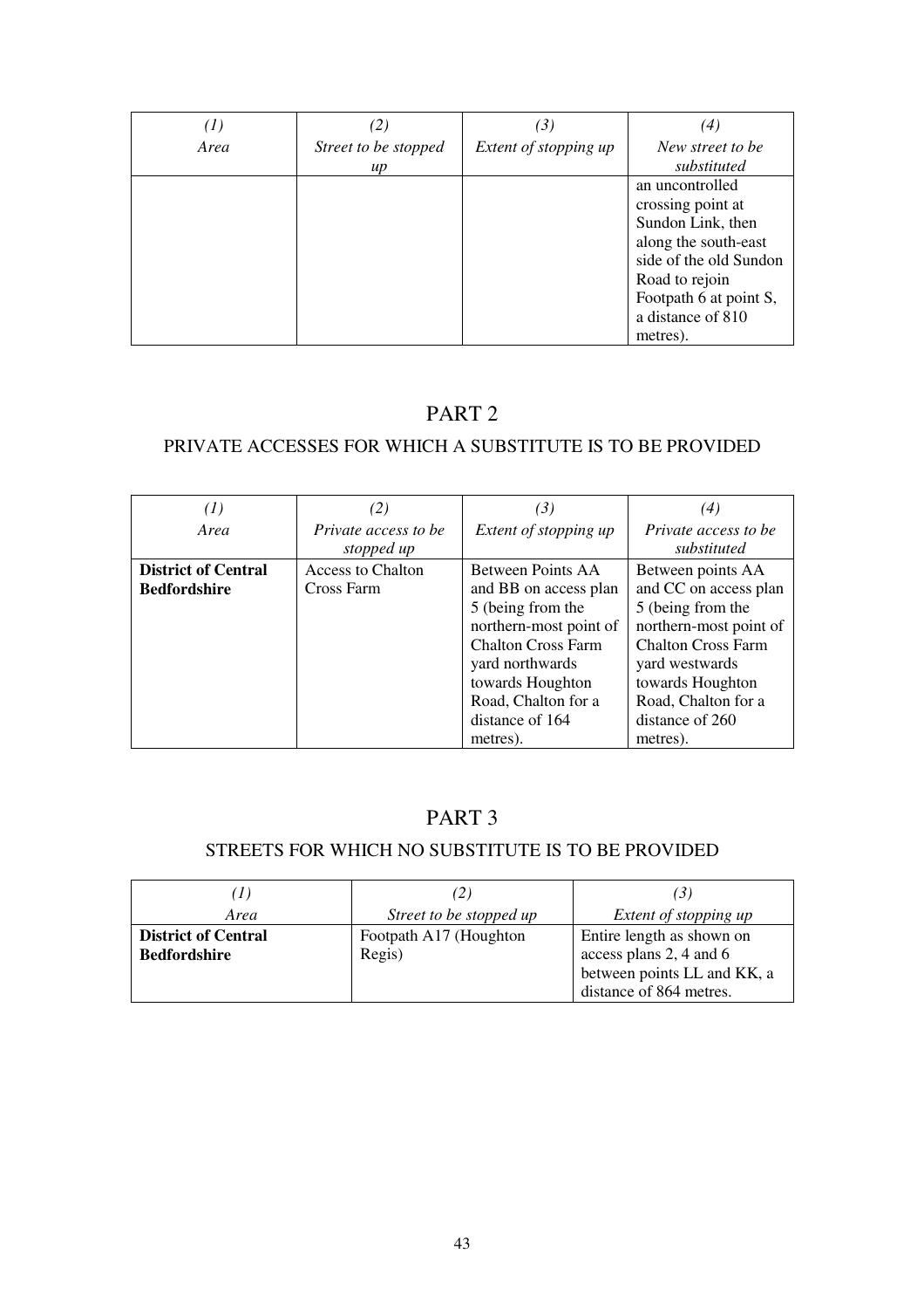| (1) Area | (2) Street to be stopped up | (3) Extent of stopping up | (4) New street to be substituted |
|---|---|---|---|
| | | | an uncontrolled crossing point at Sundon Link, then along the south-east side of the old Sundon Road to rejoin Footpath 6 at point S, a distance of 810 metres). |

## PART 2

### PRIVATE ACCESSES FOR WHICH A SUBSTITUTE IS TO BE PROVIDED

| (1) Area | (2) Private access to be stopped up | (3) Extent of stopping up | (4) Private access to be substituted |
|---|---|---|---|
| **District of Central Bedfordshire** | Access to Chalton Cross Farm | Between Points AA and BB on access plan 5 (being from the northern-most point of Chalton Cross Farm yard northwards towards Houghton Road, Chalton for a distance of 164 metres). | Between points AA and CC on access plan 5 (being from the northern-most point of Chalton Cross Farm yard westwards towards Houghton Road, Chalton for a distance of 260 metres). |

## PART 3

### STREETS FOR WHICH NO SUBSTITUTE IS TO BE PROVIDED

| (1) Area | (2) Street to be stopped up | (3) Extent of stopping up |
|---|---|---|
| **District of Central Bedfordshire** | Footpath A17 (Houghton Regis) | Entire length as shown on access plans 2, 4 and 6 between points LL and KK, a distance of 864 metres. |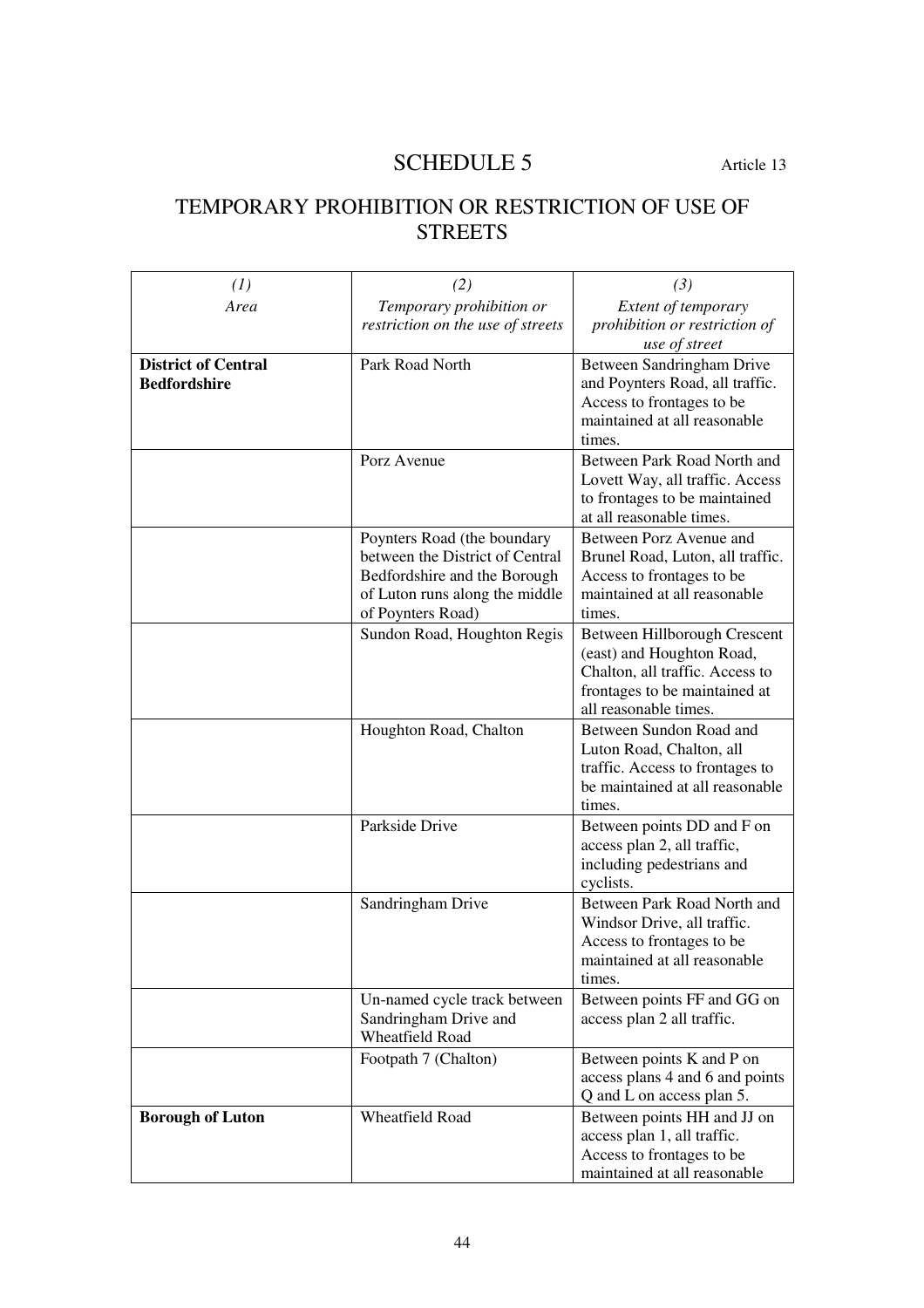# SCHEDULE 5

Article 13

## TEMPORARY PROHIBITION OR RESTRICTION OF USE OF STREETS

| *(1)* *Area* | *(2)* *Temporary prohibition or restriction on the use of streets* | *(3)* *Extent of temporary prohibition or restriction of use of street* |
|---|---|---|
| **District of Central Bedfordshire** | Park Road North | Between Sandringham Drive and Poynters Road, all traffic. Access to frontages to be maintained at all reasonable times. |
| | Porz Avenue | Between Park Road North and Lovett Way, all traffic. Access to frontages to be maintained at all reasonable times. |
| | Poynters Road (the boundary between the District of Central Bedfordshire and the Borough of Luton runs along the middle of Poynters Road) | Between Porz Avenue and Brunel Road, Luton, all traffic. Access to frontages to be maintained at all reasonable times. |
| | Sundon Road, Houghton Regis | Between Hillborough Crescent (east) and Houghton Road, Chalton, all traffic. Access to frontages to be maintained at all reasonable times. |
| | Houghton Road, Chalton | Between Sundon Road and Luton Road, Chalton, all traffic. Access to frontages to be maintained at all reasonable times. |
| | Parkside Drive | Between points DD and F on access plan 2, all traffic, including pedestrians and cyclists. |
| | Sandringham Drive | Between Park Road North and Windsor Drive, all traffic. Access to frontages to be maintained at all reasonable times. |
| | Un-named cycle track between Sandringham Drive and Wheatfield Road | Between points FF and GG on access plan 2 all traffic. |
| | Footpath 7 (Chalton) | Between points K and P on access plans 4 and 6 and points Q and L on access plan 5. |
| **Borough of Luton** | Wheatfield Road | Between points HH and JJ on access plan 1, all traffic. Access to frontages to be maintained at all reasonable |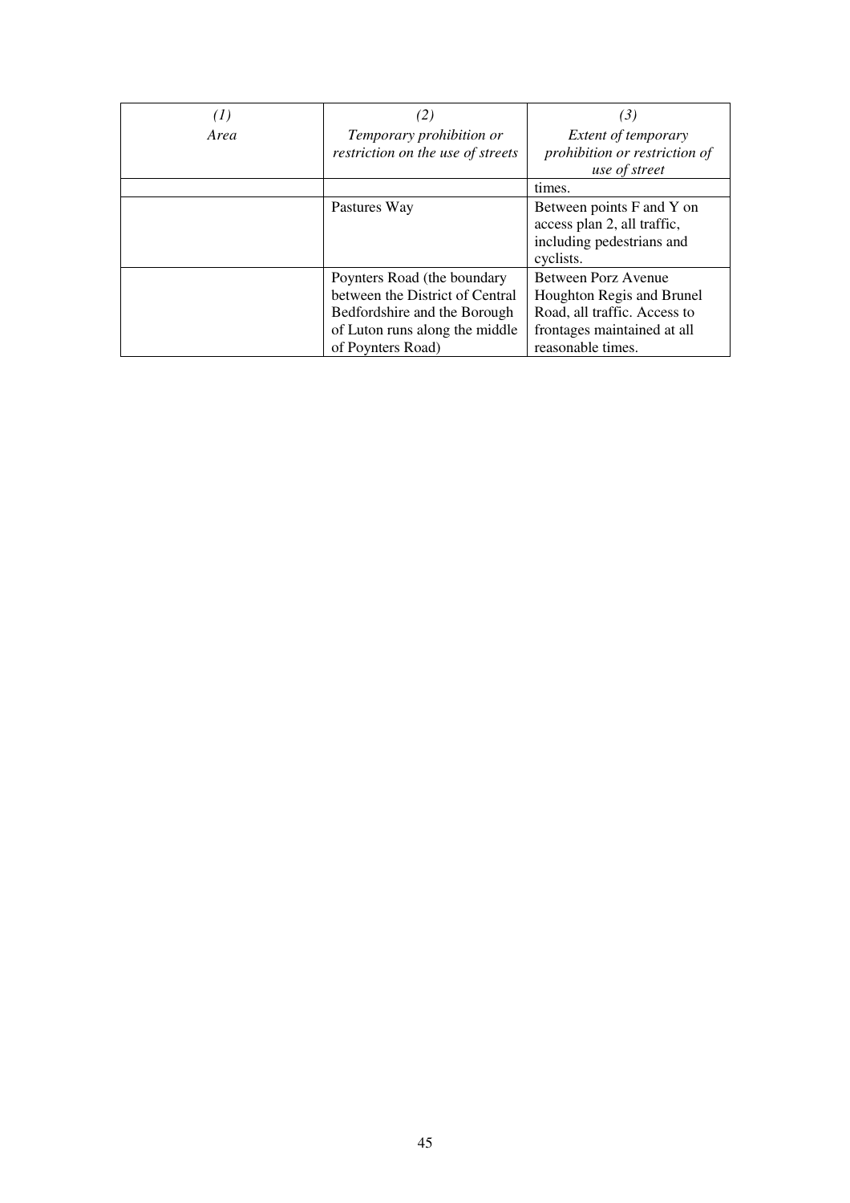| *(1)* *Area* | *(2)* *Temporary prohibition or restriction on the use of streets* | *(3)* *Extent of temporary prohibition or restriction of use of street* |
|---|---|---|
| | | times. |
| | Pastures Way | Between points F and Y on access plan 2, all traffic, including pedestrians and cyclists. |
| | Poynters Road (the boundary between the District of Central Bedfordshire and the Borough of Luton runs along the middle of Poynters Road) | Between Porz Avenue Houghton Regis and Brunel Road, all traffic. Access to frontages maintained at all reasonable times. |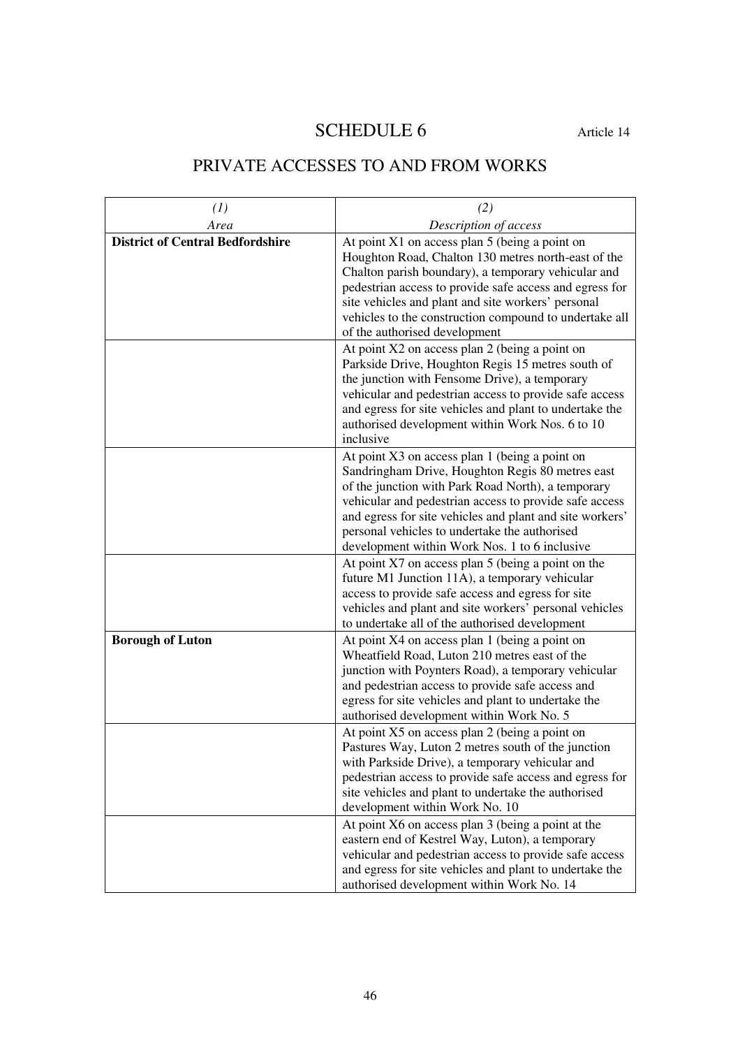# SCHEDULE 6

Article 14

## PRIVATE ACCESSES TO AND FROM WORKS

| *(1)* *Area* | *(2)* *Description of access* |
|---|---|
| **District of Central Bedfordshire** | At point X1 on access plan 5 (being a point on Houghton Road, Chalton 130 metres north-east of the Chalton parish boundary), a temporary vehicular and pedestrian access to provide safe access and egress for site vehicles and plant and site workers' personal vehicles to the construction compound to undertake all of the authorised development |
| | At point X2 on access plan 2 (being a point on Parkside Drive, Houghton Regis 15 metres south of the junction with Fensome Drive), a temporary vehicular and pedestrian access to provide safe access and egress for site vehicles and plant to undertake the authorised development within Work Nos. 6 to 10 inclusive |
| | At point X3 on access plan 1 (being a point on Sandringham Drive, Houghton Regis 80 metres east of the junction with Park Road North), a temporary vehicular and pedestrian access to provide safe access and egress for site vehicles and plant and site workers' personal vehicles to undertake the authorised development within Work Nos. 1 to 6 inclusive |
| | At point X7 on access plan 5 (being a point on the future M1 Junction 11A), a temporary vehicular access to provide safe access and egress for site vehicles and plant and site workers' personal vehicles to undertake all of the authorised development |
| **Borough of Luton** | At point X4 on access plan 1 (being a point on Wheatfield Road, Luton 210 metres east of the junction with Poynters Road), a temporary vehicular and pedestrian access to provide safe access and egress for site vehicles and plant to undertake the authorised development within Work No. 5 |
| | At point X5 on access plan 2 (being a point on Pastures Way, Luton 2 metres south of the junction with Parkside Drive), a temporary vehicular and pedestrian access to provide safe access and egress for site vehicles and plant to undertake the authorised development within Work No. 10 |
| | At point X6 on access plan 3 (being a point at the eastern end of Kestrel Way, Luton), a temporary vehicular and pedestrian access to provide safe access and egress for site vehicles and plant to undertake the authorised development within Work No. 14 |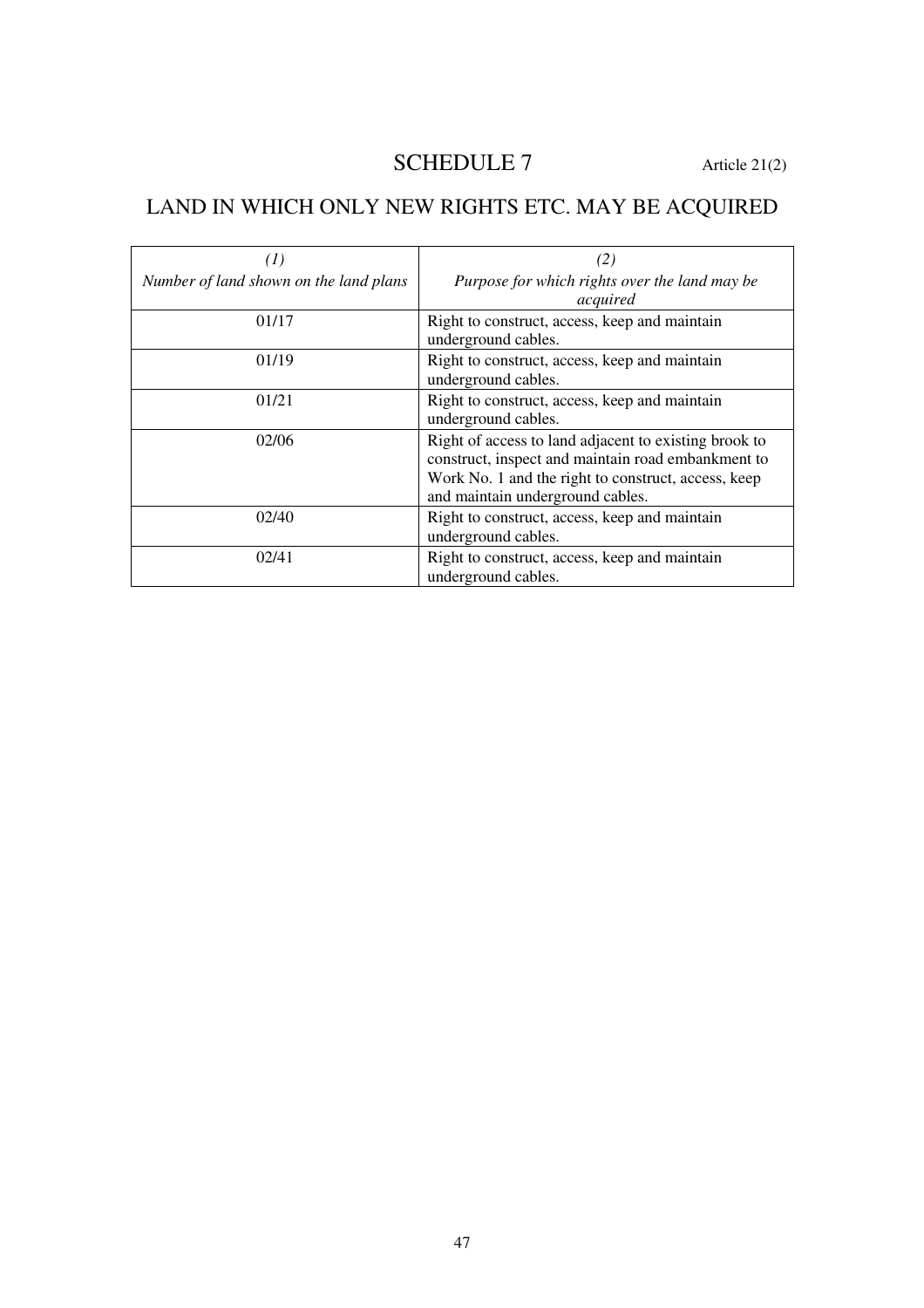# SCHEDULE 7

Article 21(2)

## LAND IN WHICH ONLY NEW RIGHTS ETC. MAY BE ACQUIRED

| *(1)*<br>*Number of land shown on the land plans* | *(2)*<br>*Purpose for which rights over the land may be acquired* |
|---|---|
| 01/17 | Right to construct, access, keep and maintain underground cables. |
| 01/19 | Right to construct, access, keep and maintain underground cables. |
| 01/21 | Right to construct, access, keep and maintain underground cables. |
| 02/06 | Right of access to land adjacent to existing brook to construct, inspect and maintain road embankment to Work No. 1 and the right to construct, access, keep and maintain underground cables. |
| 02/40 | Right to construct, access, keep and maintain underground cables. |
| 02/41 | Right to construct, access, keep and maintain underground cables. |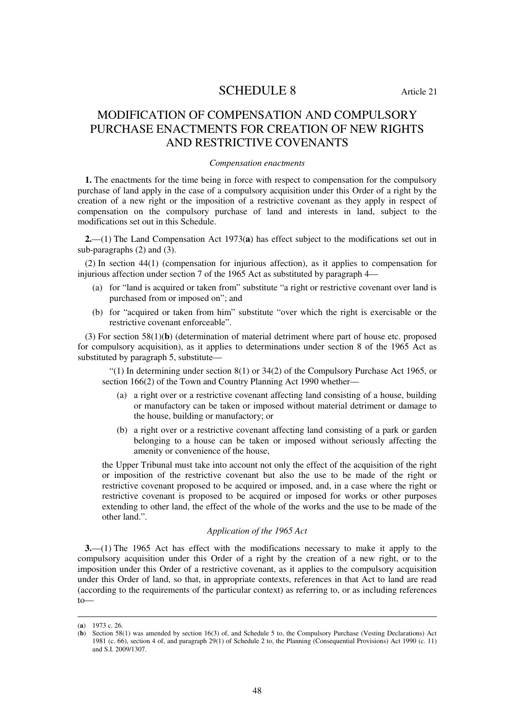# SCHEDULE 8

Article 21

## MODIFICATION OF COMPENSATION AND COMPULSORY PURCHASE ENACTMENTS FOR CREATION OF NEW RIGHTS AND RESTRICTIVE COVENANTS

*Compensation enactments*

**1.** The enactments for the time being in force with respect to compensation for the compulsory purchase of land apply in the case of a compulsory acquisition under this Order of a right by the creation of a new right or the imposition of a restrictive covenant as they apply in respect of compensation on the compulsory purchase of land and interests in land, subject to the modifications set out in this Schedule.

**2.**—(1) The Land Compensation Act 1973(**a**) has effect subject to the modifications set out in sub-paragraphs (2) and (3).

(2) In section 44(1) (compensation for injurious affection), as it applies to compensation for injurious affection under section 7 of the 1965 Act as substituted by paragraph 4—

(a) for "land is acquired or taken from" substitute "a right or restrictive covenant over land is purchased from or imposed on"; and

(b) for "acquired or taken from him" substitute "over which the right is exercisable or the restrictive covenant enforceable".

(3) For section 58(1)(**b**) (determination of material detriment where part of house etc. proposed for compulsory acquisition), as it applies to determinations under section 8 of the 1965 Act as substituted by paragraph 5, substitute—

> "(1) In determining under section 8(1) or 34(2) of the Compulsory Purchase Act 1965, or section 166(2) of the Town and Country Planning Act 1990 whether—
>
> (a) a right over or a restrictive covenant affecting land consisting of a house, building or manufactory can be taken or imposed without material detriment or damage to the house, building or manufactory; or
>
> (b) a right over or a restrictive covenant affecting land consisting of a park or garden belonging to a house can be taken or imposed without seriously affecting the amenity or convenience of the house,
>
> the Upper Tribunal must take into account not only the effect of the acquisition of the right or imposition of the restrictive covenant but also the use to be made of the right or restrictive covenant proposed to be acquired or imposed, and, in a case where the right or restrictive covenant is proposed to be acquired or imposed for works or other purposes extending to other land, the effect of the whole of the works and the use to be made of the other land.".

*Application of the 1965 Act*

**3.**—(1) The 1965 Act has effect with the modifications necessary to make it apply to the compulsory acquisition under this Order of a right by the creation of a new right, or to the imposition under this Order of a restrictive covenant, as it applies to the compulsory acquisition under this Order of land, so that, in appropriate contexts, references in that Act to land are read (according to the requirements of the particular context) as referring to, or as including references to—

---

(**a**) 1973 c. 26.

(**b**) Section 58(1) was amended by section 16(3) of, and Schedule 5 to, the Compulsory Purchase (Vesting Declarations) Act 1981 (c. 66), section 4 of, and paragraph 29(1) of Schedule 2 to, the Planning (Consequential Provisions) Act 1990 (c. 11) and S.I. 2009/1307.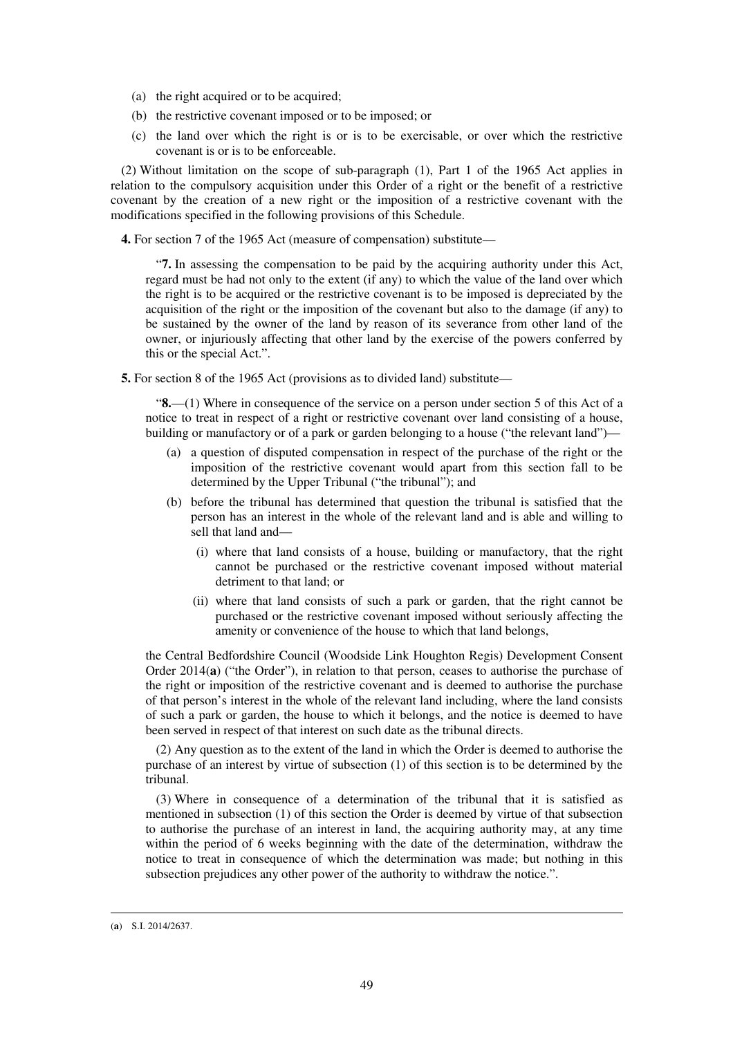(a) the right acquired or to be acquired;

(b) the restrictive covenant imposed or to be imposed; or

(c) the land over which the right is or is to be exercisable, or over which the restrictive covenant is or is to be enforceable.

(2) Without limitation on the scope of sub-paragraph (1), Part 1 of the 1965 Act applies in relation to the compulsory acquisition under this Order of a right or the benefit of a restrictive covenant by the creation of a new right or the imposition of a restrictive covenant with the modifications specified in the following provisions of this Schedule.

**4.** For section 7 of the 1965 Act (measure of compensation) substitute—

> "**7.** In assessing the compensation to be paid by the acquiring authority under this Act, regard must be had not only to the extent (if any) to which the value of the land over which the right is to be acquired or the restrictive covenant is to be imposed is depreciated by the acquisition of the right or the imposition of the covenant but also to the damage (if any) to be sustained by the owner of the land by reason of its severance from other land of the owner, or injuriously affecting that other land by the exercise of the powers conferred by this or the special Act.".

**5.** For section 8 of the 1965 Act (provisions as to divided land) substitute—

> "**8.**—(1) Where in consequence of the service on a person under section 5 of this Act of a notice to treat in respect of a right or restrictive covenant over land consisting of a house, building or manufactory or of a park or garden belonging to a house ("the relevant land")—
>
> (a) a question of disputed compensation in respect of the purchase of the right or the imposition of the restrictive covenant would apart from this section fall to be determined by the Upper Tribunal ("the tribunal"); and
>
> (b) before the tribunal has determined that question the tribunal is satisfied that the person has an interest in the whole of the relevant land and is able and willing to sell that land and—
>
> (i) where that land consists of a house, building or manufactory, that the right cannot be purchased or the restrictive covenant imposed without material detriment to that land; or
>
> (ii) where that land consists of such a park or garden, that the right cannot be purchased or the restrictive covenant imposed without seriously affecting the amenity or convenience of the house to which that land belongs,
>
> the Central Bedfordshire Council (Woodside Link Houghton Regis) Development Consent Order 2014([a]) ("the Order"), in relation to that person, ceases to authorise the purchase of the right or imposition of the restrictive covenant and is deemed to authorise the purchase of that person's interest in the whole of the relevant land including, where the land consists of such a park or garden, the house to which it belongs, and the notice is deemed to have been served in respect of that interest on such date as the tribunal directs.
>
> (2) Any question as to the extent of the land in which the Order is deemed to authorise the purchase of an interest by virtue of subsection (1) of this section is to be determined by the tribunal.
>
> (3) Where in consequence of a determination of the tribunal that it is satisfied as mentioned in subsection (1) of this section the Order is deemed by virtue of that subsection to authorise the purchase of an interest in land, the acquiring authority may, at any time within the period of 6 weeks beginning with the date of the determination, withdraw the notice to treat in consequence of which the determination was made; but nothing in this subsection prejudices any other power of the authority to withdraw the notice.".

---

([a]) S.I. 2014/2637.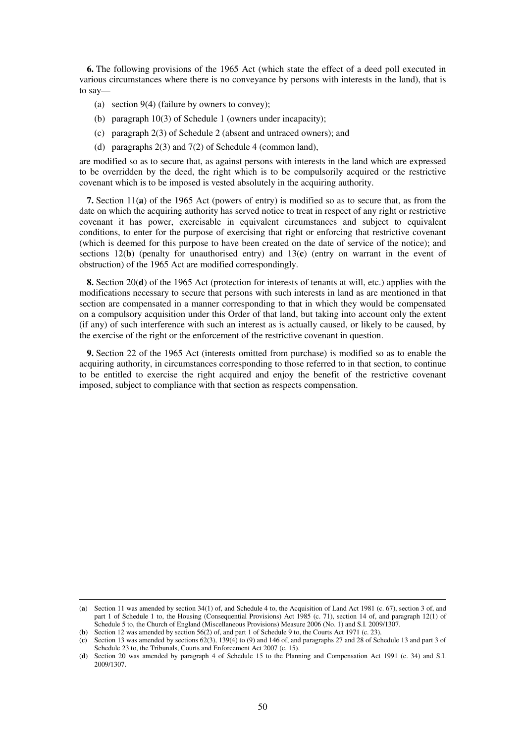**6.** The following provisions of the 1965 Act (which state the effect of a deed poll executed in various circumstances where there is no conveyance by persons with interests in the land), that is to say—

(a) section 9(4) (failure by owners to convey);

(b) paragraph 10(3) of Schedule 1 (owners under incapacity);

(c) paragraph 2(3) of Schedule 2 (absent and untraced owners); and

(d) paragraphs 2(3) and 7(2) of Schedule 4 (common land),

are modified so as to secure that, as against persons with interests in the land which are expressed to be overridden by the deed, the right which is to be compulsorily acquired or the restrictive covenant which is to be imposed is vested absolutely in the acquiring authority.

**7.** Section 11(**a**) of the 1965 Act (powers of entry) is modified so as to secure that, as from the date on which the acquiring authority has served notice to treat in respect of any right or restrictive covenant it has power, exercisable in equivalent circumstances and subject to equivalent conditions, to enter for the purpose of exercising that right or enforcing that restrictive covenant (which is deemed for this purpose to have been created on the date of service of the notice); and sections 12(**b**) (penalty for unauthorised entry) and 13(**c**) (entry on warrant in the event of obstruction) of the 1965 Act are modified correspondingly.

**8.** Section 20(**d**) of the 1965 Act (protection for interests of tenants at will, etc.) applies with the modifications necessary to secure that persons with such interests in land as are mentioned in that section are compensated in a manner corresponding to that in which they would be compensated on a compulsory acquisition under this Order of that land, but taking into account only the extent (if any) of such interference with such an interest as is actually caused, or likely to be caused, by the exercise of the right or the enforcement of the restrictive covenant in question.

**9.** Section 22 of the 1965 Act (interests omitted from purchase) is modified so as to enable the acquiring authority, in circumstances corresponding to those referred to in that section, to continue to be entitled to exercise the right acquired and enjoy the benefit of the restrictive covenant imposed, subject to compliance with that section as respects compensation.

---

(**a**) Section 11 was amended by section 34(1) of, and Schedule 4 to, the Acquisition of Land Act 1981 (c. 67), section 3 of, and part 1 of Schedule 1 to, the Housing (Consequential Provisions) Act 1985 (c. 71), section 14 of, and paragraph 12(1) of Schedule 5 to, the Church of England (Miscellaneous Provisions) Measure 2006 (No. 1) and S.I. 2009/1307.

(**b**) Section 12 was amended by section 56(2) of, and part 1 of Schedule 9 to, the Courts Act 1971 (c. 23).

(**c**) Section 13 was amended by sections 62(3), 139(4) to (9) and 146 of, and paragraphs 27 and 28 of Schedule 13 and part 3 of Schedule 23 to, the Tribunals, Courts and Enforcement Act 2007 (c. 15).

(**d**) Section 20 was amended by paragraph 4 of Schedule 15 to the Planning and Compensation Act 1991 (c. 34) and S.I. 2009/1307.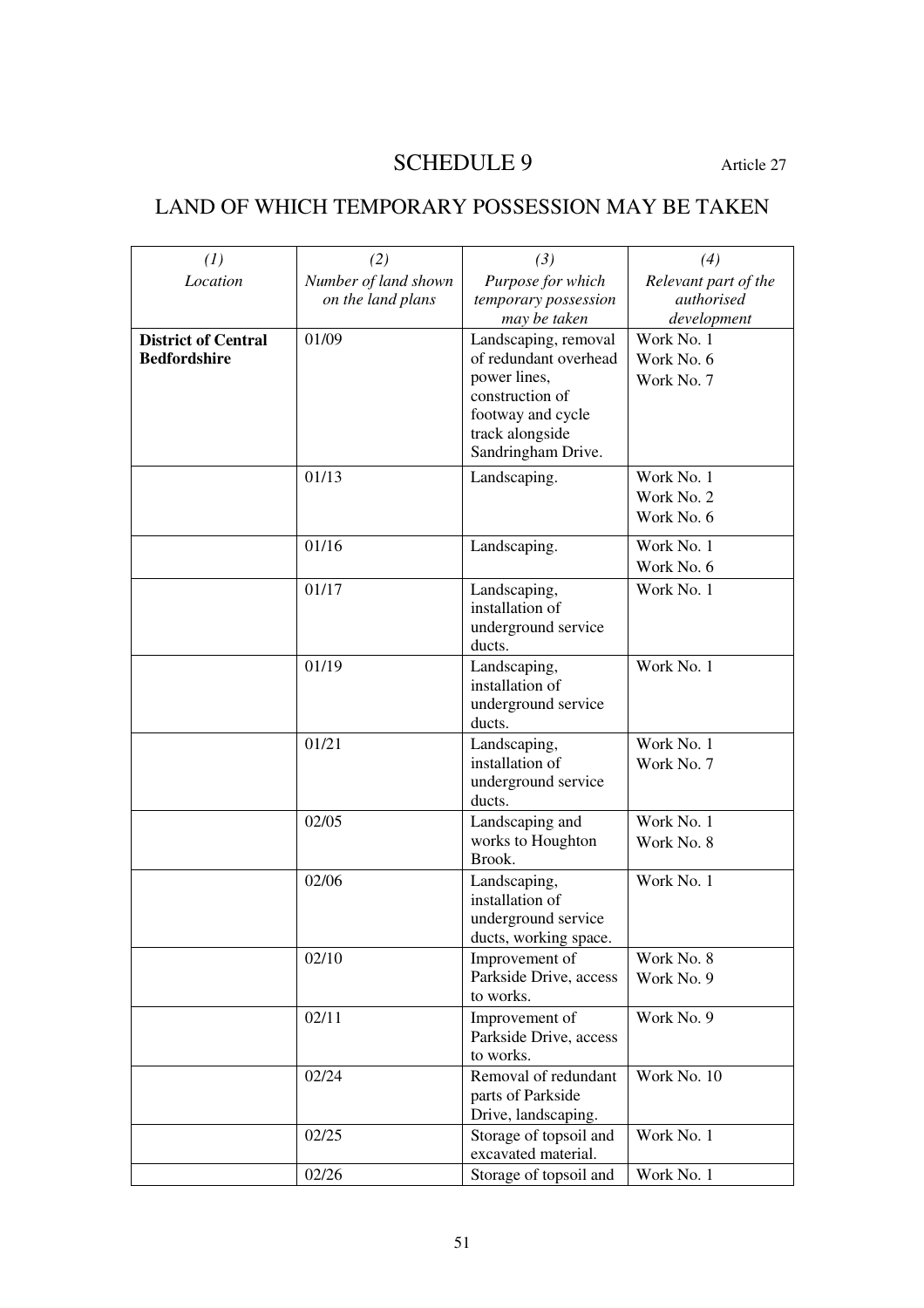# SCHEDULE 9

Article 27

## LAND OF WHICH TEMPORARY POSSESSION MAY BE TAKEN

| *(1)* *Location* | *(2)* *Number of land shown on the land plans* | *(3)* *Purpose for which temporary possession may be taken* | *(4)* *Relevant part of the authorised development* |
|---|---|---|---|
| **District of Central Bedfordshire** | 01/09 | Landscaping, removal of redundant overhead power lines, construction of footway and cycle track alongside Sandringham Drive. | Work No. 1 Work No. 6 Work No. 7 |
| | 01/13 | Landscaping. | Work No. 1 Work No. 2 Work No. 6 |
| | 01/16 | Landscaping. | Work No. 1 Work No. 6 |
| | 01/17 | Landscaping, installation of underground service ducts. | Work No. 1 |
| | 01/19 | Landscaping, installation of underground service ducts. | Work No. 1 |
| | 01/21 | Landscaping, installation of underground service ducts. | Work No. 1 Work No. 7 |
| | 02/05 | Landscaping and works to Houghton Brook. | Work No. 1 Work No. 8 |
| | 02/06 | Landscaping, installation of underground service ducts, working space. | Work No. 1 |
| | 02/10 | Improvement of Parkside Drive, access to works. | Work No. 8 Work No. 9 |
| | 02/11 | Improvement of Parkside Drive, access to works. | Work No. 9 |
| | 02/24 | Removal of redundant parts of Parkside Drive, landscaping. | Work No. 10 |
| | 02/25 | Storage of topsoil and excavated material. | Work No. 1 |
| | 02/26 | Storage of topsoil and | Work No. 1 |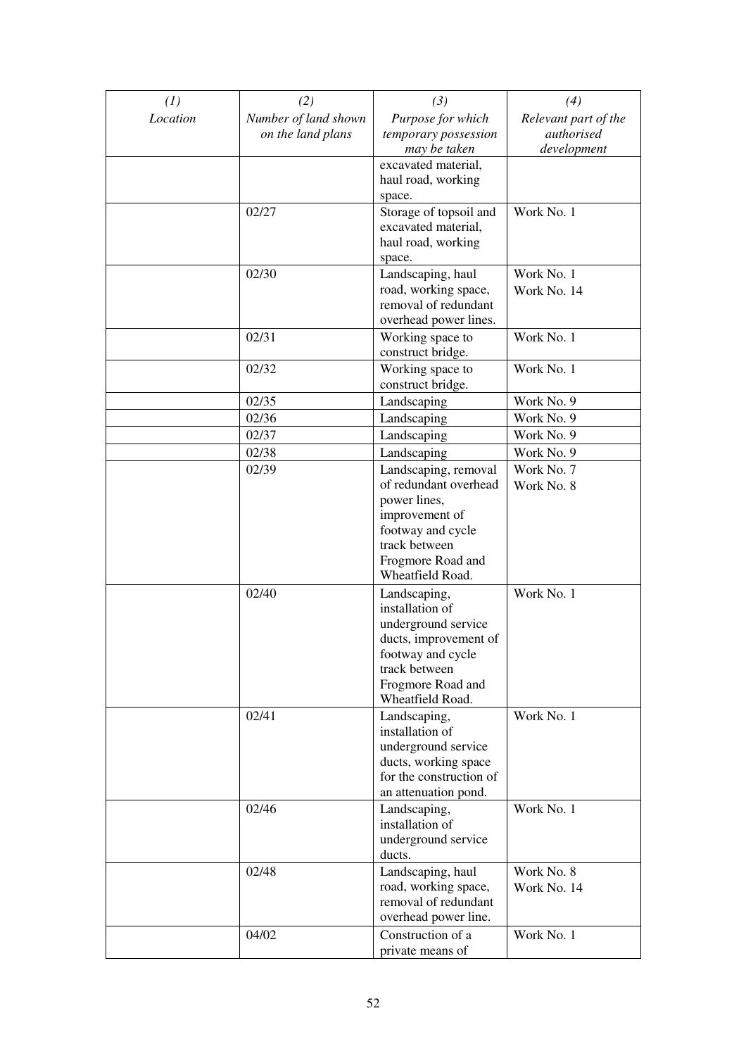| *(1)* *Location* | *(2)* *Number of land shown on the land plans* | *(3)* *Purpose for which temporary possession may be taken* | *(4)* *Relevant part of the authorised development* |
|---|---|---|---|
| | | excavated material, haul road, working space. | |
| | 02/27 | Storage of topsoil and excavated material, haul road, working space. | Work No. 1 |
| | 02/30 | Landscaping, haul road, working space, removal of redundant overhead power lines. | Work No. 1 Work No. 14 |
| | 02/31 | Working space to construct bridge. | Work No. 1 |
| | 02/32 | Working space to construct bridge. | Work No. 1 |
| | 02/35 | Landscaping | Work No. 9 |
| | 02/36 | Landscaping | Work No. 9 |
| | 02/37 | Landscaping | Work No. 9 |
| | 02/38 | Landscaping | Work No. 9 |
| | 02/39 | Landscaping, removal of redundant overhead power lines, improvement of footway and cycle track between Frogmore Road and Wheatfield Road. | Work No. 7 Work No. 8 |
| | 02/40 | Landscaping, installation of underground service ducts, improvement of footway and cycle track between Frogmore Road and Wheatfield Road. | Work No. 1 |
| | 02/41 | Landscaping, installation of underground service ducts, working space for the construction of an attenuation pond. | Work No. 1 |
| | 02/46 | Landscaping, installation of underground service ducts. | Work No. 1 |
| | 02/48 | Landscaping, haul road, working space, removal of redundant overhead power line. | Work No. 8 Work No. 14 |
| | 04/02 | Construction of a private means of | Work No. 1 |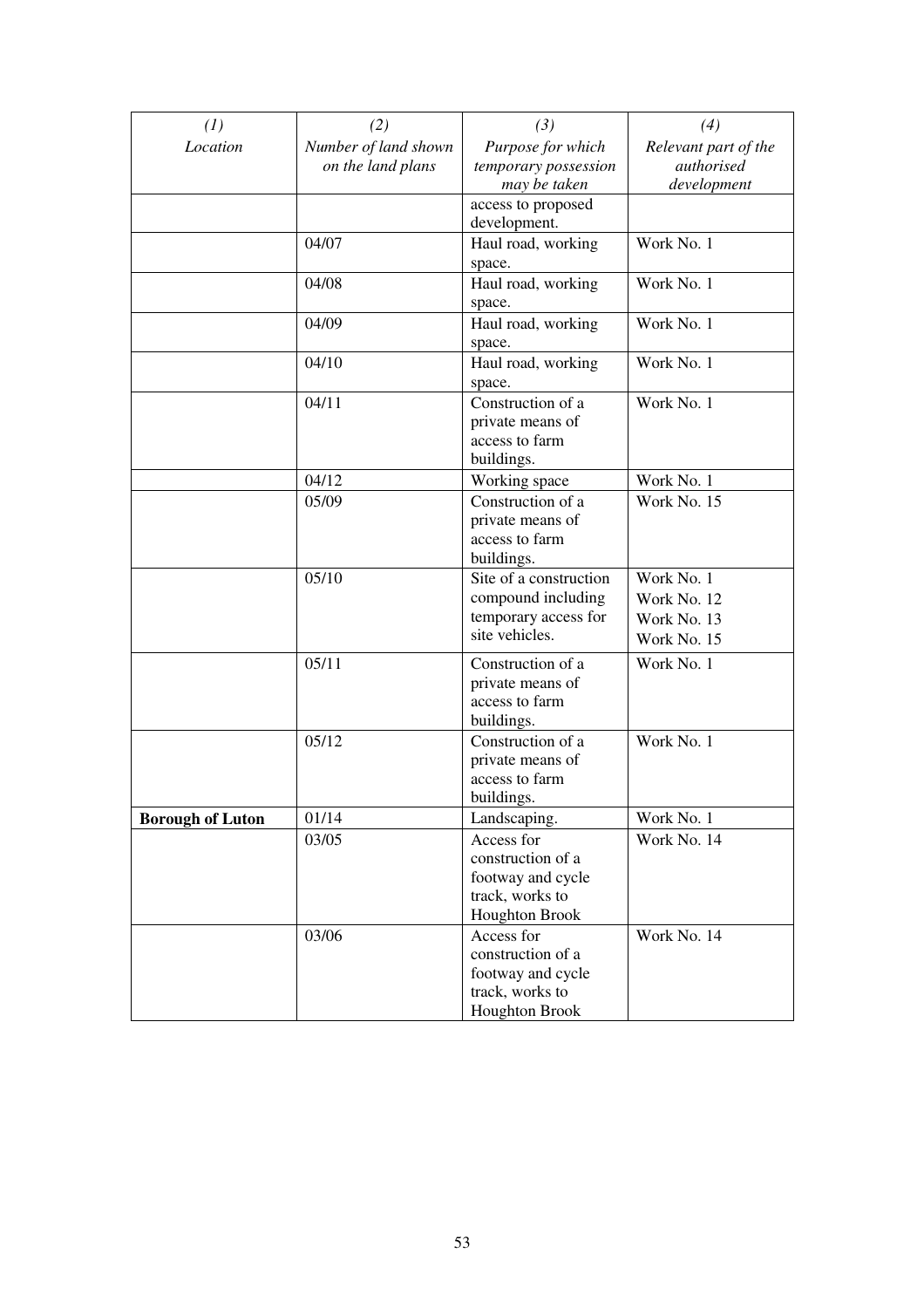| (1)<br>*Location* | (2)<br>*Number of land shown on the land plans* | (3)<br>*Purpose for which temporary possession may be taken* | (4)<br>*Relevant part of the authorised development* |
|---|---|---|---|
| | | access to proposed development. | |
| | 04/07 | Haul road, working space. | Work No. 1 |
| | 04/08 | Haul road, working space. | Work No. 1 |
| | 04/09 | Haul road, working space. | Work No. 1 |
| | 04/10 | Haul road, working space. | Work No. 1 |
| | 04/11 | Construction of a private means of access to farm buildings. | Work No. 1 |
| | 04/12 | Working space | Work No. 1 |
| | 05/09 | Construction of a private means of access to farm buildings. | Work No. 15 |
| | 05/10 | Site of a construction compound including temporary access for site vehicles. | Work No. 1<br>Work No. 12<br>Work No. 13<br>Work No. 15 |
| | 05/11 | Construction of a private means of access to farm buildings. | Work No. 1 |
| | 05/12 | Construction of a private means of access to farm buildings. | Work No. 1 |
| **Borough of Luton** | 01/14 | Landscaping. | Work No. 1 |
| | 03/05 | Access for construction of a footway and cycle track, works to Houghton Brook | Work No. 14 |
| | 03/06 | Access for construction of a footway and cycle track, works to Houghton Brook | Work No. 14 |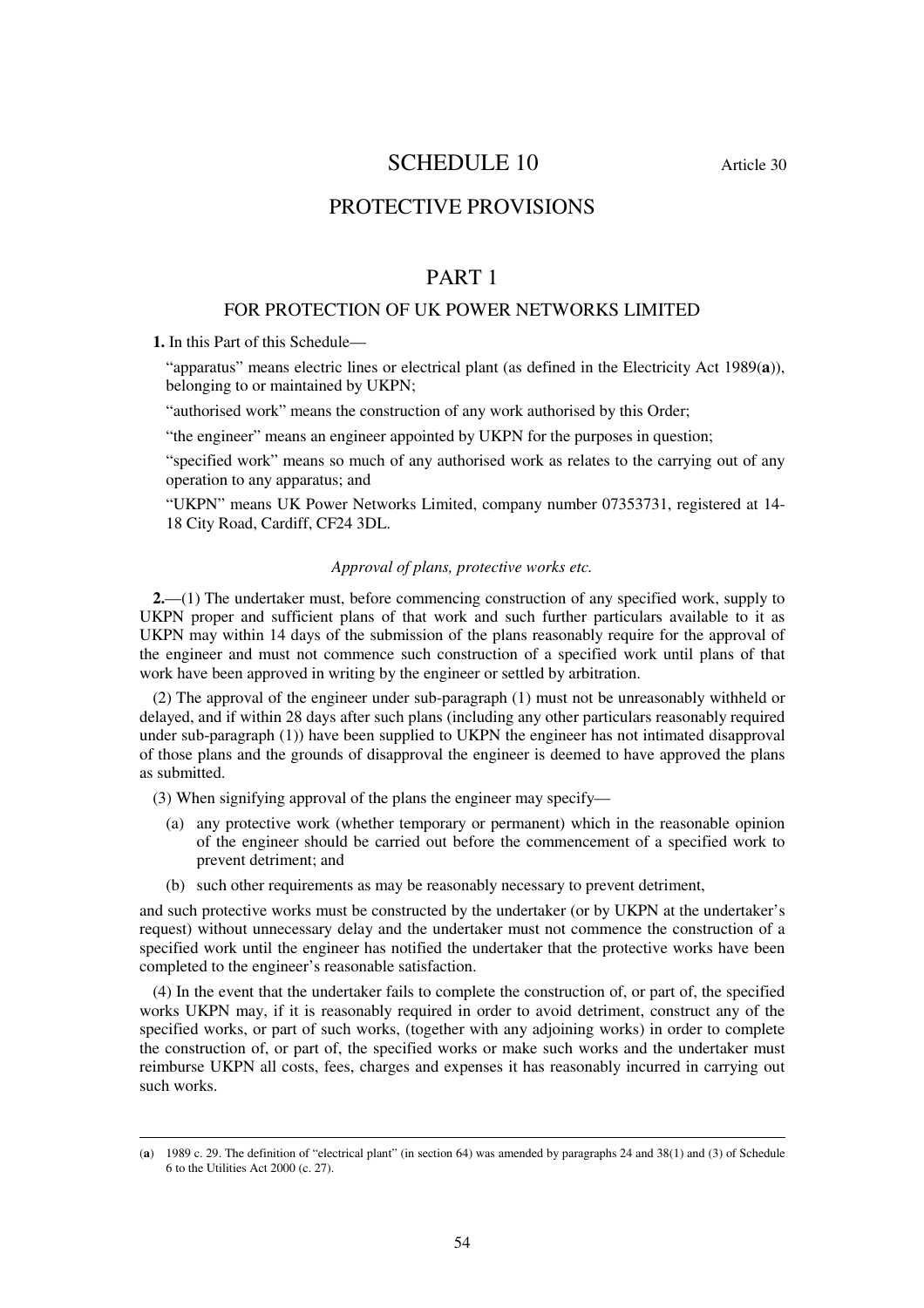# SCHEDULE 10

Article 30

## PROTECTIVE PROVISIONS

## PART 1

### FOR PROTECTION OF UK POWER NETWORKS LIMITED

**1.** In this Part of this Schedule—

"apparatus" means electric lines or electrical plant (as defined in the Electricity Act 1989(**a**)), belonging to or maintained by UKPN;

"authorised work" means the construction of any work authorised by this Order;

"the engineer" means an engineer appointed by UKPN for the purposes in question;

"specified work" means so much of any authorised work as relates to the carrying out of any operation to any apparatus; and

"UKPN" means UK Power Networks Limited, company number 07353731, registered at 14-18 City Road, Cardiff, CF24 3DL.

*Approval of plans, protective works etc.*

**2.**—(1) The undertaker must, before commencing construction of any specified work, supply to UKPN proper and sufficient plans of that work and such further particulars available to it as UKPN may within 14 days of the submission of the plans reasonably require for the approval of the engineer and must not commence such construction of a specified work until plans of that work have been approved in writing by the engineer or settled by arbitration.

(2) The approval of the engineer under sub-paragraph (1) must not be unreasonably withheld or delayed, and if within 28 days after such plans (including any other particulars reasonably required under sub-paragraph (1)) have been supplied to UKPN the engineer has not intimated disapproval of those plans and the grounds of disapproval the engineer is deemed to have approved the plans as submitted.

(3) When signifying approval of the plans the engineer may specify—

(a) any protective work (whether temporary or permanent) which in the reasonable opinion of the engineer should be carried out before the commencement of a specified work to prevent detriment; and

(b) such other requirements as may be reasonably necessary to prevent detriment,

and such protective works must be constructed by the undertaker (or by UKPN at the undertaker's request) without unnecessary delay and the undertaker must not commence the construction of a specified work until the engineer has notified the undertaker that the protective works have been completed to the engineer's reasonable satisfaction.

(4) In the event that the undertaker fails to complete the construction of, or part of, the specified works UKPN may, if it is reasonably required in order to avoid detriment, construct any of the specified works, or part of such works, (together with any adjoining works) in order to complete the construction of, or part of, the specified works or make such works and the undertaker must reimburse UKPN all costs, fees, charges and expenses it has reasonably incurred in carrying out such works.

---

(**a**) 1989 c. 29. The definition of "electrical plant" (in section 64) was amended by paragraphs 24 and 38(1) and (3) of Schedule 6 to the Utilities Act 2000 (c. 27).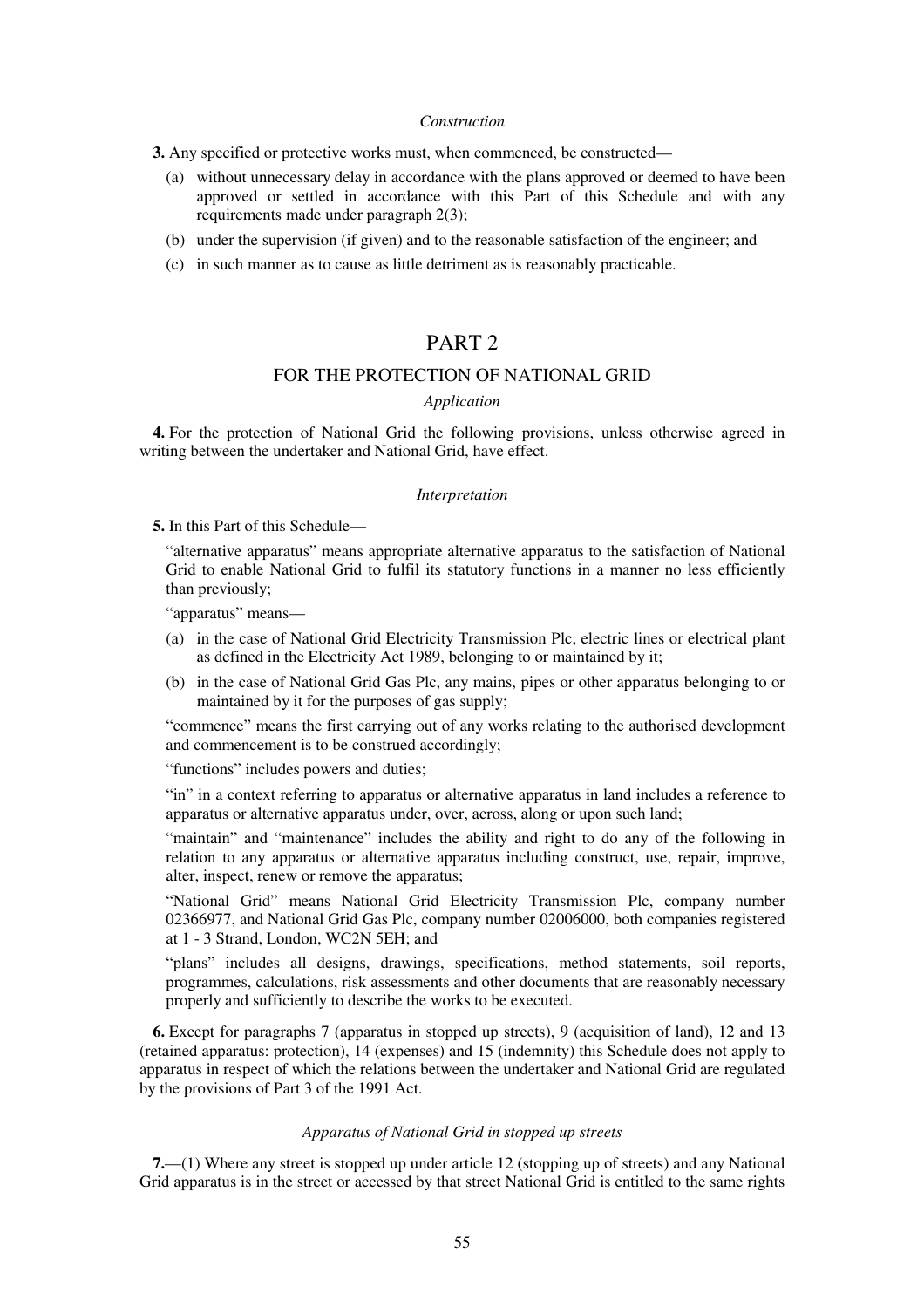*Construction*

**3.** Any specified or protective works must, when commenced, be constructed—

(a) without unnecessary delay in accordance with the plans approved or deemed to have been approved or settled in accordance with this Part of this Schedule and with any requirements made under paragraph 2(3);

(b) under the supervision (if given) and to the reasonable satisfaction of the engineer; and

(c) in such manner as to cause as little detriment as is reasonably practicable.

# PART 2

## FOR THE PROTECTION OF NATIONAL GRID

*Application*

**4.** For the protection of National Grid the following provisions, unless otherwise agreed in writing between the undertaker and National Grid, have effect.

*Interpretation*

**5.** In this Part of this Schedule—

"alternative apparatus" means appropriate alternative apparatus to the satisfaction of National Grid to enable National Grid to fulfil its statutory functions in a manner no less efficiently than previously;

"apparatus" means—

(a) in the case of National Grid Electricity Transmission Plc, electric lines or electrical plant as defined in the Electricity Act 1989, belonging to or maintained by it;

(b) in the case of National Grid Gas Plc, any mains, pipes or other apparatus belonging to or maintained by it for the purposes of gas supply;

"commence" means the first carrying out of any works relating to the authorised development and commencement is to be construed accordingly;

"functions" includes powers and duties;

"in" in a context referring to apparatus or alternative apparatus in land includes a reference to apparatus or alternative apparatus under, over, across, along or upon such land;

"maintain" and "maintenance" includes the ability and right to do any of the following in relation to any apparatus or alternative apparatus including construct, use, repair, improve, alter, inspect, renew or remove the apparatus;

"National Grid" means National Grid Electricity Transmission Plc, company number 02366977, and National Grid Gas Plc, company number 02006000, both companies registered at 1 - 3 Strand, London, WC2N 5EH; and

"plans" includes all designs, drawings, specifications, method statements, soil reports, programmes, calculations, risk assessments and other documents that are reasonably necessary properly and sufficiently to describe the works to be executed.

**6.** Except for paragraphs 7 (apparatus in stopped up streets), 9 (acquisition of land), 12 and 13 (retained apparatus: protection), 14 (expenses) and 15 (indemnity) this Schedule does not apply to apparatus in respect of which the relations between the undertaker and National Grid are regulated by the provisions of Part 3 of the 1991 Act.

*Apparatus of National Grid in stopped up streets*

**7.**—(1) Where any street is stopped up under article 12 (stopping up of streets) and any National Grid apparatus is in the street or accessed by that street National Grid is entitled to the same rights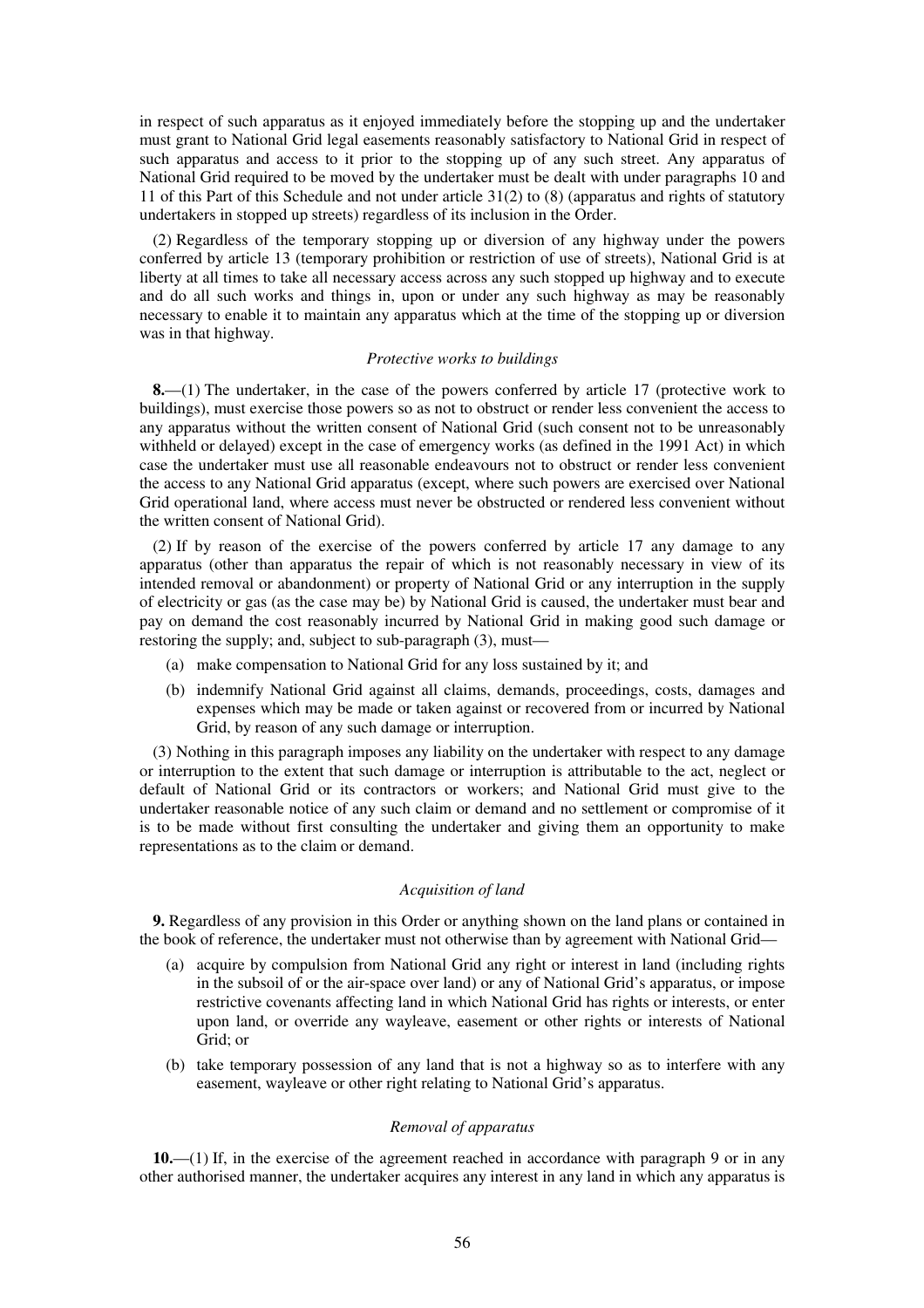in respect of such apparatus as it enjoyed immediately before the stopping up and the undertaker must grant to National Grid legal easements reasonably satisfactory to National Grid in respect of such apparatus and access to it prior to the stopping up of any such street. Any apparatus of National Grid required to be moved by the undertaker must be dealt with under paragraphs 10 and 11 of this Part of this Schedule and not under article 31(2) to (8) (apparatus and rights of statutory undertakers in stopped up streets) regardless of its inclusion in the Order.

(2) Regardless of the temporary stopping up or diversion of any highway under the powers conferred by article 13 (temporary prohibition or restriction of use of streets), National Grid is at liberty at all times to take all necessary access across any such stopped up highway and to execute and do all such works and things in, upon or under any such highway as may be reasonably necessary to enable it to maintain any apparatus which at the time of the stopping up or diversion was in that highway.

*Protective works to buildings*

**8.**—(1) The undertaker, in the case of the powers conferred by article 17 (protective work to buildings), must exercise those powers so as not to obstruct or render less convenient the access to any apparatus without the written consent of National Grid (such consent not to be unreasonably withheld or delayed) except in the case of emergency works (as defined in the 1991 Act) in which case the undertaker must use all reasonable endeavours not to obstruct or render less convenient the access to any National Grid apparatus (except, where such powers are exercised over National Grid operational land, where access must never be obstructed or rendered less convenient without the written consent of National Grid).

(2) If by reason of the exercise of the powers conferred by article 17 any damage to any apparatus (other than apparatus the repair of which is not reasonably necessary in view of its intended removal or abandonment) or property of National Grid or any interruption in the supply of electricity or gas (as the case may be) by National Grid is caused, the undertaker must bear and pay on demand the cost reasonably incurred by National Grid in making good such damage or restoring the supply; and, subject to sub-paragraph (3), must—

(a) make compensation to National Grid for any loss sustained by it; and

(b) indemnify National Grid against all claims, demands, proceedings, costs, damages and expenses which may be made or taken against or recovered from or incurred by National Grid, by reason of any such damage or interruption.

(3) Nothing in this paragraph imposes any liability on the undertaker with respect to any damage or interruption to the extent that such damage or interruption is attributable to the act, neglect or default of National Grid or its contractors or workers; and National Grid must give to the undertaker reasonable notice of any such claim or demand and no settlement or compromise of it is to be made without first consulting the undertaker and giving them an opportunity to make representations as to the claim or demand.

*Acquisition of land*

**9.** Regardless of any provision in this Order or anything shown on the land plans or contained in the book of reference, the undertaker must not otherwise than by agreement with National Grid—

(a) acquire by compulsion from National Grid any right or interest in land (including rights in the subsoil of or the air-space over land) or any of National Grid's apparatus, or impose restrictive covenants affecting land in which National Grid has rights or interests, or enter upon land, or override any wayleave, easement or other rights or interests of National Grid; or

(b) take temporary possession of any land that is not a highway so as to interfere with any easement, wayleave or other right relating to National Grid's apparatus.

*Removal of apparatus*

**10.**—(1) If, in the exercise of the agreement reached in accordance with paragraph 9 or in any other authorised manner, the undertaker acquires any interest in any land in which any apparatus is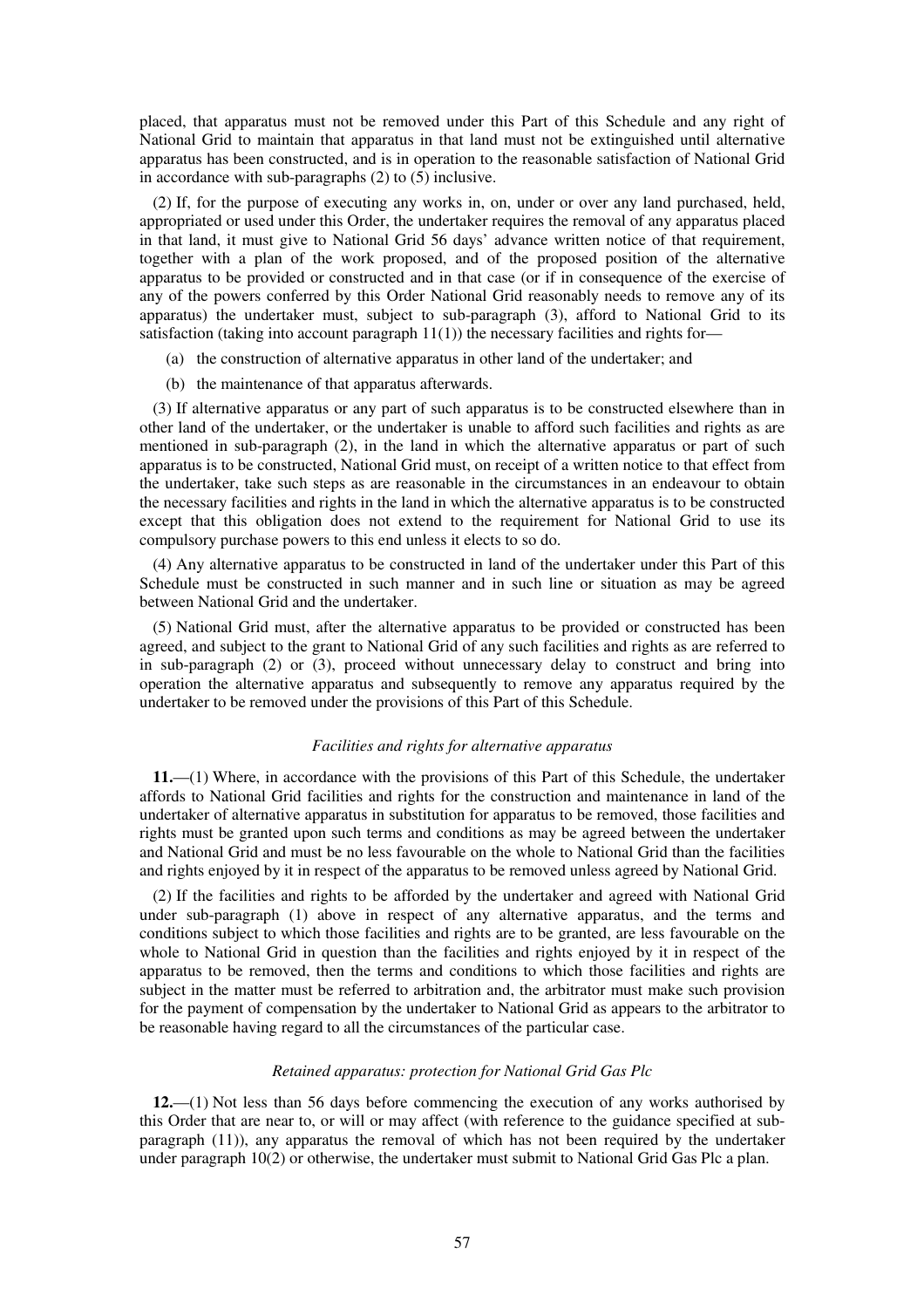placed, that apparatus must not be removed under this Part of this Schedule and any right of National Grid to maintain that apparatus in that land must not be extinguished until alternative apparatus has been constructed, and is in operation to the reasonable satisfaction of National Grid in accordance with sub-paragraphs (2) to (5) inclusive.

(2) If, for the purpose of executing any works in, on, under or over any land purchased, held, appropriated or used under this Order, the undertaker requires the removal of any apparatus placed in that land, it must give to National Grid 56 days' advance written notice of that requirement, together with a plan of the work proposed, and of the proposed position of the alternative apparatus to be provided or constructed and in that case (or if in consequence of the exercise of any of the powers conferred by this Order National Grid reasonably needs to remove any of its apparatus) the undertaker must, subject to sub-paragraph (3), afford to National Grid to its satisfaction (taking into account paragraph 11(1)) the necessary facilities and rights for—

(a) the construction of alternative apparatus in other land of the undertaker; and

(b) the maintenance of that apparatus afterwards.

(3) If alternative apparatus or any part of such apparatus is to be constructed elsewhere than in other land of the undertaker, or the undertaker is unable to afford such facilities and rights as are mentioned in sub-paragraph (2), in the land in which the alternative apparatus or part of such apparatus is to be constructed, National Grid must, on receipt of a written notice to that effect from the undertaker, take such steps as are reasonable in the circumstances in an endeavour to obtain the necessary facilities and rights in the land in which the alternative apparatus is to be constructed except that this obligation does not extend to the requirement for National Grid to use its compulsory purchase powers to this end unless it elects to so do.

(4) Any alternative apparatus to be constructed in land of the undertaker under this Part of this Schedule must be constructed in such manner and in such line or situation as may be agreed between National Grid and the undertaker.

(5) National Grid must, after the alternative apparatus to be provided or constructed has been agreed, and subject to the grant to National Grid of any such facilities and rights as are referred to in sub-paragraph (2) or (3), proceed without unnecessary delay to construct and bring into operation the alternative apparatus and subsequently to remove any apparatus required by the undertaker to be removed under the provisions of this Part of this Schedule.

*Facilities and rights for alternative apparatus*

**11.**—(1) Where, in accordance with the provisions of this Part of this Schedule, the undertaker affords to National Grid facilities and rights for the construction and maintenance in land of the undertaker of alternative apparatus in substitution for apparatus to be removed, those facilities and rights must be granted upon such terms and conditions as may be agreed between the undertaker and National Grid and must be no less favourable on the whole to National Grid than the facilities and rights enjoyed by it in respect of the apparatus to be removed unless agreed by National Grid.

(2) If the facilities and rights to be afforded by the undertaker and agreed with National Grid under sub-paragraph (1) above in respect of any alternative apparatus, and the terms and conditions subject to which those facilities and rights are to be granted, are less favourable on the whole to National Grid in question than the facilities and rights enjoyed by it in respect of the apparatus to be removed, then the terms and conditions to which those facilities and rights are subject in the matter must be referred to arbitration and, the arbitrator must make such provision for the payment of compensation by the undertaker to National Grid as appears to the arbitrator to be reasonable having regard to all the circumstances of the particular case.

*Retained apparatus: protection for National Grid Gas Plc*

**12.**—(1) Not less than 56 days before commencing the execution of any works authorised by this Order that are near to, or will or may affect (with reference to the guidance specified at sub-paragraph (11)), any apparatus the removal of which has not been required by the undertaker under paragraph 10(2) or otherwise, the undertaker must submit to National Grid Gas Plc a plan.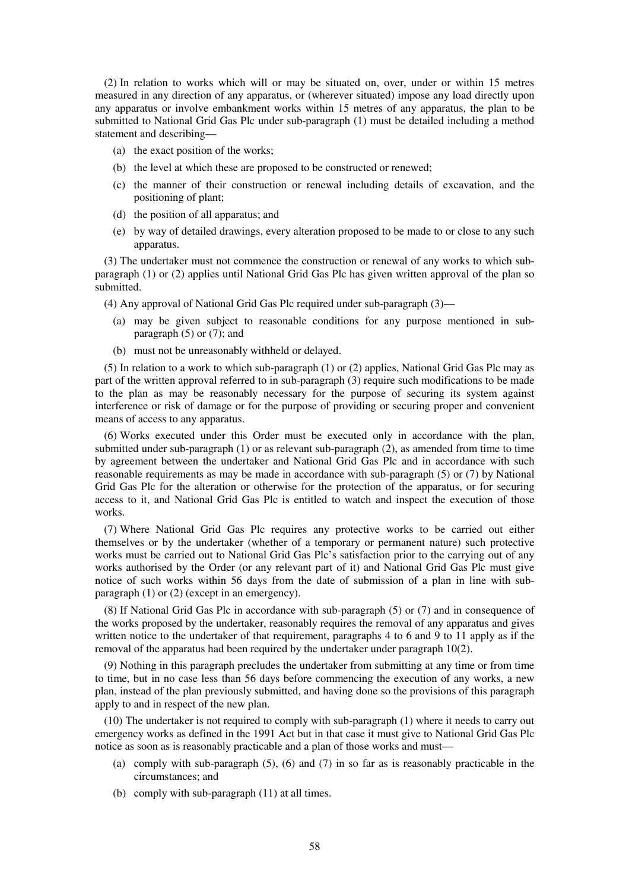(2) In relation to works which will or may be situated on, over, under or within 15 metres measured in any direction of any apparatus, or (wherever situated) impose any load directly upon any apparatus or involve embankment works within 15 metres of any apparatus, the plan to be submitted to National Grid Gas Plc under sub-paragraph (1) must be detailed including a method statement and describing—

- (a) the exact position of the works;
- (b) the level at which these are proposed to be constructed or renewed;
- (c) the manner of their construction or renewal including details of excavation, and the positioning of plant;
- (d) the position of all apparatus; and
- (e) by way of detailed drawings, every alteration proposed to be made to or close to any such apparatus.

(3) The undertaker must not commence the construction or renewal of any works to which sub-paragraph (1) or (2) applies until National Grid Gas Plc has given written approval of the plan so submitted.

(4) Any approval of National Grid Gas Plc required under sub-paragraph (3)—

- (a) may be given subject to reasonable conditions for any purpose mentioned in sub-paragraph (5) or (7); and
- (b) must not be unreasonably withheld or delayed.

(5) In relation to a work to which sub-paragraph (1) or (2) applies, National Grid Gas Plc may as part of the written approval referred to in sub-paragraph (3) require such modifications to be made to the plan as may be reasonably necessary for the purpose of securing its system against interference or risk of damage or for the purpose of providing or securing proper and convenient means of access to any apparatus.

(6) Works executed under this Order must be executed only in accordance with the plan, submitted under sub-paragraph (1) or as relevant sub-paragraph (2), as amended from time to time by agreement between the undertaker and National Grid Gas Plc and in accordance with such reasonable requirements as may be made in accordance with sub-paragraph (5) or (7) by National Grid Gas Plc for the alteration or otherwise for the protection of the apparatus, or for securing access to it, and National Grid Gas Plc is entitled to watch and inspect the execution of those works.

(7) Where National Grid Gas Plc requires any protective works to be carried out either themselves or by the undertaker (whether of a temporary or permanent nature) such protective works must be carried out to National Grid Gas Plc's satisfaction prior to the carrying out of any works authorised by the Order (or any relevant part of it) and National Grid Gas Plc must give notice of such works within 56 days from the date of submission of a plan in line with sub-paragraph (1) or (2) (except in an emergency).

(8) If National Grid Gas Plc in accordance with sub-paragraph (5) or (7) and in consequence of the works proposed by the undertaker, reasonably requires the removal of any apparatus and gives written notice to the undertaker of that requirement, paragraphs 4 to 6 and 9 to 11 apply as if the removal of the apparatus had been required by the undertaker under paragraph 10(2).

(9) Nothing in this paragraph precludes the undertaker from submitting at any time or from time to time, but in no case less than 56 days before commencing the execution of any works, a new plan, instead of the plan previously submitted, and having done so the provisions of this paragraph apply to and in respect of the new plan.

(10) The undertaker is not required to comply with sub-paragraph (1) where it needs to carry out emergency works as defined in the 1991 Act but in that case it must give to National Grid Gas Plc notice as soon as is reasonably practicable and a plan of those works and must—

- (a) comply with sub-paragraph (5), (6) and (7) in so far as is reasonably practicable in the circumstances; and
- (b) comply with sub-paragraph (11) at all times.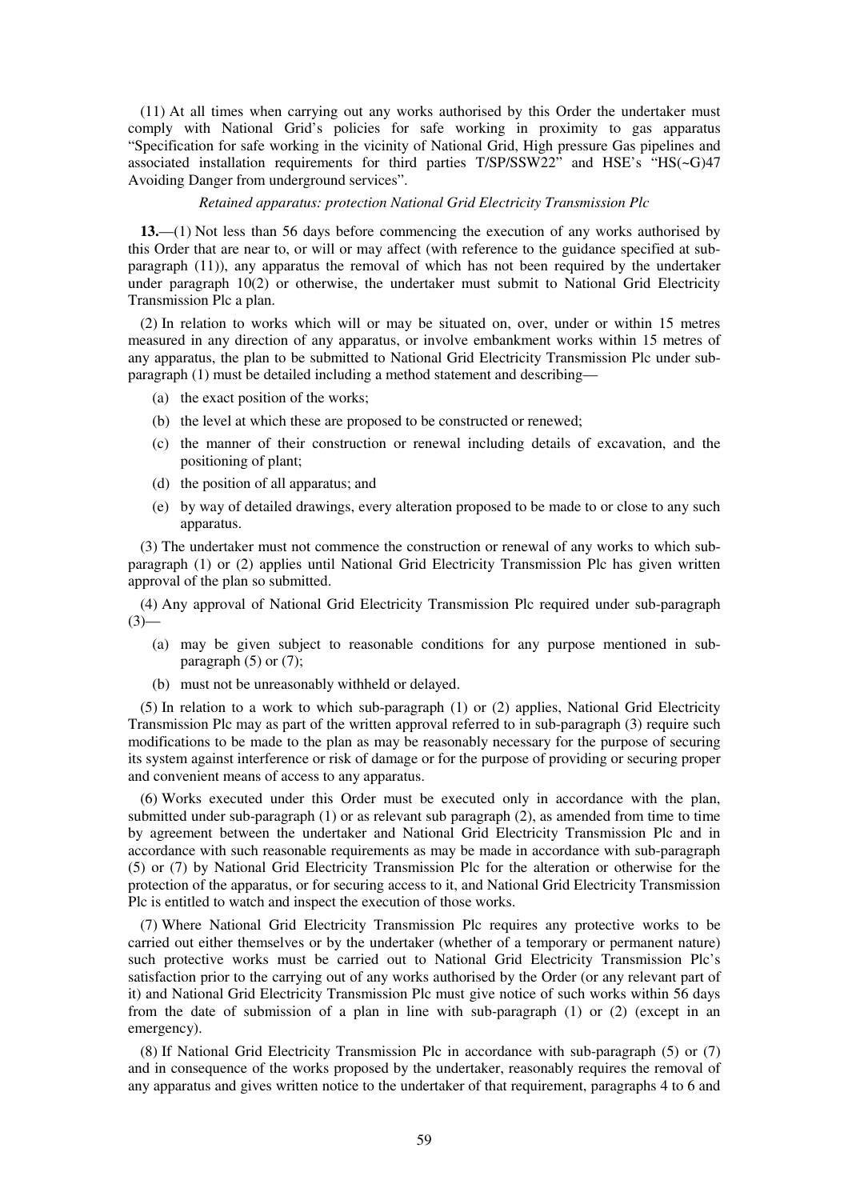(11) At all times when carrying out any works authorised by this Order the undertaker must comply with National Grid's policies for safe working in proximity to gas apparatus "Specification for safe working in the vicinity of National Grid, High pressure Gas pipelines and associated installation requirements for third parties T/SP/SSW22" and HSE's "HS(~G)47 Avoiding Danger from underground services".

*Retained apparatus: protection National Grid Electricity Transmission Plc*

**13.**—(1) Not less than 56 days before commencing the execution of any works authorised by this Order that are near to, or will or may affect (with reference to the guidance specified at sub-paragraph (11)), any apparatus the removal of which has not been required by the undertaker under paragraph 10(2) or otherwise, the undertaker must submit to National Grid Electricity Transmission Plc a plan.

(2) In relation to works which will or may be situated on, over, under or within 15 metres measured in any direction of any apparatus, or involve embankment works within 15 metres of any apparatus, the plan to be submitted to National Grid Electricity Transmission Plc under sub-paragraph (1) must be detailed including a method statement and describing—

- (a) the exact position of the works;
- (b) the level at which these are proposed to be constructed or renewed;
- (c) the manner of their construction or renewal including details of excavation, and the positioning of plant;
- (d) the position of all apparatus; and
- (e) by way of detailed drawings, every alteration proposed to be made to or close to any such apparatus.

(3) The undertaker must not commence the construction or renewal of any works to which sub-paragraph (1) or (2) applies until National Grid Electricity Transmission Plc has given written approval of the plan so submitted.

(4) Any approval of National Grid Electricity Transmission Plc required under sub-paragraph (3)—

- (a) may be given subject to reasonable conditions for any purpose mentioned in sub-paragraph (5) or (7);
- (b) must not be unreasonably withheld or delayed.

(5) In relation to a work to which sub-paragraph (1) or (2) applies, National Grid Electricity Transmission Plc may as part of the written approval referred to in sub-paragraph (3) require such modifications to be made to the plan as may be reasonably necessary for the purpose of securing its system against interference or risk of damage or for the purpose of providing or securing proper and convenient means of access to any apparatus.

(6) Works executed under this Order must be executed only in accordance with the plan, submitted under sub-paragraph (1) or as relevant sub paragraph (2), as amended from time to time by agreement between the undertaker and National Grid Electricity Transmission Plc and in accordance with such reasonable requirements as may be made in accordance with sub-paragraph (5) or (7) by National Grid Electricity Transmission Plc for the alteration or otherwise for the protection of the apparatus, or for securing access to it, and National Grid Electricity Transmission Plc is entitled to watch and inspect the execution of those works.

(7) Where National Grid Electricity Transmission Plc requires any protective works to be carried out either themselves or by the undertaker (whether of a temporary or permanent nature) such protective works must be carried out to National Grid Electricity Transmission Plc's satisfaction prior to the carrying out of any works authorised by the Order (or any relevant part of it) and National Grid Electricity Transmission Plc must give notice of such works within 56 days from the date of submission of a plan in line with sub-paragraph (1) or (2) (except in an emergency).

(8) If National Grid Electricity Transmission Plc in accordance with sub-paragraph (5) or (7) and in consequence of the works proposed by the undertaker, reasonably requires the removal of any apparatus and gives written notice to the undertaker of that requirement, paragraphs 4 to 6 and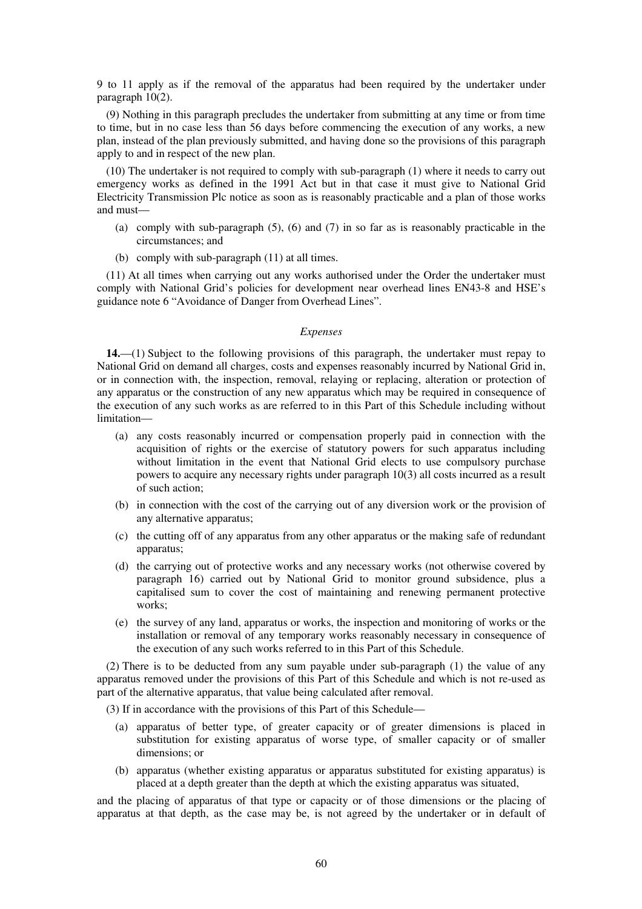9 to 11 apply as if the removal of the apparatus had been required by the undertaker under paragraph 10(2).

(9) Nothing in this paragraph precludes the undertaker from submitting at any time or from time to time, but in no case less than 56 days before commencing the execution of any works, a new plan, instead of the plan previously submitted, and having done so the provisions of this paragraph apply to and in respect of the new plan.

(10) The undertaker is not required to comply with sub-paragraph (1) where it needs to carry out emergency works as defined in the 1991 Act but in that case it must give to National Grid Electricity Transmission Plc notice as soon as is reasonably practicable and a plan of those works and must—

(a) comply with sub-paragraph (5), (6) and (7) in so far as is reasonably practicable in the circumstances; and

(b) comply with sub-paragraph (11) at all times.

(11) At all times when carrying out any works authorised under the Order the undertaker must comply with National Grid's policies for development near overhead lines EN43-8 and HSE's guidance note 6 "Avoidance of Danger from Overhead Lines".

*Expenses*

**14.**—(1) Subject to the following provisions of this paragraph, the undertaker must repay to National Grid on demand all charges, costs and expenses reasonably incurred by National Grid in, or in connection with, the inspection, removal, relaying or replacing, alteration or protection of any apparatus or the construction of any new apparatus which may be required in consequence of the execution of any such works as are referred to in this Part of this Schedule including without limitation—

(a) any costs reasonably incurred or compensation properly paid in connection with the acquisition of rights or the exercise of statutory powers for such apparatus including without limitation in the event that National Grid elects to use compulsory purchase powers to acquire any necessary rights under paragraph 10(3) all costs incurred as a result of such action;

(b) in connection with the cost of the carrying out of any diversion work or the provision of any alternative apparatus;

(c) the cutting off of any apparatus from any other apparatus or the making safe of redundant apparatus;

(d) the carrying out of protective works and any necessary works (not otherwise covered by paragraph 16) carried out by National Grid to monitor ground subsidence, plus a capitalised sum to cover the cost of maintaining and renewing permanent protective works;

(e) the survey of any land, apparatus or works, the inspection and monitoring of works or the installation or removal of any temporary works reasonably necessary in consequence of the execution of any such works referred to in this Part of this Schedule.

(2) There is to be deducted from any sum payable under sub-paragraph (1) the value of any apparatus removed under the provisions of this Part of this Schedule and which is not re-used as part of the alternative apparatus, that value being calculated after removal.

(3) If in accordance with the provisions of this Part of this Schedule—

(a) apparatus of better type, of greater capacity or of greater dimensions is placed in substitution for existing apparatus of worse type, of smaller capacity or of smaller dimensions; or

(b) apparatus (whether existing apparatus or apparatus substituted for existing apparatus) is placed at a depth greater than the depth at which the existing apparatus was situated,

and the placing of apparatus of that type or capacity or of those dimensions or the placing of apparatus at that depth, as the case may be, is not agreed by the undertaker or in default of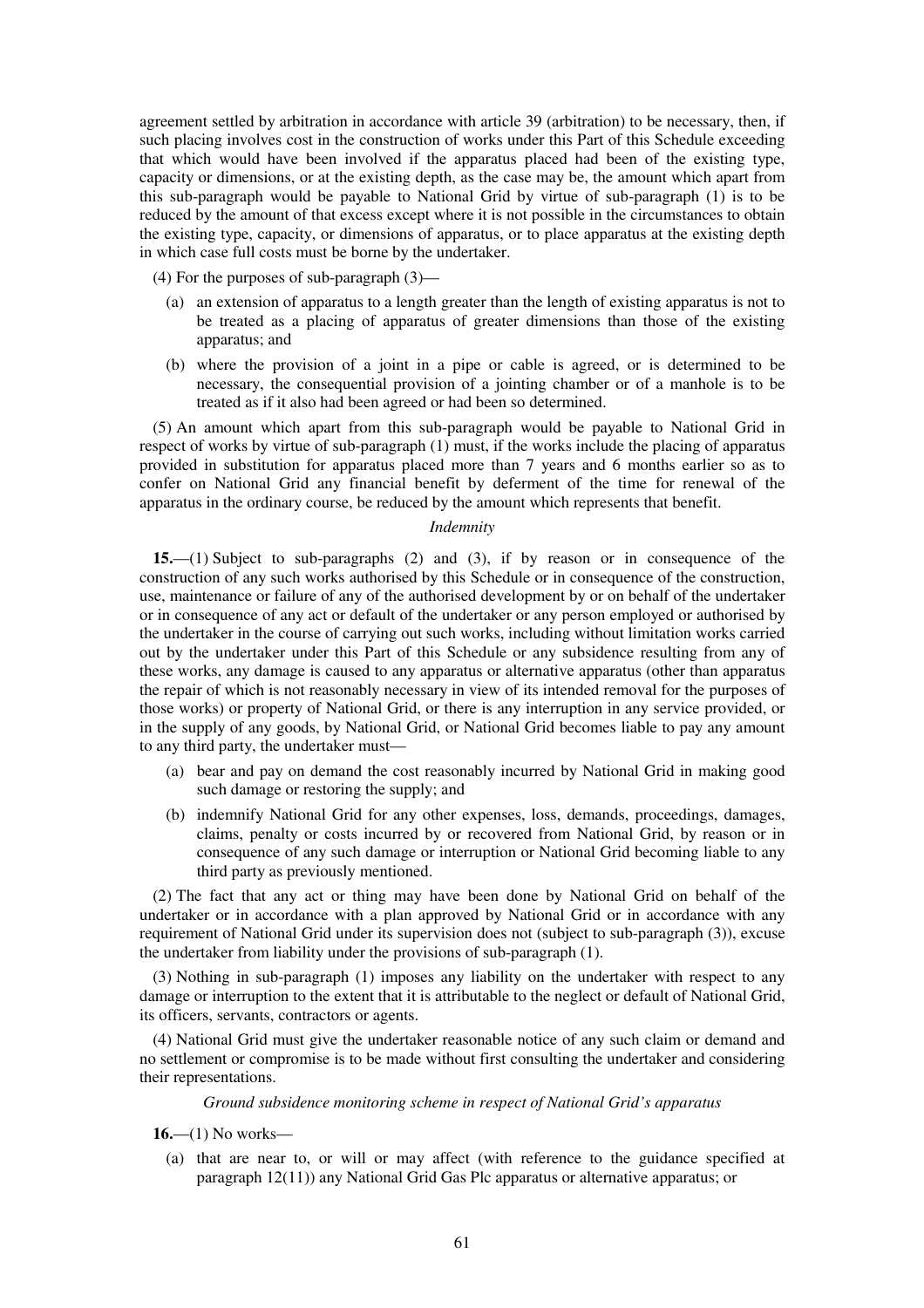agreement settled by arbitration in accordance with article 39 (arbitration) to be necessary, then, if such placing involves cost in the construction of works under this Part of this Schedule exceeding that which would have been involved if the apparatus placed had been of the existing type, capacity or dimensions, or at the existing depth, as the case may be, the amount which apart from this sub-paragraph would be payable to National Grid by virtue of sub-paragraph (1) is to be reduced by the amount of that excess except where it is not possible in the circumstances to obtain the existing type, capacity, or dimensions of apparatus, or to place apparatus at the existing depth in which case full costs must be borne by the undertaker.

(4) For the purposes of sub-paragraph (3)—

- (a) an extension of apparatus to a length greater than the length of existing apparatus is not to be treated as a placing of apparatus of greater dimensions than those of the existing apparatus; and
- (b) where the provision of a joint in a pipe or cable is agreed, or is determined to be necessary, the consequential provision of a jointing chamber or of a manhole is to be treated as if it also had been agreed or had been so determined.

(5) An amount which apart from this sub-paragraph would be payable to National Grid in respect of works by virtue of sub-paragraph (1) must, if the works include the placing of apparatus provided in substitution for apparatus placed more than 7 years and 6 months earlier so as to confer on National Grid any financial benefit by deferment of the time for renewal of the apparatus in the ordinary course, be reduced by the amount which represents that benefit.

*Indemnity*

**15.**—(1) Subject to sub-paragraphs (2) and (3), if by reason or in consequence of the construction of any such works authorised by this Schedule or in consequence of the construction, use, maintenance or failure of any of the authorised development by or on behalf of the undertaker or in consequence of any act or default of the undertaker or any person employed or authorised by the undertaker in the course of carrying out such works, including without limitation works carried out by the undertaker under this Part of this Schedule or any subsidence resulting from any of these works, any damage is caused to any apparatus or alternative apparatus (other than apparatus the repair of which is not reasonably necessary in view of its intended removal for the purposes of those works) or property of National Grid, or there is any interruption in any service provided, or in the supply of any goods, by National Grid, or National Grid becomes liable to pay any amount to any third party, the undertaker must—

- (a) bear and pay on demand the cost reasonably incurred by National Grid in making good such damage or restoring the supply; and
- (b) indemnify National Grid for any other expenses, loss, demands, proceedings, damages, claims, penalty or costs incurred by or recovered from National Grid, by reason or in consequence of any such damage or interruption or National Grid becoming liable to any third party as previously mentioned.

(2) The fact that any act or thing may have been done by National Grid on behalf of the undertaker or in accordance with a plan approved by National Grid or in accordance with any requirement of National Grid under its supervision does not (subject to sub-paragraph (3)), excuse the undertaker from liability under the provisions of sub-paragraph (1).

(3) Nothing in sub-paragraph (1) imposes any liability on the undertaker with respect to any damage or interruption to the extent that it is attributable to the neglect or default of National Grid, its officers, servants, contractors or agents.

(4) National Grid must give the undertaker reasonable notice of any such claim or demand and no settlement or compromise is to be made without first consulting the undertaker and considering their representations.

*Ground subsidence monitoring scheme in respect of National Grid's apparatus*

**16.**—(1) No works—

- (a) that are near to, or will or may affect (with reference to the guidance specified at paragraph 12(11)) any National Grid Gas Plc apparatus or alternative apparatus; or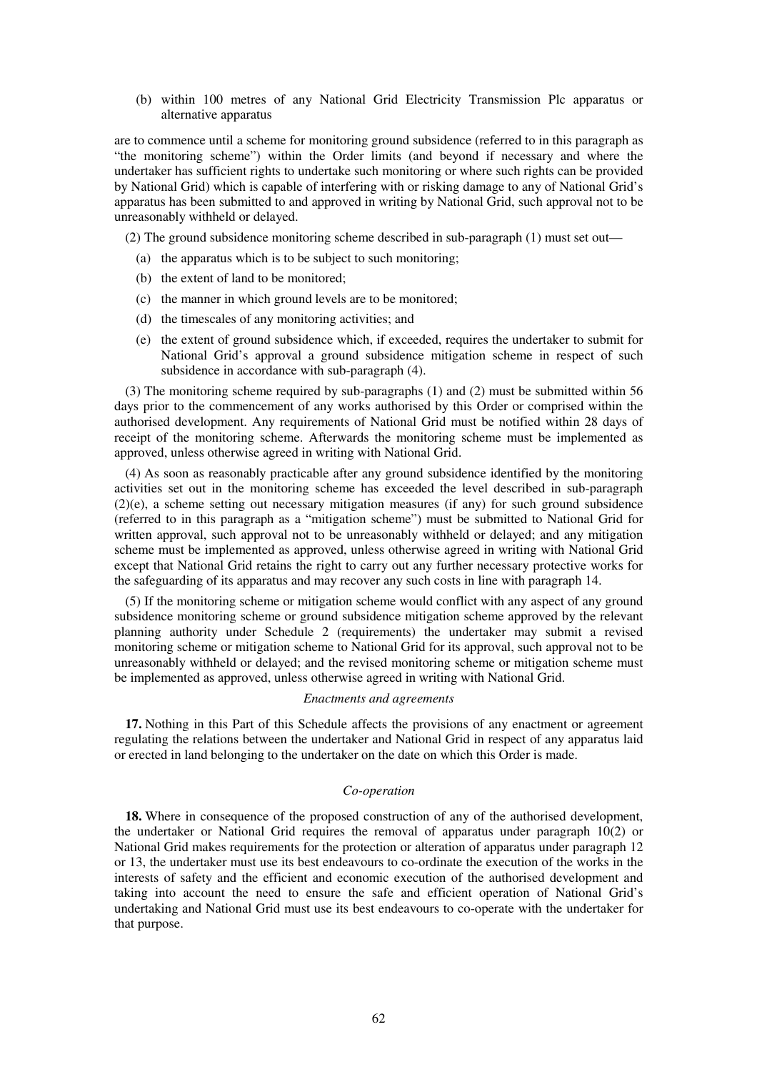(b) within 100 metres of any National Grid Electricity Transmission Plc apparatus or alternative apparatus

are to commence until a scheme for monitoring ground subsidence (referred to in this paragraph as "the monitoring scheme") within the Order limits (and beyond if necessary and where the undertaker has sufficient rights to undertake such monitoring or where such rights can be provided by National Grid) which is capable of interfering with or risking damage to any of National Grid's apparatus has been submitted to and approved in writing by National Grid, such approval not to be unreasonably withheld or delayed.

(2) The ground subsidence monitoring scheme described in sub-paragraph (1) must set out—

- (a) the apparatus which is to be subject to such monitoring;
- (b) the extent of land to be monitored;
- (c) the manner in which ground levels are to be monitored;
- (d) the timescales of any monitoring activities; and
- (e) the extent of ground subsidence which, if exceeded, requires the undertaker to submit for National Grid's approval a ground subsidence mitigation scheme in respect of such subsidence in accordance with sub-paragraph (4).

(3) The monitoring scheme required by sub-paragraphs (1) and (2) must be submitted within 56 days prior to the commencement of any works authorised by this Order or comprised within the authorised development. Any requirements of National Grid must be notified within 28 days of receipt of the monitoring scheme. Afterwards the monitoring scheme must be implemented as approved, unless otherwise agreed in writing with National Grid.

(4) As soon as reasonably practicable after any ground subsidence identified by the monitoring activities set out in the monitoring scheme has exceeded the level described in sub-paragraph (2)(e), a scheme setting out necessary mitigation measures (if any) for such ground subsidence (referred to in this paragraph as a "mitigation scheme") must be submitted to National Grid for written approval, such approval not to be unreasonably withheld or delayed; and any mitigation scheme must be implemented as approved, unless otherwise agreed in writing with National Grid except that National Grid retains the right to carry out any further necessary protective works for the safeguarding of its apparatus and may recover any such costs in line with paragraph 14.

(5) If the monitoring scheme or mitigation scheme would conflict with any aspect of any ground subsidence monitoring scheme or ground subsidence mitigation scheme approved by the relevant planning authority under Schedule 2 (requirements) the undertaker may submit a revised monitoring scheme or mitigation scheme to National Grid for its approval, such approval not to be unreasonably withheld or delayed; and the revised monitoring scheme or mitigation scheme must be implemented as approved, unless otherwise agreed in writing with National Grid.

*Enactments and agreements*

**17.** Nothing in this Part of this Schedule affects the provisions of any enactment or agreement regulating the relations between the undertaker and National Grid in respect of any apparatus laid or erected in land belonging to the undertaker on the date on which this Order is made.

*Co-operation*

**18.** Where in consequence of the proposed construction of any of the authorised development, the undertaker or National Grid requires the removal of apparatus under paragraph 10(2) or National Grid makes requirements for the protection or alteration of apparatus under paragraph 12 or 13, the undertaker must use its best endeavours to co-ordinate the execution of the works in the interests of safety and the efficient and economic execution of the authorised development and taking into account the need to ensure the safe and efficient operation of National Grid's undertaking and National Grid must use its best endeavours to co-operate with the undertaker for that purpose.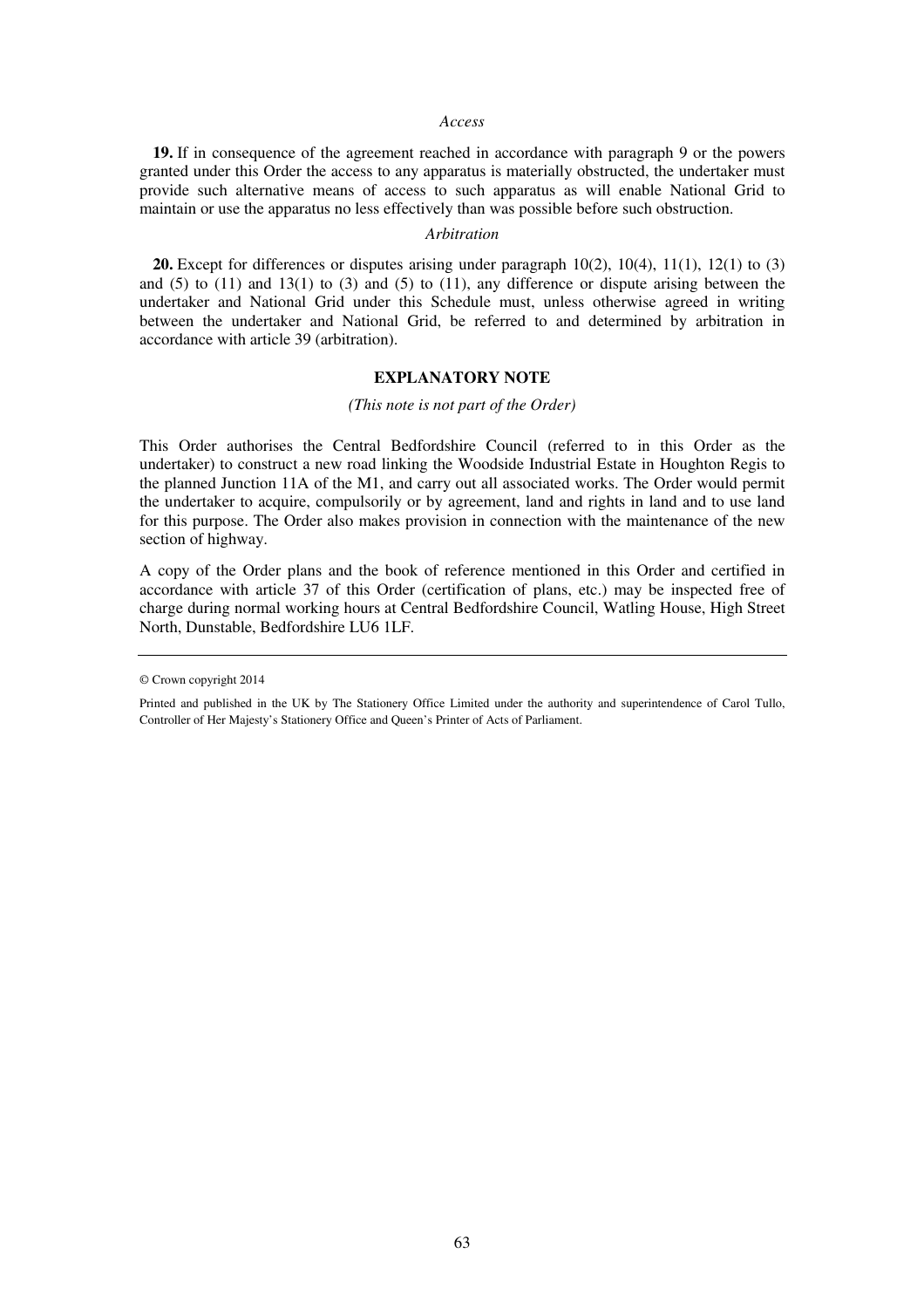*Access*

**19.** If in consequence of the agreement reached in accordance with paragraph 9 or the powers granted under this Order the access to any apparatus is materially obstructed, the undertaker must provide such alternative means of access to such apparatus as will enable National Grid to maintain or use the apparatus no less effectively than was possible before such obstruction.

*Arbitration*

**20.** Except for differences or disputes arising under paragraph 10(2), 10(4), 11(1), 12(1) to (3) and (5) to (11) and 13(1) to (3) and (5) to (11), any difference or dispute arising between the undertaker and National Grid under this Schedule must, unless otherwise agreed in writing between the undertaker and National Grid, be referred to and determined by arbitration in accordance with article 39 (arbitration).

## EXPLANATORY NOTE

*(This note is not part of the Order)*

This Order authorises the Central Bedfordshire Council (referred to in this Order as the undertaker) to construct a new road linking the Woodside Industrial Estate in Houghton Regis to the planned Junction 11A of the M1, and carry out all associated works. The Order would permit the undertaker to acquire, compulsorily or by agreement, land and rights in land and to use land for this purpose. The Order also makes provision in connection with the maintenance of the new section of highway.

A copy of the Order plans and the book of reference mentioned in this Order and certified in accordance with article 37 of this Order (certification of plans, etc.) may be inspected free of charge during normal working hours at Central Bedfordshire Council, Watling House, High Street North, Dunstable, Bedfordshire LU6 1LF.

---

© Crown copyright 2014

Printed and published in the UK by The Stationery Office Limited under the authority and superintendence of Carol Tullo, Controller of Her Majesty's Stationery Office and Queen's Printer of Acts of Parliament.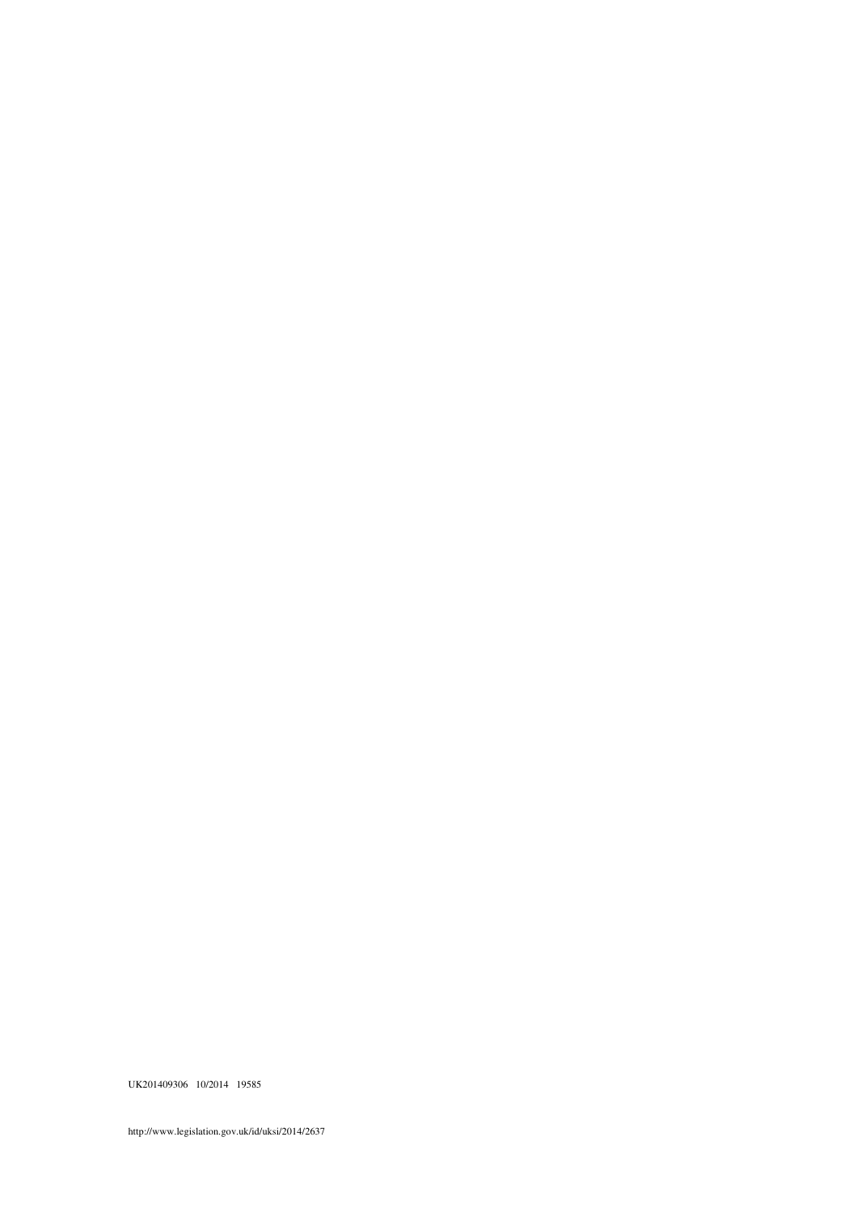UK201409306 10/2014 19585

http://www.legislation.gov.uk/id/uksi/2014/2637